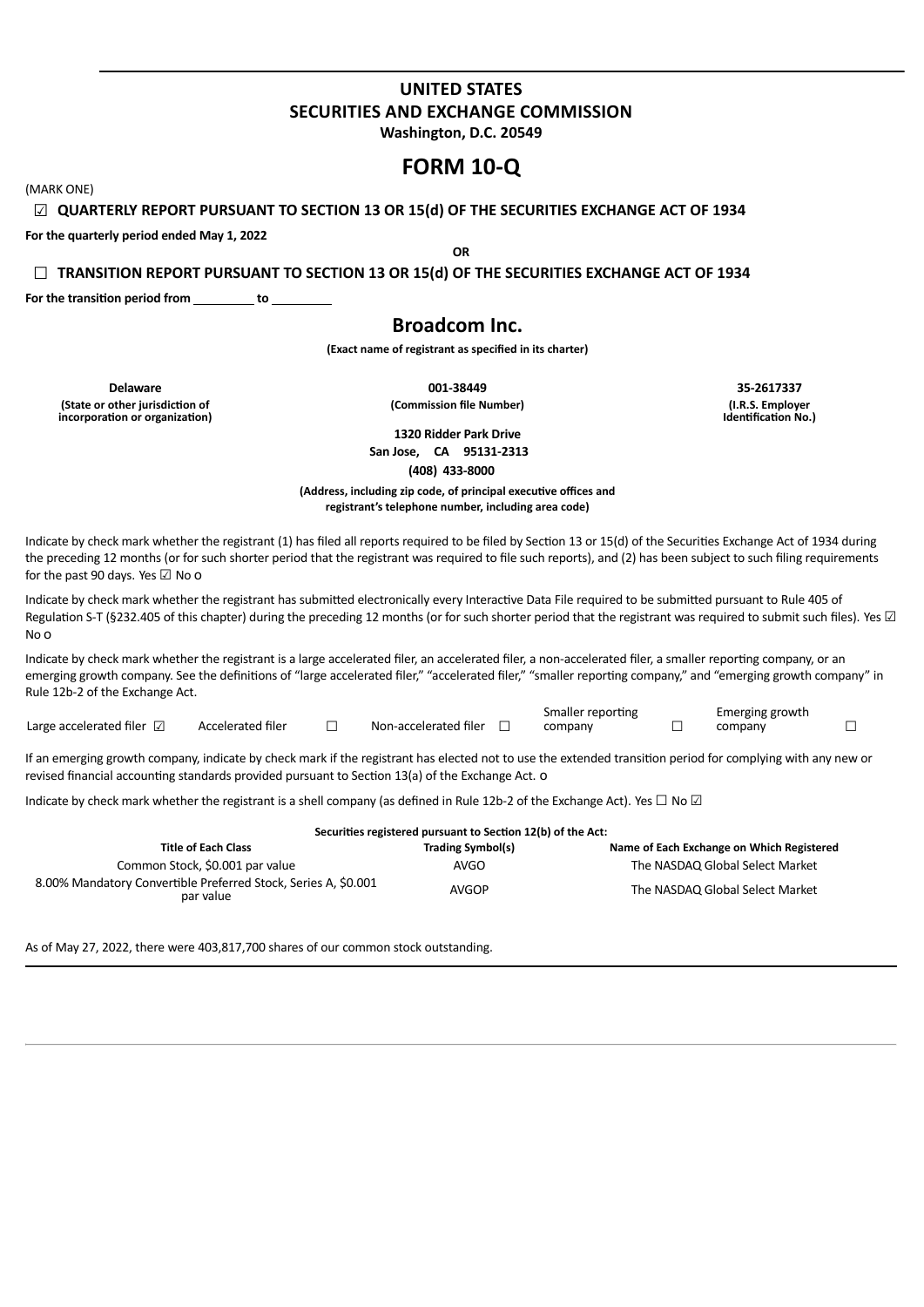# UNITED STATES
# SECURITIES AND EXCHANGE COMMISSION

**Washington, D.C. 20549**

# FORM 10-Q

(MARK ONE)

☑ **QUARTERLY REPORT PURSUANT TO SECTION 13 OR 15(d) OF THE SECURITIES EXCHANGE ACT OF 1934**

**For the quarterly period ended May 1, 2022**

**OR**

☐ **TRANSITION REPORT PURSUANT TO SECTION 13 OR 15(d) OF THE SECURITIES EXCHANGE ACT OF 1934**

**For the transition period from \_\_\_\_\_\_\_\_\_ to \_\_\_\_\_\_\_\_\_**

## Broadcom Inc.

**(Exact name of registrant as specified in its charter)**

| **Delaware** | **001-38449** | **35-2617337** |
|---|---|---|
| **(State or other jurisdiction of incorporation or organization)** | **(Commission file Number)** | **(I.R.S. Employer Identification No.)** |

**1320 Ridder Park Drive**
**San Jose, CA 95131-2313**
**(408) 433-8000**

**(Address, including zip code, of principal executive offices and registrant's telephone number, including area code)**

Indicate by check mark whether the registrant (1) has filed all reports required to be filed by Section 13 or 15(d) of the Securities Exchange Act of 1934 during the preceding 12 months (or for such shorter period that the registrant was required to file such reports), and (2) has been subject to such filing requirements for the past 90 days. Yes ☑ No o

Indicate by check mark whether the registrant has submitted electronically every Interactive Data File required to be submitted pursuant to Rule 405 of Regulation S-T (§232.405 of this chapter) during the preceding 12 months (or for such shorter period that the registrant was required to submit such files). Yes ☑ No o

Indicate by check mark whether the registrant is a large accelerated filer, an accelerated filer, a non-accelerated filer, a smaller reporting company, or an emerging growth company. See the definitions of "large accelerated filer," "accelerated filer," "smaller reporting company," and "emerging growth company" in Rule 12b-2 of the Exchange Act.

| Large accelerated filer ☑ | Accelerated filer ☐ | Non-accelerated filer ☐ | Smaller reporting company ☐ | Emerging growth company ☐ |
|---|---|---|---|---|

If an emerging growth company, indicate by check mark if the registrant has elected not to use the extended transition period for complying with any new or revised financial accounting standards provided pursuant to Section 13(a) of the Exchange Act. o

Indicate by check mark whether the registrant is a shell company (as defined in Rule 12b-2 of the Exchange Act). Yes ☐ No ☑

**Securities registered pursuant to Section 12(b) of the Act:**

| **Title of Each Class** | **Trading Symbol(s)** | **Name of Each Exchange on Which Registered** |
|---|---|---|
| Common Stock, $0.001 par value | AVGO | The NASDAQ Global Select Market |
| 8.00% Mandatory Convertible Preferred Stock, Series A, $0.001 par value | AVGOP | The NASDAQ Global Select Market |

As of May 27, 2022, there were 403,817,700 shares of our common stock outstanding.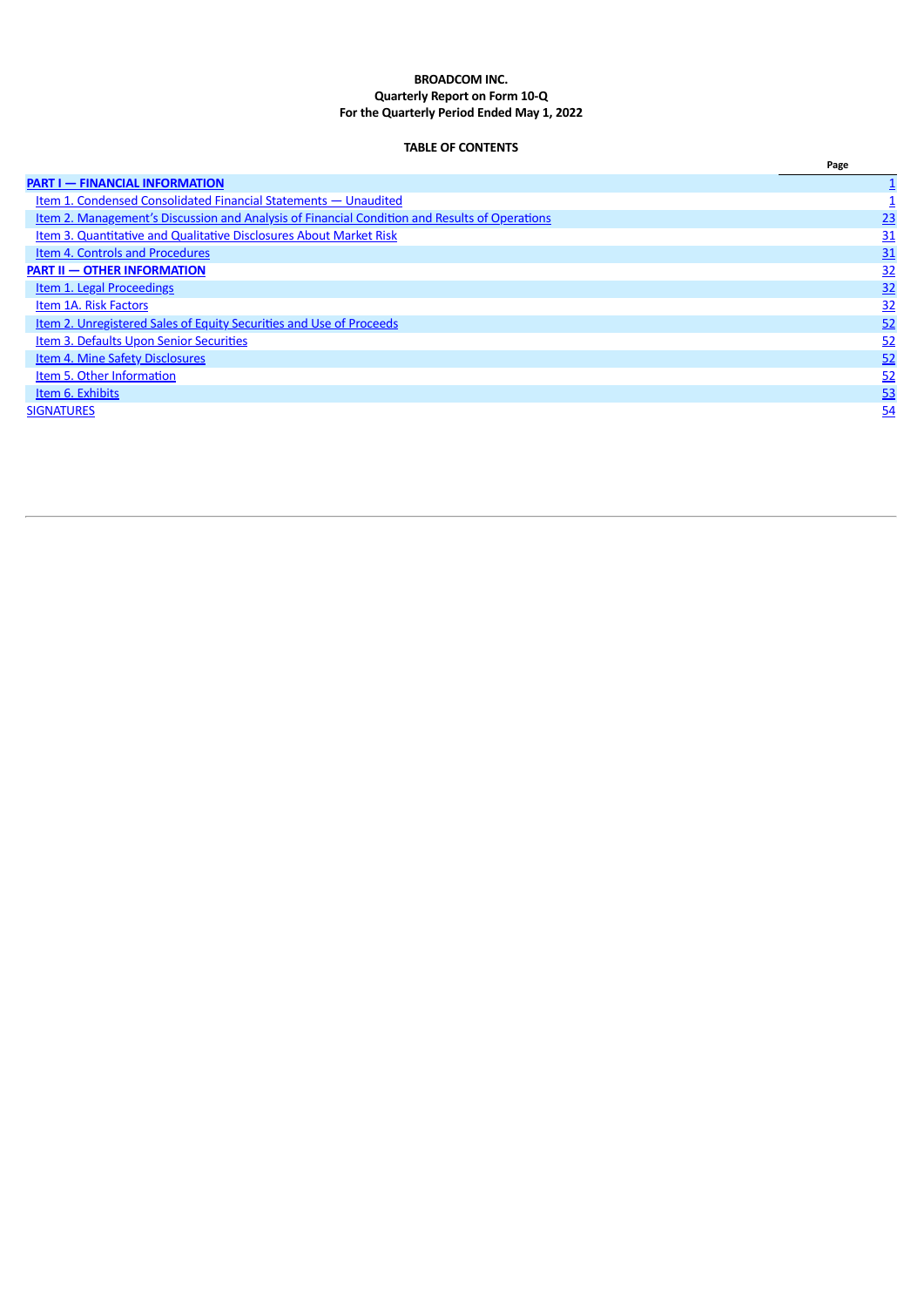**BROADCOM INC.**
**Quarterly Report on Form 10-Q**
**For the Quarterly Period Ended May 1, 2022**

**TABLE OF CONTENTS**

| | Page |
|---|---|
| **PART I — FINANCIAL INFORMATION** | 1 |
| Item 1. Condensed Consolidated Financial Statements — Unaudited | 1 |
| Item 2. Management's Discussion and Analysis of Financial Condition and Results of Operations | 23 |
| Item 3. Quantitative and Qualitative Disclosures About Market Risk | 31 |
| Item 4. Controls and Procedures | 31 |
| **PART II — OTHER INFORMATION** | 32 |
| Item 1. Legal Proceedings | 32 |
| Item 1A. Risk Factors | 32 |
| Item 2. Unregistered Sales of Equity Securities and Use of Proceeds | 52 |
| Item 3. Defaults Upon Senior Securities | 52 |
| Item 4. Mine Safety Disclosures | 52 |
| Item 5. Other Information | 52 |
| Item 6. Exhibits | 53 |
| SIGNATURES | 54 |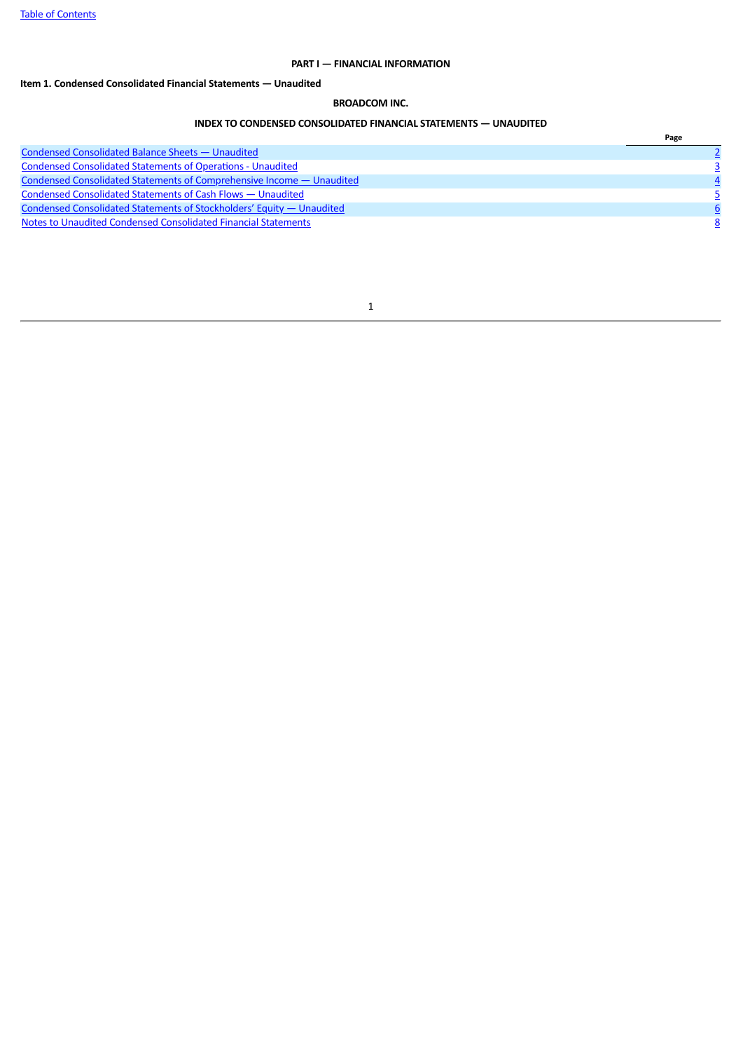**PART I — FINANCIAL INFORMATION**

**Item 1. Condensed Consolidated Financial Statements — Unaudited**

**BROADCOM INC.**

**INDEX TO CONDENSED CONSOLIDATED FINANCIAL STATEMENTS — UNAUDITED**

| | Page |
|---|---|
| Condensed Consolidated Balance Sheets — Unaudited | 2 |
| Condensed Consolidated Statements of Operations - Unaudited | 3 |
| Condensed Consolidated Statements of Comprehensive Income — Unaudited | 4 |
| Condensed Consolidated Statements of Cash Flows — Unaudited | 5 |
| Condensed Consolidated Statements of Stockholders' Equity — Unaudited | 6 |
| Notes to Unaudited Condensed Consolidated Financial Statements | 8 |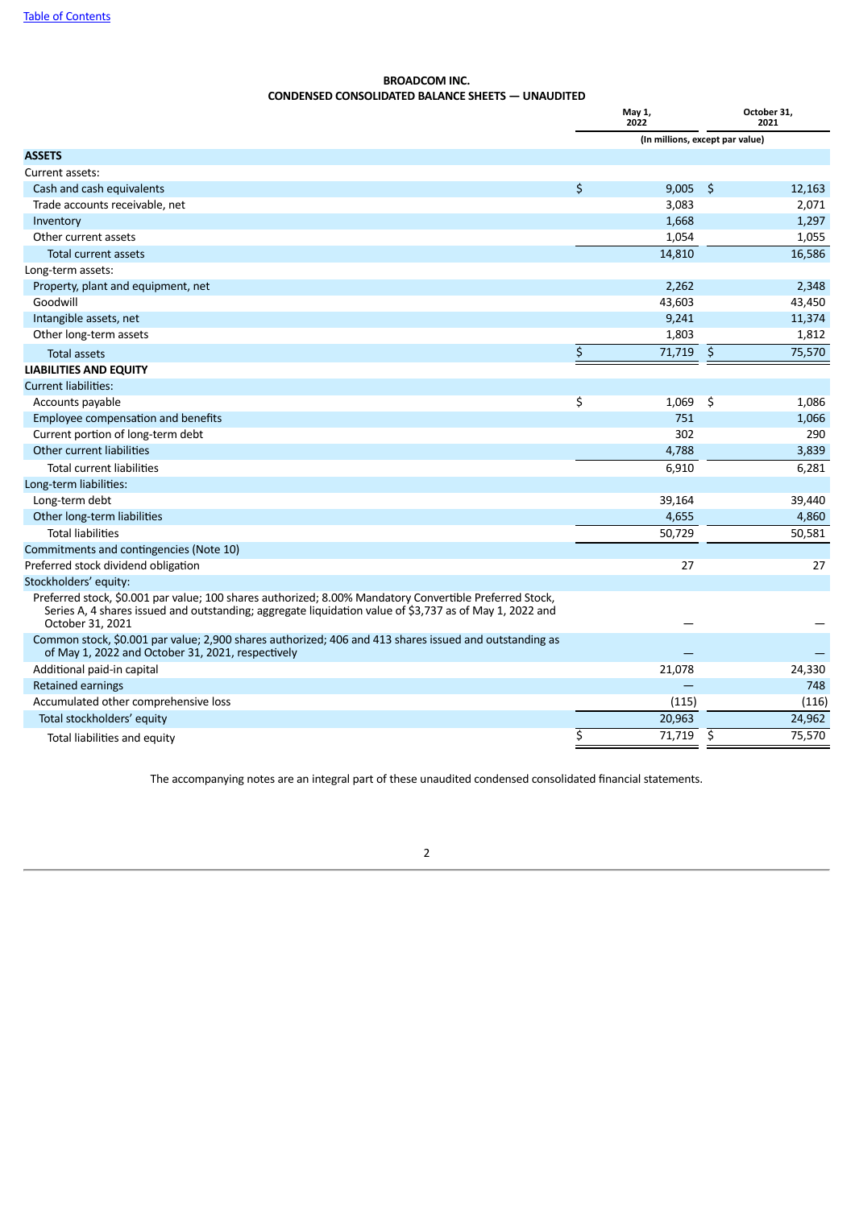[Table of Contents](#)

**BROADCOM INC.**
**CONDENSED CONSOLIDATED BALANCE SHEETS — UNAUDITED**

| | May 1, 2022 | October 31, 2021 |
|---|---|---|
| | (In millions, except par value) | |
| **ASSETS** | | |
| Current assets: | | |
| Cash and cash equivalents | $ 9,005 | $ 12,163 |
| Trade accounts receivable, net | 3,083 | 2,071 |
| Inventory | 1,668 | 1,297 |
| Other current assets | 1,054 | 1,055 |
| Total current assets | 14,810 | 16,586 |
| Long-term assets: | | |
| Property, plant and equipment, net | 2,262 | 2,348 |
| Goodwill | 43,603 | 43,450 |
| Intangible assets, net | 9,241 | 11,374 |
| Other long-term assets | 1,803 | 1,812 |
| Total assets | $ 71,719 | $ 75,570 |
| **LIABILITIES AND EQUITY** | | |
| Current liabilities: | | |
| Accounts payable | $ 1,069 | $ 1,086 |
| Employee compensation and benefits | 751 | 1,066 |
| Current portion of long-term debt | 302 | 290 |
| Other current liabilities | 4,788 | 3,839 |
| Total current liabilities | 6,910 | 6,281 |
| Long-term liabilities: | | |
| Long-term debt | 39,164 | 39,440 |
| Other long-term liabilities | 4,655 | 4,860 |
| Total liabilities | 50,729 | 50,581 |
| Commitments and contingencies (Note 10) | | |
| Preferred stock dividend obligation | 27 | 27 |
| Stockholders' equity: | | |
| Preferred stock, $0.001 par value; 100 shares authorized; 8.00% Mandatory Convertible Preferred Stock, Series A, 4 shares issued and outstanding; aggregate liquidation value of $3,737 as of May 1, 2022 and October 31, 2021 | — | — |
| Common stock, $0.001 par value; 2,900 shares authorized; 406 and 413 shares issued and outstanding as of May 1, 2022 and October 31, 2021, respectively | — | — |
| Additional paid-in capital | 21,078 | 24,330 |
| Retained earnings | — | 748 |
| Accumulated other comprehensive loss | (115) | (116) |
| Total stockholders' equity | 20,963 | 24,962 |
| Total liabilities and equity | $ 71,719 | $ 75,570 |

The accompanying notes are an integral part of these unaudited condensed consolidated financial statements.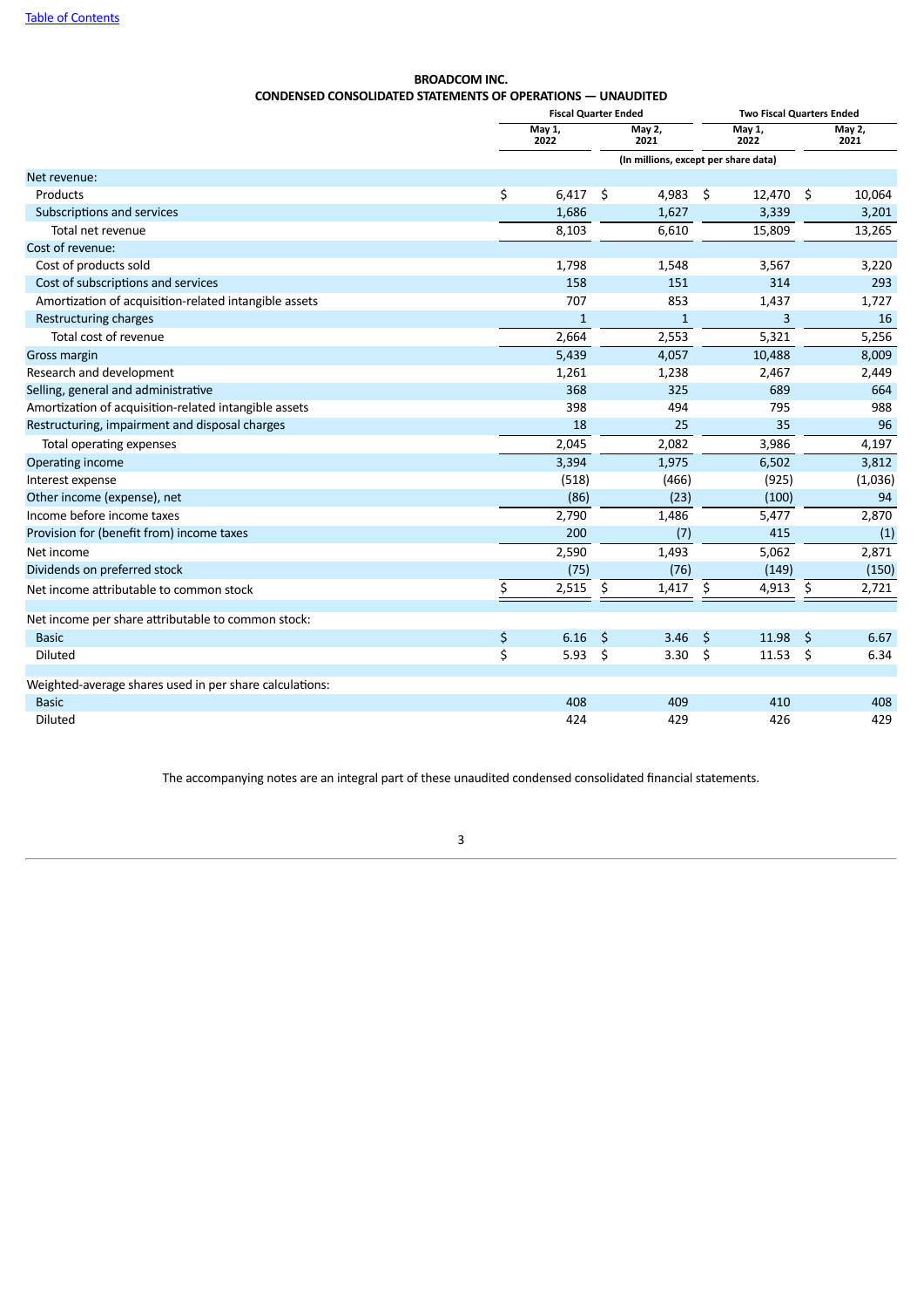# BROADCOM INC.

## CONDENSED CONSOLIDATED STATEMENTS OF OPERATIONS — UNAUDITED

| | Fiscal Quarter Ended | | Two Fiscal Quarters Ended | |
|---|---|---|---|---|
| | May 1, 2022 | May 2, 2021 | May 1, 2022 | May 2, 2021 |
| | (In millions, except per share data) | | | |
| Net revenue: | | | | |
| Products | $ 6,417 | $ 4,983 | $ 12,470 | $ 10,064 |
| Subscriptions and services | 1,686 | 1,627 | 3,339 | 3,201 |
| Total net revenue | 8,103 | 6,610 | 15,809 | 13,265 |
| Cost of revenue: | | | | |
| Cost of products sold | 1,798 | 1,548 | 3,567 | 3,220 |
| Cost of subscriptions and services | 158 | 151 | 314 | 293 |
| Amortization of acquisition-related intangible assets | 707 | 853 | 1,437 | 1,727 |
| Restructuring charges | 1 | 1 | 3 | 16 |
| Total cost of revenue | 2,664 | 2,553 | 5,321 | 5,256 |
| Gross margin | 5,439 | 4,057 | 10,488 | 8,009 |
| Research and development | 1,261 | 1,238 | 2,467 | 2,449 |
| Selling, general and administrative | 368 | 325 | 689 | 664 |
| Amortization of acquisition-related intangible assets | 398 | 494 | 795 | 988 |
| Restructuring, impairment and disposal charges | 18 | 25 | 35 | 96 |
| Total operating expenses | 2,045 | 2,082 | 3,986 | 4,197 |
| Operating income | 3,394 | 1,975 | 6,502 | 3,812 |
| Interest expense | (518) | (466) | (925) | (1,036) |
| Other income (expense), net | (86) | (23) | (100) | 94 |
| Income before income taxes | 2,790 | 1,486 | 5,477 | 2,870 |
| Provision for (benefit from) income taxes | 200 | (7) | 415 | (1) |
| Net income | 2,590 | 1,493 | 5,062 | 2,871 |
| Dividends on preferred stock | (75) | (76) | (149) | (150) |
| Net income attributable to common stock | $ 2,515 | $ 1,417 | $ 4,913 | $ 2,721 |
| | | | | |
| Net income per share attributable to common stock: | | | | |
| Basic | $ 6.16 | $ 3.46 | $ 11.98 | $ 6.67 |
| Diluted | $ 5.93 | $ 3.30 | $ 11.53 | $ 6.34 |
| | | | | |
| Weighted-average shares used in per share calculations: | | | | |
| Basic | 408 | 409 | 410 | 408 |
| Diluted | 424 | 429 | 426 | 429 |

The accompanying notes are an integral part of these unaudited condensed consolidated financial statements.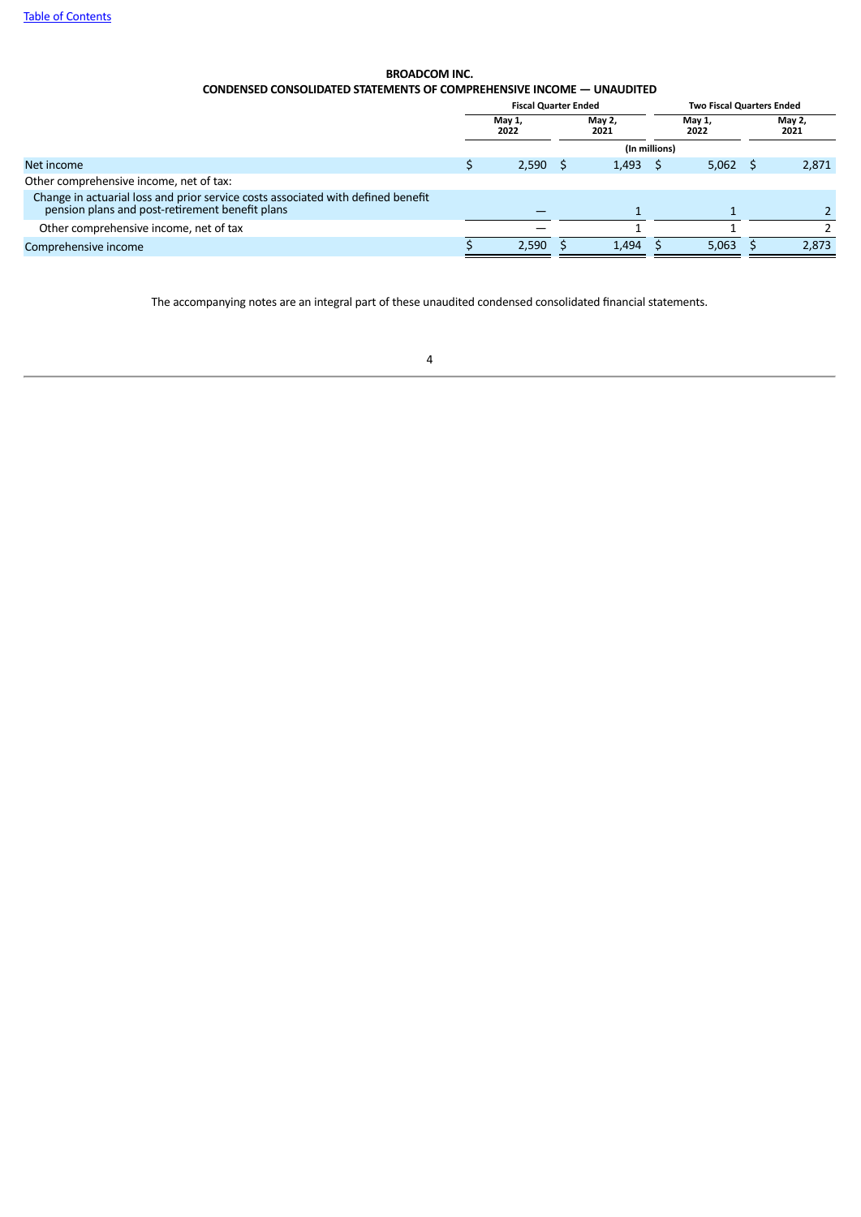**BROADCOM INC.**
**CONDENSED CONSOLIDATED STATEMENTS OF COMPREHENSIVE INCOME — UNAUDITED**

| | Fiscal Quarter Ended | | Two Fiscal Quarters Ended | |
|---|---|---|---|---|
| | May 1, 2022 | May 2, 2021 | May 1, 2022 | May 2, 2021 |
| | (In millions) | | | |
| Net income | $ 2,590 | $ 1,493 | $ 5,062 | $ 2,871 |
| Other comprehensive income, net of tax: | | | | |
| Change in actuarial loss and prior service costs associated with defined benefit pension plans and post-retirement benefit plans | — | 1 | 1 | 2 |
| Other comprehensive income, net of tax | — | 1 | 1 | 2 |
| Comprehensive income | $ 2,590 | $ 1,494 | $ 5,063 | $ 2,873 |

The accompanying notes are an integral part of these unaudited condensed consolidated financial statements.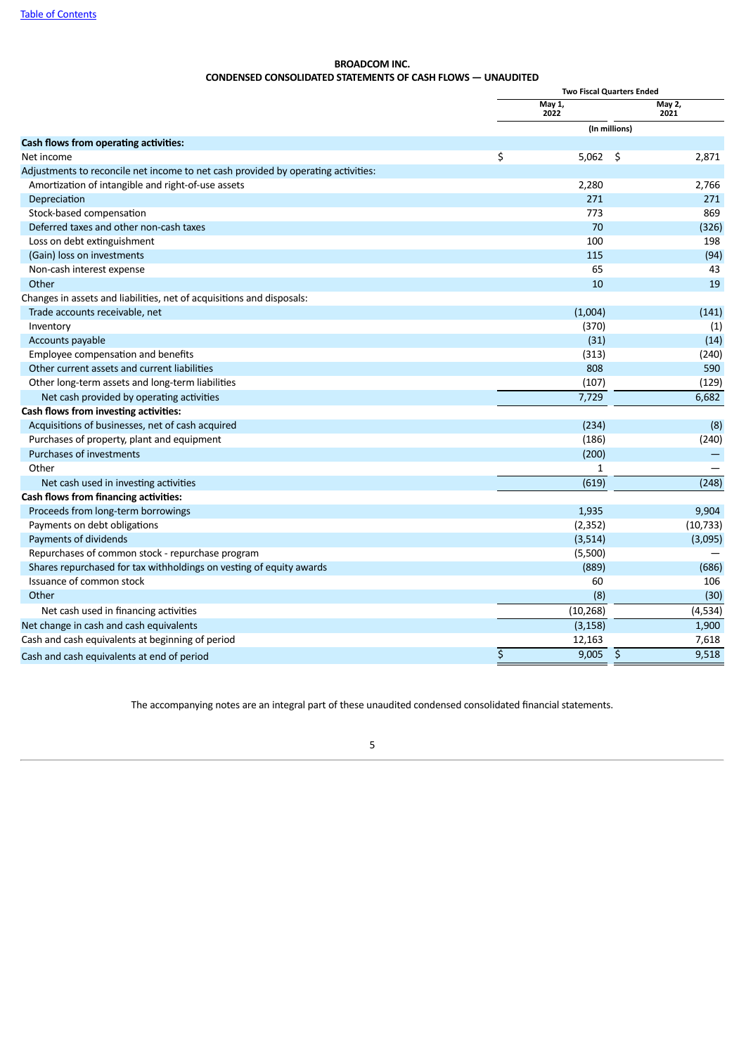**BROADCOM INC.**
**CONDENSED CONSOLIDATED STATEMENTS OF CASH FLOWS — UNAUDITED**

| | Two Fiscal Quarters Ended | |
|---|---|---|
| | May 1, 2022 | May 2, 2021 |
| | (In millions) | |
| **Cash flows from operating activities:** | | |
| Net income | $ 5,062 | $ 2,871 |
| Adjustments to reconcile net income to net cash provided by operating activities: | | |
| Amortization of intangible and right-of-use assets | 2,280 | 2,766 |
| Depreciation | 271 | 271 |
| Stock-based compensation | 773 | 869 |
| Deferred taxes and other non-cash taxes | 70 | (326) |
| Loss on debt extinguishment | 100 | 198 |
| (Gain) loss on investments | 115 | (94) |
| Non-cash interest expense | 65 | 43 |
| Other | 10 | 19 |
| Changes in assets and liabilities, net of acquisitions and disposals: | | |
| Trade accounts receivable, net | (1,004) | (141) |
| Inventory | (370) | (1) |
| Accounts payable | (31) | (14) |
| Employee compensation and benefits | (313) | (240) |
| Other current assets and current liabilities | 808 | 590 |
| Other long-term assets and long-term liabilities | (107) | (129) |
| Net cash provided by operating activities | 7,729 | 6,682 |
| **Cash flows from investing activities:** | | |
| Acquisitions of businesses, net of cash acquired | (234) | (8) |
| Purchases of property, plant and equipment | (186) | (240) |
| Purchases of investments | (200) | — |
| Other | 1 | — |
| Net cash used in investing activities | (619) | (248) |
| **Cash flows from financing activities:** | | |
| Proceeds from long-term borrowings | 1,935 | 9,904 |
| Payments on debt obligations | (2,352) | (10,733) |
| Payments of dividends | (3,514) | (3,095) |
| Repurchases of common stock - repurchase program | (5,500) | — |
| Shares repurchased for tax withholdings on vesting of equity awards | (889) | (686) |
| Issuance of common stock | 60 | 106 |
| Other | (8) | (30) |
| Net cash used in financing activities | (10,268) | (4,534) |
| Net change in cash and cash equivalents | (3,158) | 1,900 |
| Cash and cash equivalents at beginning of period | 12,163 | 7,618 |
| Cash and cash equivalents at end of period | $ 9,005 | $ 9,518 |

The accompanying notes are an integral part of these unaudited condensed consolidated financial statements.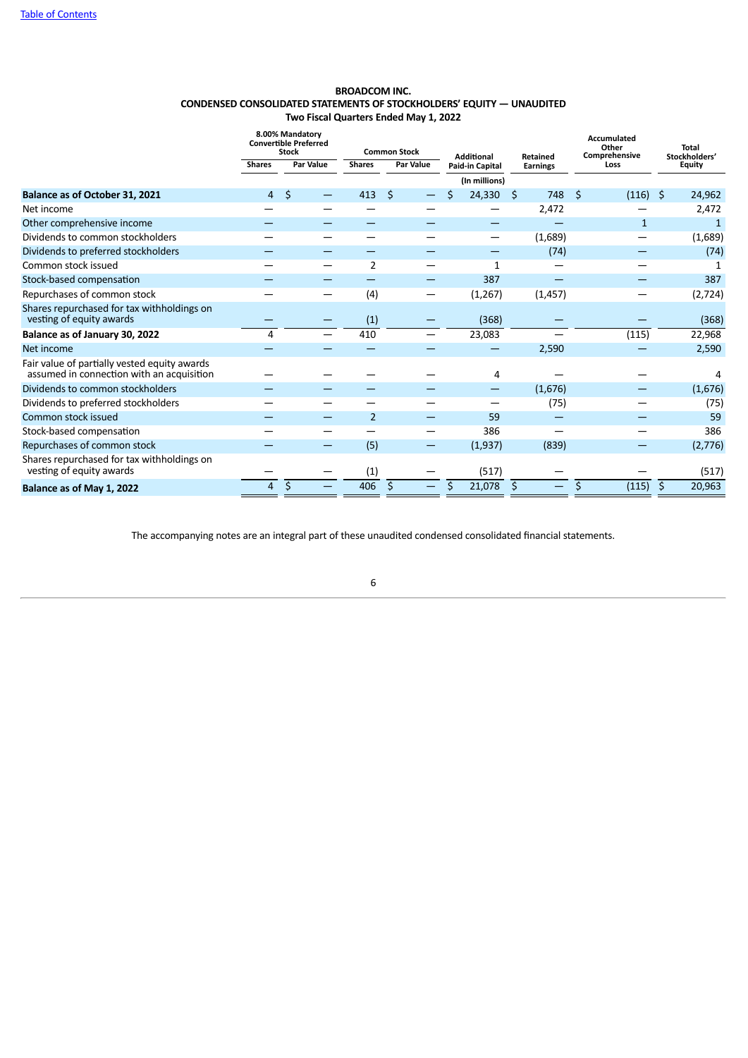**BROADCOM INC.**
**CONDENSED CONSOLIDATED STATEMENTS OF STOCKHOLDERS' EQUITY — UNAUDITED**
**Two Fiscal Quarters Ended May 1, 2022**

| | 8.00% Mandatory Convertible Preferred Stock | | Common Stock | | Additional Paid-in Capital | Retained Earnings | Accumulated Other Comprehensive Loss | Total Stockholders' Equity |
|---|---|---|---|---|---|---|---|---|
| | Shares | Par Value | Shares | Par Value | | | | |
| | | | | | (In millions) | | | |
| **Balance as of October 31, 2021** | 4 | $ — | 413 | $ — | $ 24,330 | $ 748 | $ (116) | $ 24,962 |
| Net income | — | — | — | — | — | 2,472 | — | 2,472 |
| Other comprehensive income | — | — | — | — | — | — | 1 | 1 |
| Dividends to common stockholders | — | — | — | — | — | (1,689) | — | (1,689) |
| Dividends to preferred stockholders | — | — | — | — | — | (74) | — | (74) |
| Common stock issued | — | — | 2 | — | 1 | — | — | 1 |
| Stock-based compensation | — | — | — | — | 387 | — | — | 387 |
| Repurchases of common stock | — | — | (4) | — | (1,267) | (1,457) | — | (2,724) |
| Shares repurchased for tax withholdings on vesting of equity awards | — | — | (1) | — | (368) | — | — | (368) |
| **Balance as of January 30, 2022** | 4 | — | 410 | — | 23,083 | — | (115) | 22,968 |
| Net income | — | — | — | — | — | 2,590 | — | 2,590 |
| Fair value of partially vested equity awards assumed in connection with an acquisition | — | — | — | — | 4 | — | — | 4 |
| Dividends to common stockholders | — | — | — | — | — | (1,676) | — | (1,676) |
| Dividends to preferred stockholders | — | — | — | — | — | (75) | — | (75) |
| Common stock issued | — | — | 2 | — | 59 | — | — | 59 |
| Stock-based compensation | — | — | — | — | 386 | — | — | 386 |
| Repurchases of common stock | — | — | (5) | — | (1,937) | (839) | — | (2,776) |
| Shares repurchased for tax withholdings on vesting of equity awards | — | — | (1) | — | (517) | — | — | (517) |
| **Balance as of May 1, 2022** | 4 | $ — | 406 | $ — | $ 21,078 | $ — | $ (115) | $ 20,963 |

The accompanying notes are an integral part of these unaudited condensed consolidated financial statements.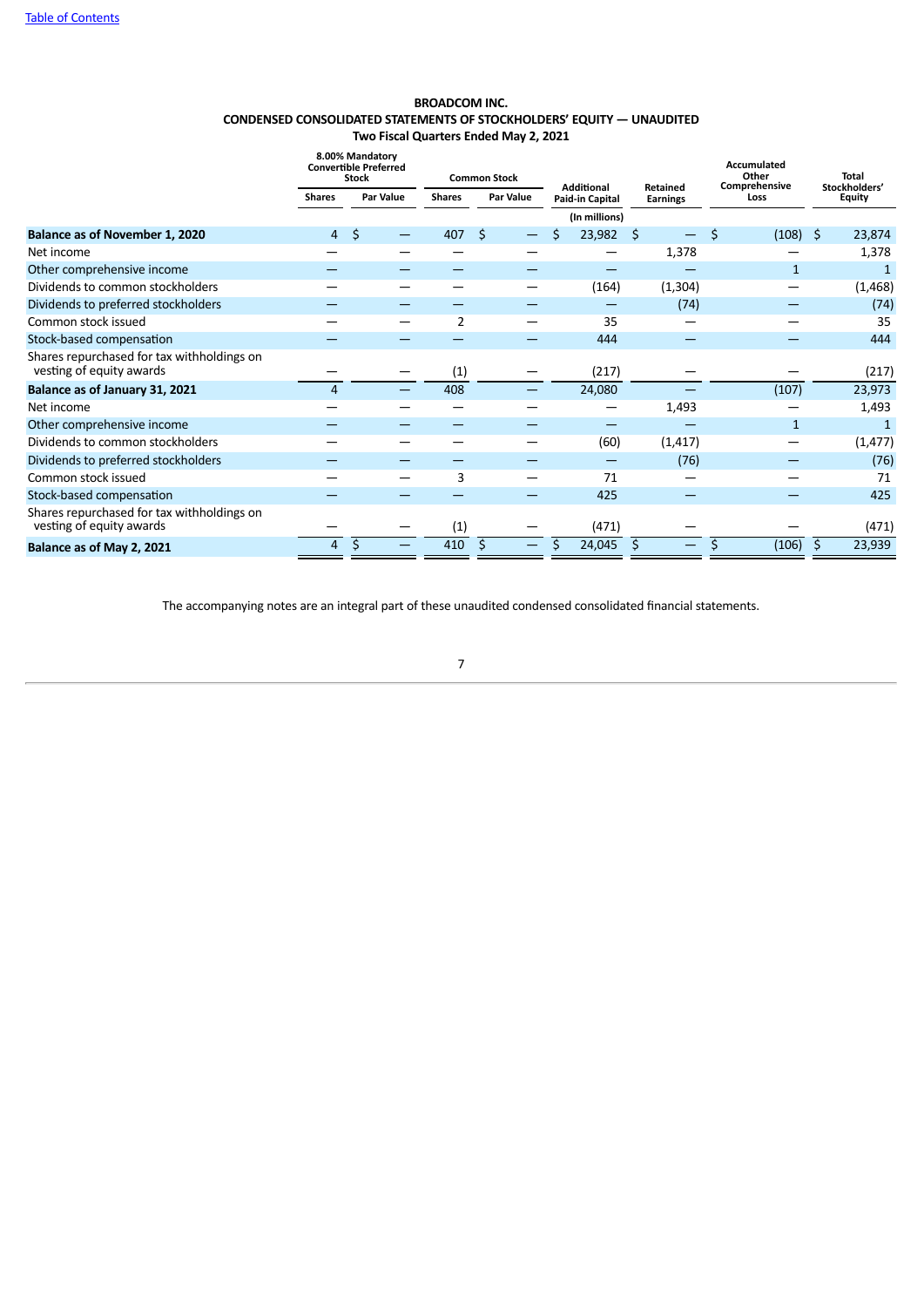**BROADCOM INC.**
**CONDENSED CONSOLIDATED STATEMENTS OF STOCKHOLDERS' EQUITY — UNAUDITED**
**Two Fiscal Quarters Ended May 2, 2021**

| | 8.00% Mandatory Convertible Preferred Stock | | Common Stock | | Additional Paid-in Capital | Retained Earnings | Accumulated Other Comprehensive Loss | Total Stockholders' Equity |
|---|---|---|---|---|---|---|---|---|
| | Shares | Par Value | Shares | Par Value | | | | |
| | | | | | (In millions) | | | |
| **Balance as of November 1, 2020** | 4 | $ — | 407 | $ — | $ 23,982 | $ — | $ (108) | $ 23,874 |
| Net income | — | — | — | — | — | 1,378 | — | 1,378 |
| Other comprehensive income | — | — | — | — | — | — | 1 | 1 |
| Dividends to common stockholders | — | — | — | — | (164) | (1,304) | — | (1,468) |
| Dividends to preferred stockholders | — | — | — | — | — | (74) | — | (74) |
| Common stock issued | — | — | 2 | — | 35 | — | — | 35 |
| Stock-based compensation | — | — | — | — | 444 | — | — | 444 |
| Shares repurchased for tax withholdings on vesting of equity awards | — | — | (1) | — | (217) | — | — | (217) |
| **Balance as of January 31, 2021** | 4 | — | 408 | — | 24,080 | — | (107) | 23,973 |
| Net income | — | — | — | — | — | 1,493 | — | 1,493 |
| Other comprehensive income | — | — | — | — | — | — | 1 | 1 |
| Dividends to common stockholders | — | — | — | — | (60) | (1,417) | — | (1,477) |
| Dividends to preferred stockholders | — | — | — | — | — | (76) | — | (76) |
| Common stock issued | — | — | 3 | — | 71 | — | — | 71 |
| Stock-based compensation | — | — | — | — | 425 | — | — | 425 |
| Shares repurchased for tax withholdings on vesting of equity awards | — | — | (1) | — | (471) | — | — | (471) |
| **Balance as of May 2, 2021** | 4 | $ — | 410 | $ — | $ 24,045 | $ — | $ (106) | $ 23,939 |

The accompanying notes are an integral part of these unaudited condensed consolidated financial statements.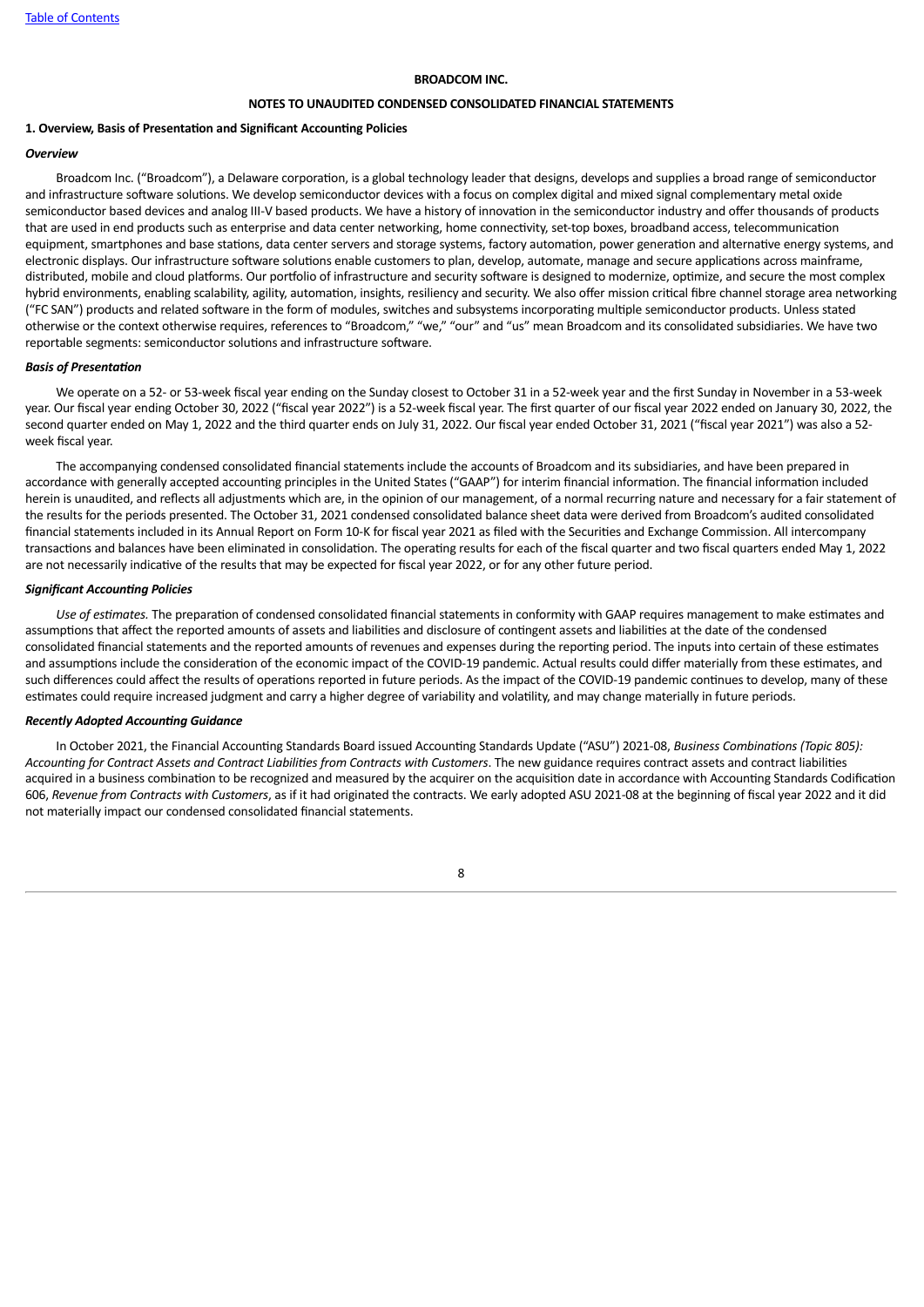**BROADCOM INC.**

**NOTES TO UNAUDITED CONDENSED CONSOLIDATED FINANCIAL STATEMENTS**

**1. Overview, Basis of Presentation and Significant Accounting Policies**

***Overview***

Broadcom Inc. ("Broadcom"), a Delaware corporation, is a global technology leader that designs, develops and supplies a broad range of semiconductor and infrastructure software solutions. We develop semiconductor devices with a focus on complex digital and mixed signal complementary metal oxide semiconductor based devices and analog III-V based products. We have a history of innovation in the semiconductor industry and offer thousands of products that are used in end products such as enterprise and data center networking, home connectivity, set-top boxes, broadband access, telecommunication equipment, smartphones and base stations, data center servers and storage systems, factory automation, power generation and alternative energy systems, and electronic displays. Our infrastructure software solutions enable customers to plan, develop, automate, manage and secure applications across mainframe, distributed, mobile and cloud platforms. Our portfolio of infrastructure and security software is designed to modernize, optimize, and secure the most complex hybrid environments, enabling scalability, agility, automation, insights, resiliency and security. We also offer mission critical fibre channel storage area networking ("FC SAN") products and related software in the form of modules, switches and subsystems incorporating multiple semiconductor products. Unless stated otherwise or the context otherwise requires, references to "Broadcom," "we," "our" and "us" mean Broadcom and its consolidated subsidiaries. We have two reportable segments: semiconductor solutions and infrastructure software.

***Basis of Presentation***

We operate on a 52- or 53-week fiscal year ending on the Sunday closest to October 31 in a 52-week year and the first Sunday in November in a 53-week year. Our fiscal year ending October 30, 2022 ("fiscal year 2022") is a 52-week fiscal year. The first quarter of our fiscal year 2022 ended on January 30, 2022, the second quarter ended on May 1, 2022 and the third quarter ends on July 31, 2022. Our fiscal year ended October 31, 2021 ("fiscal year 2021") was also a 52-week fiscal year.

The accompanying condensed consolidated financial statements include the accounts of Broadcom and its subsidiaries, and have been prepared in accordance with generally accepted accounting principles in the United States ("GAAP") for interim financial information. The financial information included herein is unaudited, and reflects all adjustments which are, in the opinion of our management, of a normal recurring nature and necessary for a fair statement of the results for the periods presented. The October 31, 2021 condensed consolidated balance sheet data were derived from Broadcom's audited consolidated financial statements included in its Annual Report on Form 10-K for fiscal year 2021 as filed with the Securities and Exchange Commission. All intercompany transactions and balances have been eliminated in consolidation. The operating results for each of the fiscal quarter and two fiscal quarters ended May 1, 2022 are not necessarily indicative of the results that may be expected for fiscal year 2022, or for any other future period.

***Significant Accounting Policies***

*Use of estimates.* The preparation of condensed consolidated financial statements in conformity with GAAP requires management to make estimates and assumptions that affect the reported amounts of assets and liabilities and disclosure of contingent assets and liabilities at the date of the condensed consolidated financial statements and the reported amounts of revenues and expenses during the reporting period. The inputs into certain of these estimates and assumptions include the consideration of the economic impact of the COVID-19 pandemic. Actual results could differ materially from these estimates, and such differences could affect the results of operations reported in future periods. As the impact of the COVID-19 pandemic continues to develop, many of these estimates could require increased judgment and carry a higher degree of variability and volatility, and may change materially in future periods.

***Recently Adopted Accounting Guidance***

In October 2021, the Financial Accounting Standards Board issued Accounting Standards Update ("ASU") 2021-08, *Business Combinations (Topic 805): Accounting for Contract Assets and Contract Liabilities from Contracts with Customers*. The new guidance requires contract assets and contract liabilities acquired in a business combination to be recognized and measured by the acquirer on the acquisition date in accordance with Accounting Standards Codification 606, *Revenue from Contracts with Customers*, as if it had originated the contracts. We early adopted ASU 2021-08 at the beginning of fiscal year 2022 and it did not materially impact our condensed consolidated financial statements.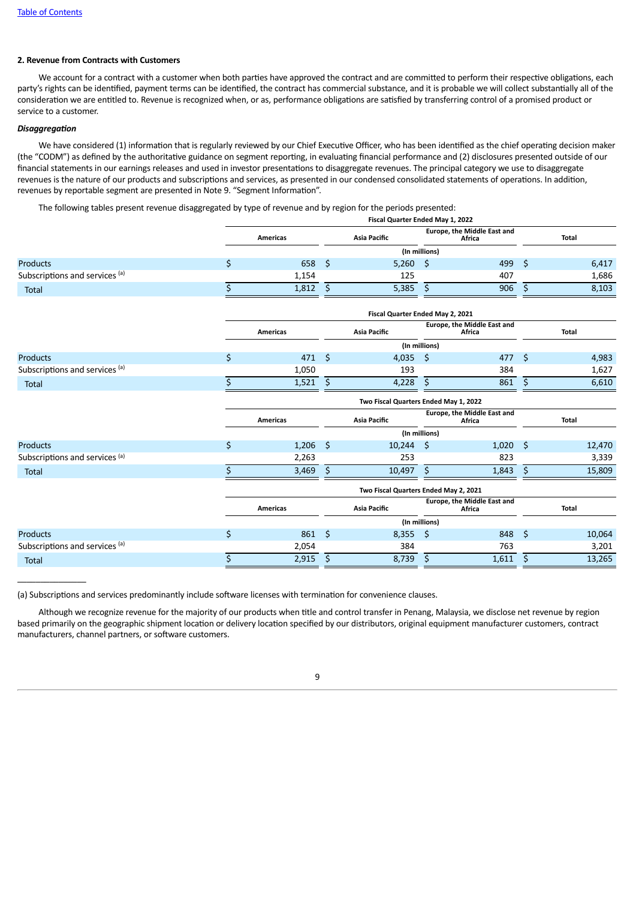[Table of Contents](#)

## 2. Revenue from Contracts with Customers

We account for a contract with a customer when both parties have approved the contract and are committed to perform their respective obligations, each party's rights can be identified, payment terms can be identified, the contract has commercial substance, and it is probable we will collect substantially all of the consideration we are entitled to. Revenue is recognized when, or as, performance obligations are satisfied by transferring control of a promised product or service to a customer.

### *Disaggregation*

We have considered (1) information that is regularly reviewed by our Chief Executive Officer, who has been identified as the chief operating decision maker (the "CODM") as defined by the authoritative guidance on segment reporting, in evaluating financial performance and (2) disclosures presented outside of our financial statements in our earnings releases and used in investor presentations to disaggregate revenues. The principal category we use to disaggregate revenues is the nature of our products and subscriptions and services, as presented in our condensed consolidated statements of operations. In addition, revenues by reportable segment are presented in Note 9. "Segment Information".

The following tables present revenue disaggregated by type of revenue and by region for the periods presented:

| | Fiscal Quarter Ended May 1, 2022 | | | |
|---|---|---|---|---|
| | Americas | Asia Pacific | Europe, the Middle East and Africa | Total |
| | (In millions) | | | |
| Products | $ 658 | $ 5,260 | $ 499 | $ 6,417 |
| Subscriptions and services [(a)] | 1,154 | 125 | 407 | 1,686 |
| Total | $ 1,812 | $ 5,385 | $ 906 | $ 8,103 |

| | Fiscal Quarter Ended May 2, 2021 | | | |
|---|---|---|---|---|
| | Americas | Asia Pacific | Europe, the Middle East and Africa | Total |
| | (In millions) | | | |
| Products | $ 471 | $ 4,035 | $ 477 | $ 4,983 |
| Subscriptions and services [(a)] | 1,050 | 193 | 384 | 1,627 |
| Total | $ 1,521 | $ 4,228 | $ 861 | $ 6,610 |

| | Two Fiscal Quarters Ended May 1, 2022 | | | |
|---|---|---|---|---|
| | Americas | Asia Pacific | Europe, the Middle East and Africa | Total |
| | (In millions) | | | |
| Products | $ 1,206 | $ 10,244 | $ 1,020 | $ 12,470 |
| Subscriptions and services [(a)] | 2,263 | 253 | 823 | 3,339 |
| Total | $ 3,469 | $ 10,497 | $ 1,843 | $ 15,809 |

| | Two Fiscal Quarters Ended May 2, 2021 | | | |
|---|---|---|---|---|
| | Americas | Asia Pacific | Europe, the Middle East and Africa | Total |
| | (In millions) | | | |
| Products | $ 861 | $ 8,355 | $ 848 | $ 10,064 |
| Subscriptions and services [(a)] | 2,054 | 384 | 763 | 3,201 |
| Total | $ 2,915 | $ 8,739 | $ 1,611 | $ 13,265 |

(a) Subscriptions and services predominantly include software licenses with termination for convenience clauses.

Although we recognize revenue for the majority of our products when title and control transfer in Penang, Malaysia, we disclose net revenue by region based primarily on the geographic shipment location or delivery location specified by our distributors, original equipment manufacturer customers, contract manufacturers, channel partners, or software customers.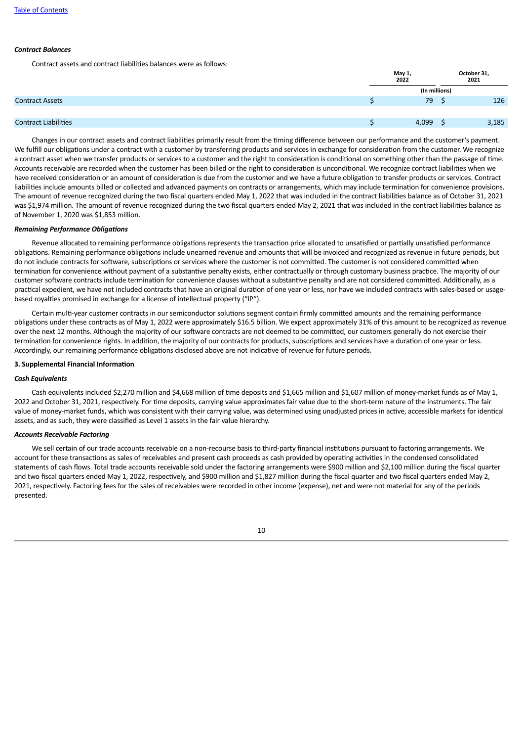*Contract Balances*

Contract assets and contract liabilities balances were as follows:

| | May 1, 2022 | October 31, 2021 |
|---|---|---|
| | (In millions) | |
| Contract Assets | $ 79 | $ 126 |
| Contract Liabilities | $ 4,099 | $ 3,185 |

Changes in our contract assets and contract liabilities primarily result from the timing difference between our performance and the customer's payment. We fulfill our obligations under a contract with a customer by transferring products and services in exchange for consideration from the customer. We recognize a contract asset when we transfer products or services to a customer and the right to consideration is conditional on something other than the passage of time. Accounts receivable are recorded when the customer has been billed or the right to consideration is unconditional. We recognize contract liabilities when we have received consideration or an amount of consideration is due from the customer and we have a future obligation to transfer products or services. Contract liabilities include amounts billed or collected and advanced payments on contracts or arrangements, which may include termination for convenience provisions. The amount of revenue recognized during the two fiscal quarters ended May 1, 2022 that was included in the contract liabilities balance as of October 31, 2021 was $1,974 million. The amount of revenue recognized during the two fiscal quarters ended May 2, 2021 that was included in the contract liabilities balance as of November 1, 2020 was $1,853 million.

*Remaining Performance Obligations*

Revenue allocated to remaining performance obligations represents the transaction price allocated to unsatisfied or partially unsatisfied performance obligations. Remaining performance obligations include unearned revenue and amounts that will be invoiced and recognized as revenue in future periods, but do not include contracts for software, subscriptions or services where the customer is not committed. The customer is not considered committed when termination for convenience without payment of a substantive penalty exists, either contractually or through customary business practice. The majority of our customer software contracts include termination for convenience clauses without a substantive penalty and are not considered committed. Additionally, as a practical expedient, we have not included contracts that have an original duration of one year or less, nor have we included contracts with sales-based or usage-based royalties promised in exchange for a license of intellectual property ("IP").

Certain multi-year customer contracts in our semiconductor solutions segment contain firmly committed amounts and the remaining performance obligations under these contracts as of May 1, 2022 were approximately $16.5 billion. We expect approximately 31% of this amount to be recognized as revenue over the next 12 months. Although the majority of our software contracts are not deemed to be committed, our customers generally do not exercise their termination for convenience rights. In addition, the majority of our contracts for products, subscriptions and services have a duration of one year or less. Accordingly, our remaining performance obligations disclosed above are not indicative of revenue for future periods.

**3. Supplemental Financial Information**

*Cash Equivalents*

Cash equivalents included $2,270 million and $4,668 million of time deposits and $1,665 million and $1,607 million of money-market funds as of May 1, 2022 and October 31, 2021, respectively. For time deposits, carrying value approximates fair value due to the short-term nature of the instruments. The fair value of money-market funds, which was consistent with their carrying value, was determined using unadjusted prices in active, accessible markets for identical assets, and as such, they were classified as Level 1 assets in the fair value hierarchy.

*Accounts Receivable Factoring*

We sell certain of our trade accounts receivable on a non-recourse basis to third-party financial institutions pursuant to factoring arrangements. We account for these transactions as sales of receivables and present cash proceeds as cash provided by operating activities in the condensed consolidated statements of cash flows. Total trade accounts receivable sold under the factoring arrangements were $900 million and $2,100 million during the fiscal quarter and two fiscal quarters ended May 1, 2022, respectively, and $900 million and $1,827 million during the fiscal quarter and two fiscal quarters ended May 2, 2021, respectively. Factoring fees for the sales of receivables were recorded in other income (expense), net and were not material for any of the periods presented.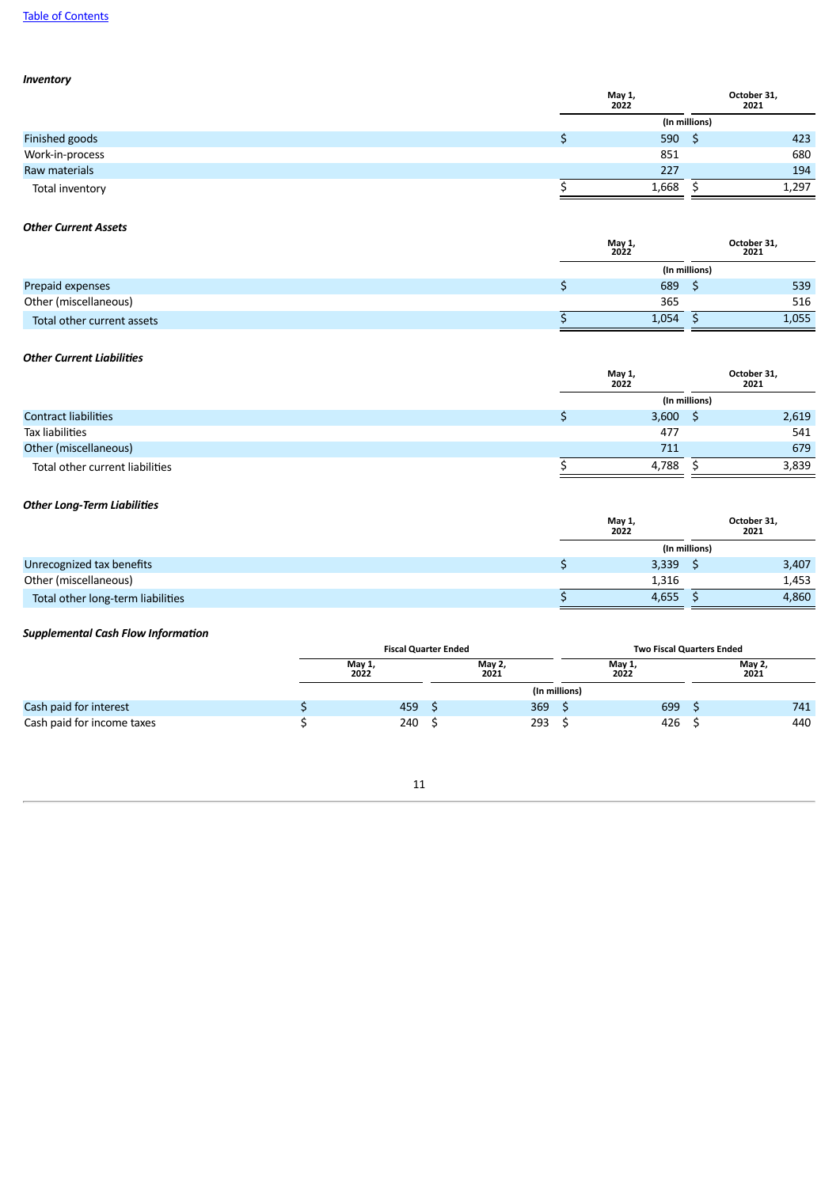***Inventory***

| | May 1, 2022 | October 31, 2021 |
|---|---|---|
| | (In millions) | |
| Finished goods | $ 590 | $ 423 |
| Work-in-process | 851 | 680 |
| Raw materials | 227 | 194 |
| Total inventory | $ 1,668 | $ 1,297 |

***Other Current Assets***

| | May 1, 2022 | October 31, 2021 |
|---|---|---|
| | (In millions) | |
| Prepaid expenses | $ 689 | $ 539 |
| Other (miscellaneous) | 365 | 516 |
| Total other current assets | $ 1,054 | $ 1,055 |

***Other Current Liabilities***

| | May 1, 2022 | October 31, 2021 |
|---|---|---|
| | (In millions) | |
| Contract liabilities | $ 3,600 | $ 2,619 |
| Tax liabilities | 477 | 541 |
| Other (miscellaneous) | 711 | 679 |
| Total other current liabilities | $ 4,788 | $ 3,839 |

***Other Long-Term Liabilities***

| | May 1, 2022 | October 31, 2021 |
|---|---|---|
| | (In millions) | |
| Unrecognized tax benefits | $ 3,339 | $ 3,407 |
| Other (miscellaneous) | 1,316 | 1,453 |
| Total other long-term liabilities | $ 4,655 | $ 4,860 |

***Supplemental Cash Flow Information***

| | Fiscal Quarter Ended | | Two Fiscal Quarters Ended | |
|---|---|---|---|---|
| | May 1, 2022 | May 2, 2021 | May 1, 2022 | May 2, 2021 |
| | (In millions) | | | |
| Cash paid for interest | $ 459 | $ 369 | $ 699 | $ 741 |
| Cash paid for income taxes | $ 240 | $ 293 | $ 426 | $ 440 |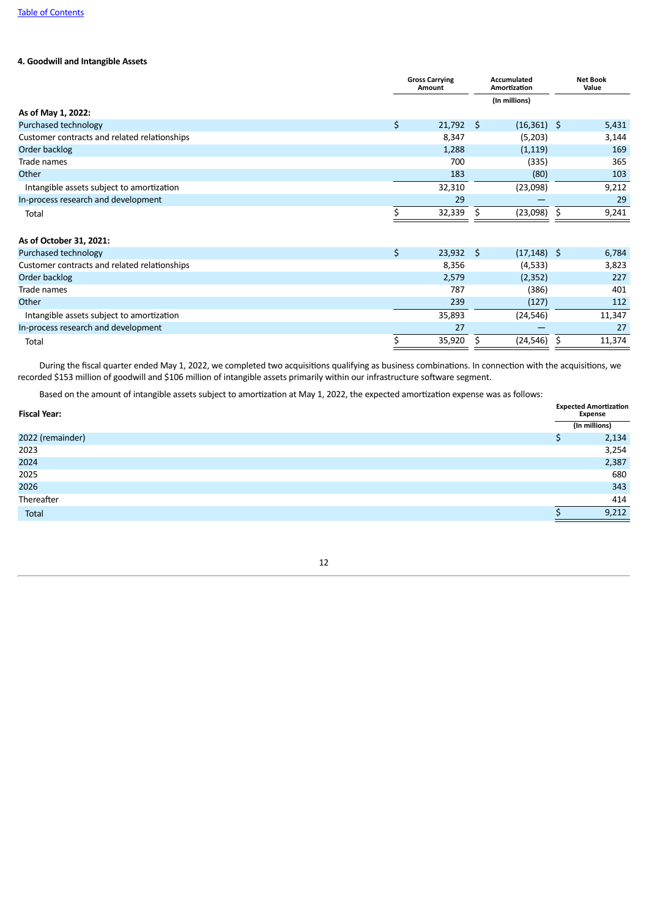## 4. Goodwill and Intangible Assets

| | Gross Carrying Amount | Accumulated Amortization | Net Book Value |
|---|---|---|---|
| | | (In millions) | |
| **As of May 1, 2022:** | | | |
| Purchased technology | $ 21,792 | $ (16,361) | $ 5,431 |
| Customer contracts and related relationships | 8,347 | (5,203) | 3,144 |
| Order backlog | 1,288 | (1,119) | 169 |
| Trade names | 700 | (335) | 365 |
| Other | 183 | (80) | 103 |
| Intangible assets subject to amortization | 32,310 | (23,098) | 9,212 |
| In-process research and development | 29 | — | 29 |
| Total | $ 32,339 | $ (23,098) | $ 9,241 |
| **As of October 31, 2021:** | | | |
| Purchased technology | $ 23,932 | $ (17,148) | $ 6,784 |
| Customer contracts and related relationships | 8,356 | (4,533) | 3,823 |
| Order backlog | 2,579 | (2,352) | 227 |
| Trade names | 787 | (386) | 401 |
| Other | 239 | (127) | 112 |
| Intangible assets subject to amortization | 35,893 | (24,546) | 11,347 |
| In-process research and development | 27 | — | 27 |
| Total | $ 35,920 | $ (24,546) | $ 11,374 |

During the fiscal quarter ended May 1, 2022, we completed two acquisitions qualifying as business combinations. In connection with the acquisitions, we recorded $153 million of goodwill and $106 million of intangible assets primarily within our infrastructure software segment.

Based on the amount of intangible assets subject to amortization at May 1, 2022, the expected amortization expense was as follows:

| Fiscal Year: | Expected Amortization Expense |
|---|---|
| | (In millions) |
| 2022 (remainder) | $ 2,134 |
| 2023 | 3,254 |
| 2024 | 2,387 |
| 2025 | 680 |
| 2026 | 343 |
| Thereafter | 414 |
| Total | $ 9,212 |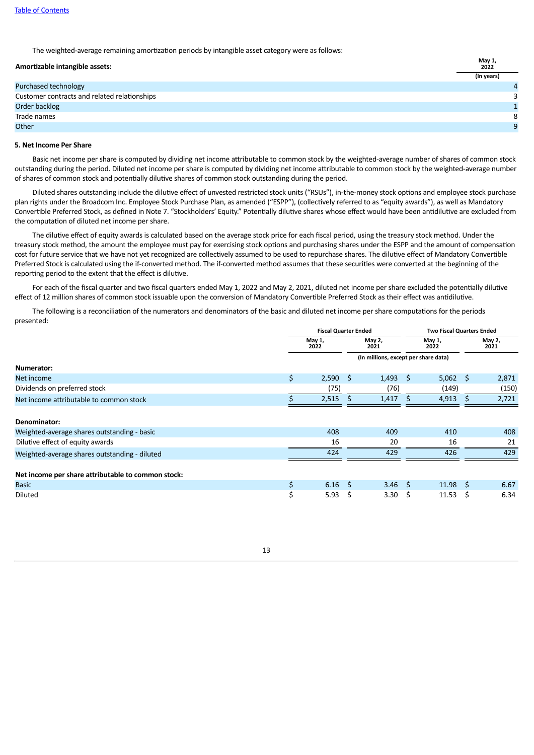The weighted-average remaining amortization periods by intangible asset category were as follows:

| Amortizable intangible assets: | May 1, 2022 |
|---|---|
| | (In years) |
| Purchased technology | 4 |
| Customer contracts and related relationships | 3 |
| Order backlog | 1 |
| Trade names | 8 |
| Other | 9 |

**5. Net Income Per Share**

Basic net income per share is computed by dividing net income attributable to common stock by the weighted-average number of shares of common stock outstanding during the period. Diluted net income per share is computed by dividing net income attributable to common stock by the weighted-average number of shares of common stock and potentially dilutive shares of common stock outstanding during the period.

Diluted shares outstanding include the dilutive effect of unvested restricted stock units ("RSUs"), in-the-money stock options and employee stock purchase plan rights under the Broadcom Inc. Employee Stock Purchase Plan, as amended ("ESPP"), (collectively referred to as "equity awards"), as well as Mandatory Convertible Preferred Stock, as defined in Note 7. "Stockholders' Equity." Potentially dilutive shares whose effect would have been antidilutive are excluded from the computation of diluted net income per share.

The dilutive effect of equity awards is calculated based on the average stock price for each fiscal period, using the treasury stock method. Under the treasury stock method, the amount the employee must pay for exercising stock options and purchasing shares under the ESPP and the amount of compensation cost for future service that we have not yet recognized are collectively assumed to be used to repurchase shares. The dilutive effect of Mandatory Convertible Preferred Stock is calculated using the if-converted method. The if-converted method assumes that these securities were converted at the beginning of the reporting period to the extent that the effect is dilutive.

For each of the fiscal quarter and two fiscal quarters ended May 1, 2022 and May 2, 2021, diluted net income per share excluded the potentially dilutive effect of 12 million shares of common stock issuable upon the conversion of Mandatory Convertible Preferred Stock as their effect was antidilutive.

The following is a reconciliation of the numerators and denominators of the basic and diluted net income per share computations for the periods presented:

| | Fiscal Quarter Ended | | Two Fiscal Quarters Ended | |
|---|---|---|---|---|
| | May 1, 2022 | May 2, 2021 | May 1, 2022 | May 2, 2021 |
| | (In millions, except per share data) | | | |
| **Numerator:** | | | | |
| Net income | $ 2,590 | $ 1,493 | $ 5,062 | $ 2,871 |
| Dividends on preferred stock | (75) | (76) | (149) | (150) |
| Net income attributable to common stock | $ 2,515 | $ 1,417 | $ 4,913 | $ 2,721 |
| **Denominator:** | | | | |
| Weighted-average shares outstanding - basic | 408 | 409 | 410 | 408 |
| Dilutive effect of equity awards | 16 | 20 | 16 | 21 |
| Weighted-average shares outstanding - diluted | 424 | 429 | 426 | 429 |
| **Net income per share attributable to common stock:** | | | | |
| Basic | $ 6.16 | $ 3.46 | $ 11.98 | $ 6.67 |
| Diluted | $ 5.93 | $ 3.30 | $ 11.53 | $ 6.34 |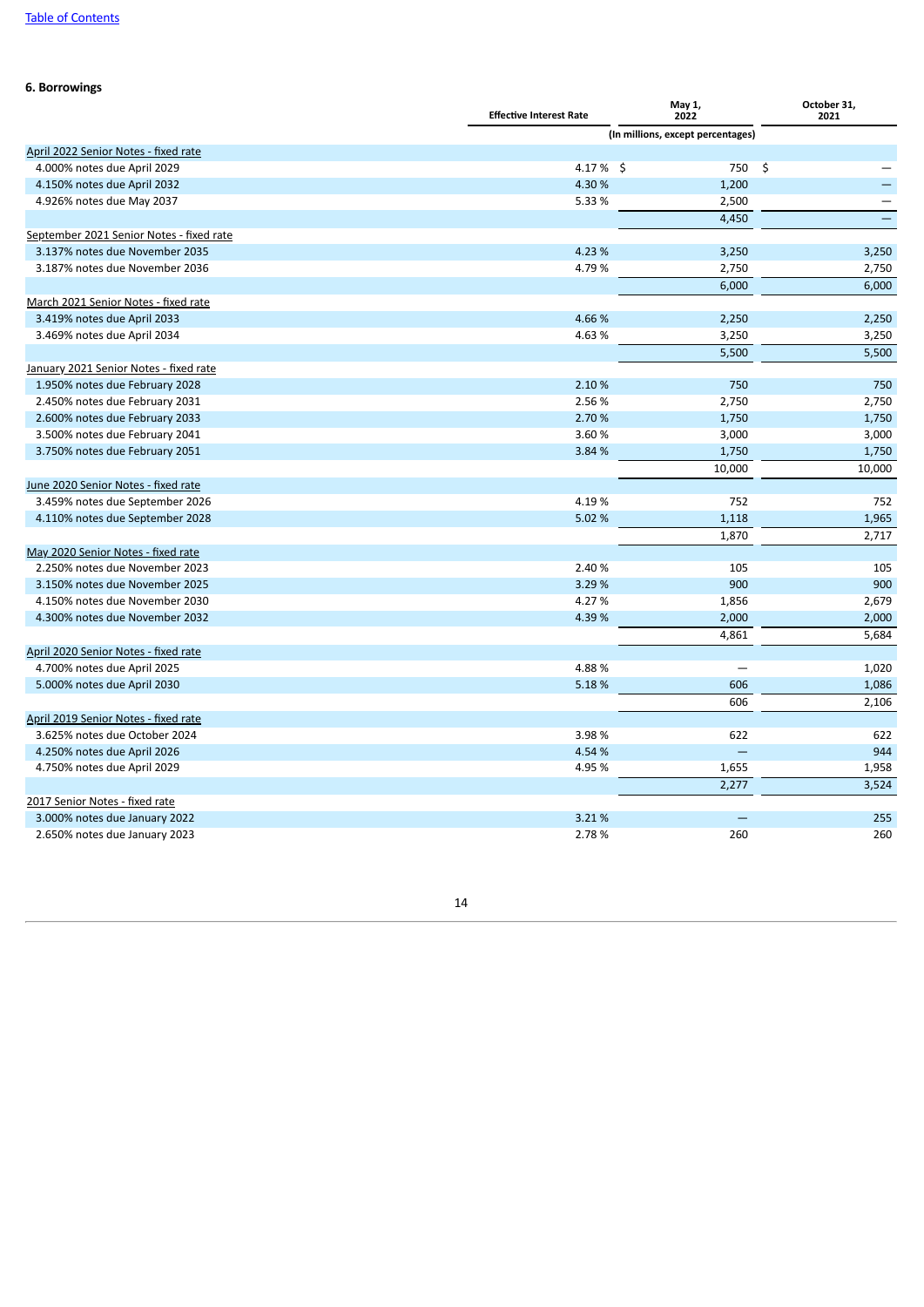## 6. Borrowings

| | Effective Interest Rate | May 1, 2022 | October 31, 2021 |
|---|---|---|---|
| | (In millions, except percentages) | | |
| April 2022 Senior Notes - fixed rate | | | |
| 4.000% notes due April 2029 | 4.17 % | $ 750 | $ — |
| 4.150% notes due April 2032 | 4.30 % | 1,200 | — |
| 4.926% notes due May 2037 | 5.33 % | 2,500 | — |
| | | 4,450 | — |
| September 2021 Senior Notes - fixed rate | | | |
| 3.137% notes due November 2035 | 4.23 % | 3,250 | 3,250 |
| 3.187% notes due November 2036 | 4.79 % | 2,750 | 2,750 |
| | | 6,000 | 6,000 |
| March 2021 Senior Notes - fixed rate | | | |
| 3.419% notes due April 2033 | 4.66 % | 2,250 | 2,250 |
| 3.469% notes due April 2034 | 4.63 % | 3,250 | 3,250 |
| | | 5,500 | 5,500 |
| January 2021 Senior Notes - fixed rate | | | |
| 1.950% notes due February 2028 | 2.10 % | 750 | 750 |
| 2.450% notes due February 2031 | 2.56 % | 2,750 | 2,750 |
| 2.600% notes due February 2033 | 2.70 % | 1,750 | 1,750 |
| 3.500% notes due February 2041 | 3.60 % | 3,000 | 3,000 |
| 3.750% notes due February 2051 | 3.84 % | 1,750 | 1,750 |
| | | 10,000 | 10,000 |
| June 2020 Senior Notes - fixed rate | | | |
| 3.459% notes due September 2026 | 4.19 % | 752 | 752 |
| 4.110% notes due September 2028 | 5.02 % | 1,118 | 1,965 |
| | | 1,870 | 2,717 |
| May 2020 Senior Notes - fixed rate | | | |
| 2.250% notes due November 2023 | 2.40 % | 105 | 105 |
| 3.150% notes due November 2025 | 3.29 % | 900 | 900 |
| 4.150% notes due November 2030 | 4.27 % | 1,856 | 2,679 |
| 4.300% notes due November 2032 | 4.39 % | 2,000 | 2,000 |
| | | 4,861 | 5,684 |
| April 2020 Senior Notes - fixed rate | | | |
| 4.700% notes due April 2025 | 4.88 % | — | 1,020 |
| 5.000% notes due April 2030 | 5.18 % | 606 | 1,086 |
| | | 606 | 2,106 |
| April 2019 Senior Notes - fixed rate | | | |
| 3.625% notes due October 2024 | 3.98 % | 622 | 622 |
| 4.250% notes due April 2026 | 4.54 % | — | 944 |
| 4.750% notes due April 2029 | 4.95 % | 1,655 | 1,958 |
| | | 2,277 | 3,524 |
| 2017 Senior Notes - fixed rate | | | |
| 3.000% notes due January 2022 | 3.21 % | — | 255 |
| 2.650% notes due January 2023 | 2.78 % | 260 | 260 |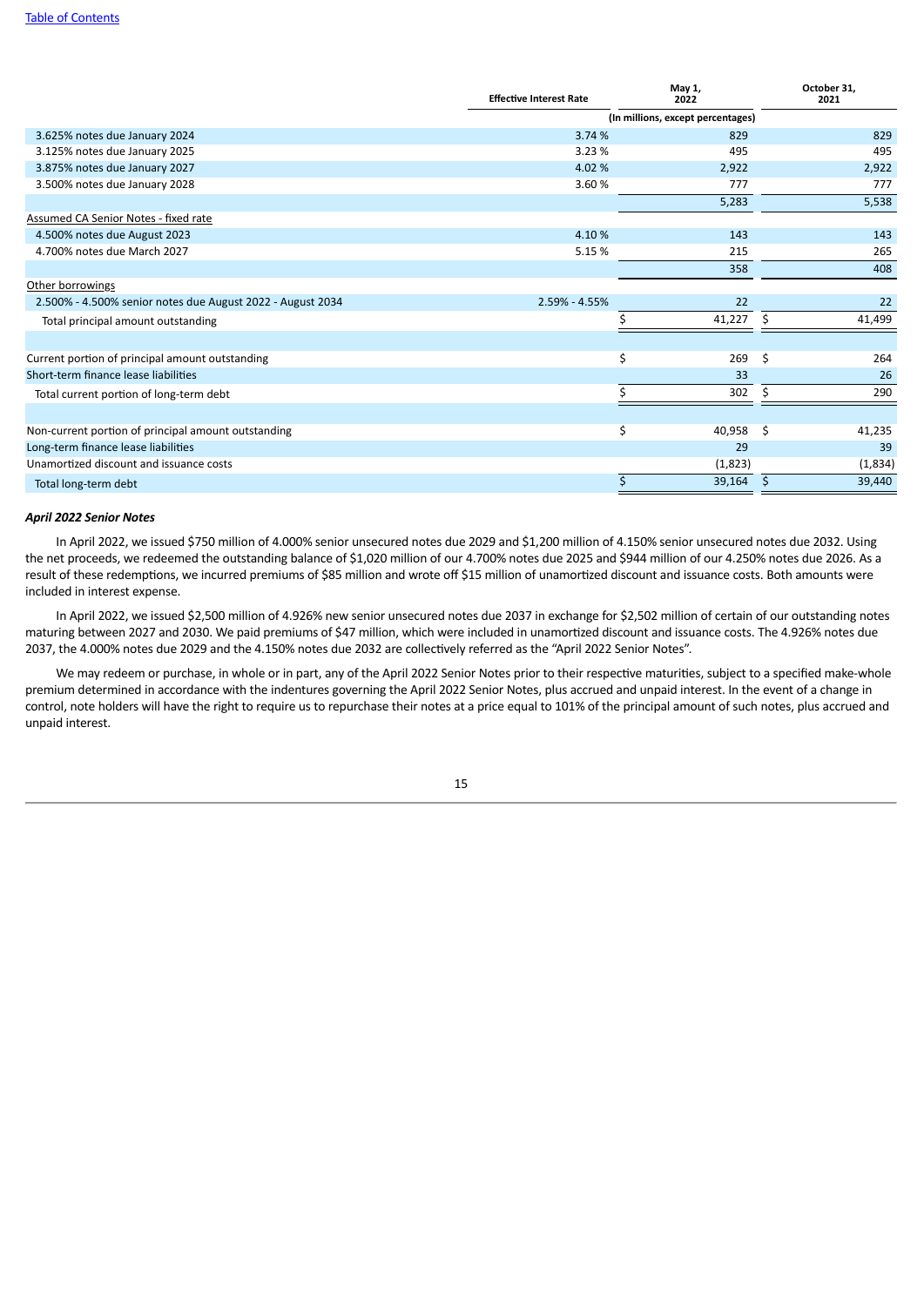| | Effective Interest Rate | May 1, 2022 | October 31, 2021 |
|---|---|---|---|
| | | (In millions, except percentages) | |
| 3.625% notes due January 2024 | 3.74 % | 829 | 829 |
| 3.125% notes due January 2025 | 3.23 % | 495 | 495 |
| 3.875% notes due January 2027 | 4.02 % | 2,922 | 2,922 |
| 3.500% notes due January 2028 | 3.60 % | 777 | 777 |
| | | 5,283 | 5,538 |
| Assumed CA Senior Notes - fixed rate | | | |
| 4.500% notes due August 2023 | 4.10 % | 143 | 143 |
| 4.700% notes due March 2027 | 5.15 % | 215 | 265 |
| | | 358 | 408 |
| Other borrowings | | | |
| 2.500% - 4.500% senior notes due August 2022 - August 2034 | 2.59% - 4.55% | 22 | 22 |
| Total principal amount outstanding | | $ 41,227 | $ 41,499 |
| | | | |
| Current portion of principal amount outstanding | | $ 269 | $ 264 |
| Short-term finance lease liabilities | | 33 | 26 |
| Total current portion of long-term debt | | $ 302 | $ 290 |
| | | | |
| Non-current portion of principal amount outstanding | | $ 40,958 | $ 41,235 |
| Long-term finance lease liabilities | | 29 | 39 |
| Unamortized discount and issuance costs | | (1,823) | (1,834) |
| Total long-term debt | | $ 39,164 | $ 39,440 |

***April 2022 Senior Notes***

In April 2022, we issued $750 million of 4.000% senior unsecured notes due 2029 and $1,200 million of 4.150% senior unsecured notes due 2032. Using the net proceeds, we redeemed the outstanding balance of $1,020 million of our 4.700% notes due 2025 and $944 million of our 4.250% notes due 2026. As a result of these redemptions, we incurred premiums of $85 million and wrote off $15 million of unamortized discount and issuance costs. Both amounts were included in interest expense.

In April 2022, we issued $2,500 million of 4.926% new senior unsecured notes due 2037 in exchange for $2,502 million of certain of our outstanding notes maturing between 2027 and 2030. We paid premiums of $47 million, which were included in unamortized discount and issuance costs. The 4.926% notes due 2037, the 4.000% notes due 2029 and the 4.150% notes due 2032 are collectively referred as the "April 2022 Senior Notes".

We may redeem or purchase, in whole or in part, any of the April 2022 Senior Notes prior to their respective maturities, subject to a specified make-whole premium determined in accordance with the indentures governing the April 2022 Senior Notes, plus accrued and unpaid interest. In the event of a change in control, note holders will have the right to require us to repurchase their notes at a price equal to 101% of the principal amount of such notes, plus accrued and unpaid interest.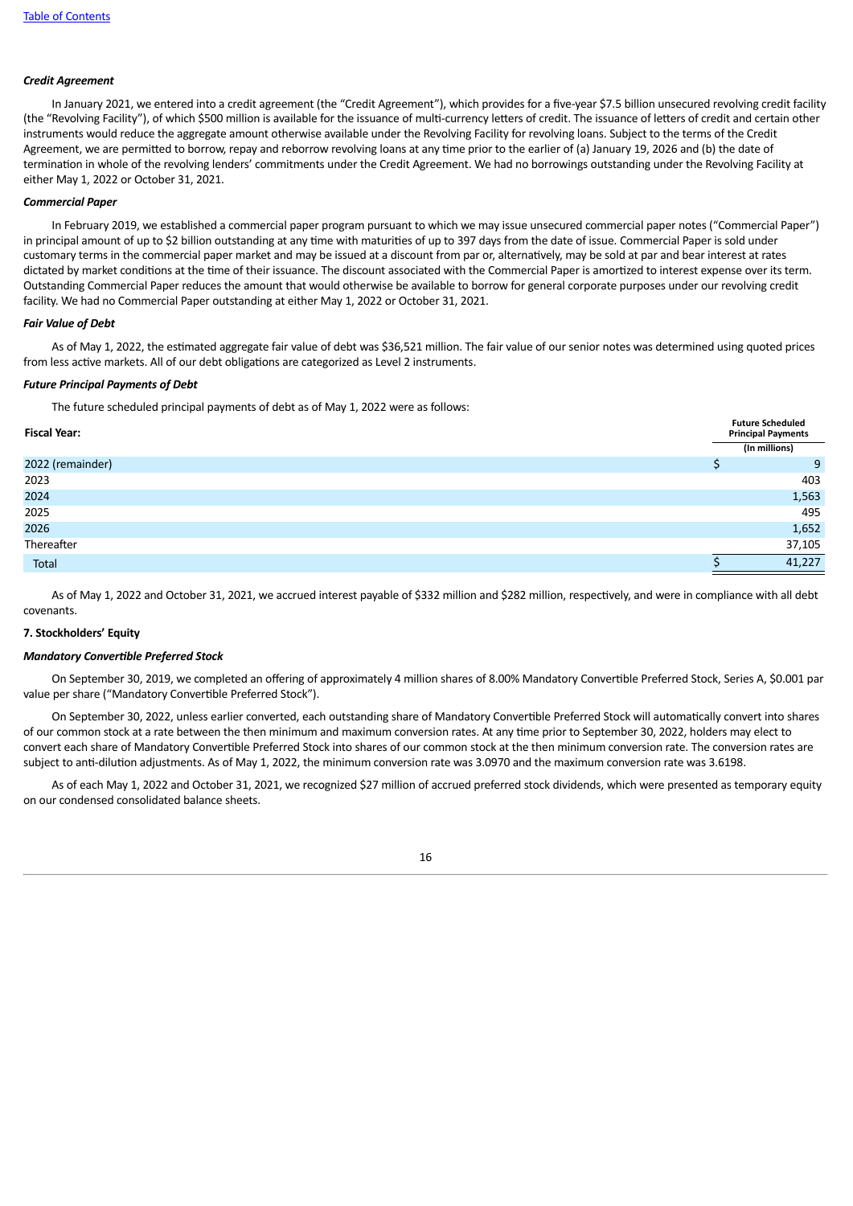*Credit Agreement*

In January 2021, we entered into a credit agreement (the "Credit Agreement"), which provides for a five-year $7.5 billion unsecured revolving credit facility (the "Revolving Facility"), of which $500 million is available for the issuance of multi-currency letters of credit. The issuance of letters of credit and certain other instruments would reduce the aggregate amount otherwise available under the Revolving Facility for revolving loans. Subject to the terms of the Credit Agreement, we are permitted to borrow, repay and reborrow revolving loans at any time prior to the earlier of (a) January 19, 2026 and (b) the date of termination in whole of the revolving lenders' commitments under the Credit Agreement. We had no borrowings outstanding under the Revolving Facility at either May 1, 2022 or October 31, 2021.

*Commercial Paper*

In February 2019, we established a commercial paper program pursuant to which we may issue unsecured commercial paper notes ("Commercial Paper") in principal amount of up to $2 billion outstanding at any time with maturities of up to 397 days from the date of issue. Commercial Paper is sold under customary terms in the commercial paper market and may be issued at a discount from par or, alternatively, may be sold at par and bear interest at rates dictated by market conditions at the time of their issuance. The discount associated with the Commercial Paper is amortized to interest expense over its term. Outstanding Commercial Paper reduces the amount that would otherwise be available to borrow for general corporate purposes under our revolving credit facility. We had no Commercial Paper outstanding at either May 1, 2022 or October 31, 2021.

*Fair Value of Debt*

As of May 1, 2022, the estimated aggregate fair value of debt was $36,521 million. The fair value of our senior notes was determined using quoted prices from less active markets. All of our debt obligations are categorized as Level 2 instruments.

*Future Principal Payments of Debt*

The future scheduled principal payments of debt as of May 1, 2022 were as follows:

| Fiscal Year: | Future Scheduled Principal Payments |
|---|---|
| | (In millions) |
| 2022 (remainder) | $ 9 |
| 2023 | 403 |
| 2024 | 1,563 |
| 2025 | 495 |
| 2026 | 1,652 |
| Thereafter | 37,105 |
| Total | $ 41,227 |

As of May 1, 2022 and October 31, 2021, we accrued interest payable of $332 million and $282 million, respectively, and were in compliance with all debt covenants.

**7. Stockholders' Equity**

*Mandatory Convertible Preferred Stock*

On September 30, 2019, we completed an offering of approximately 4 million shares of 8.00% Mandatory Convertible Preferred Stock, Series A, $0.001 par value per share ("Mandatory Convertible Preferred Stock").

On September 30, 2022, unless earlier converted, each outstanding share of Mandatory Convertible Preferred Stock will automatically convert into shares of our common stock at a rate between the then minimum and maximum conversion rates. At any time prior to September 30, 2022, holders may elect to convert each share of Mandatory Convertible Preferred Stock into shares of our common stock at the then minimum conversion rate. The conversion rates are subject to anti-dilution adjustments. As of May 1, 2022, the minimum conversion rate was 3.0970 and the maximum conversion rate was 3.6198.

As of each May 1, 2022 and October 31, 2021, we recognized $27 million of accrued preferred stock dividends, which were presented as temporary equity on our condensed consolidated balance sheets.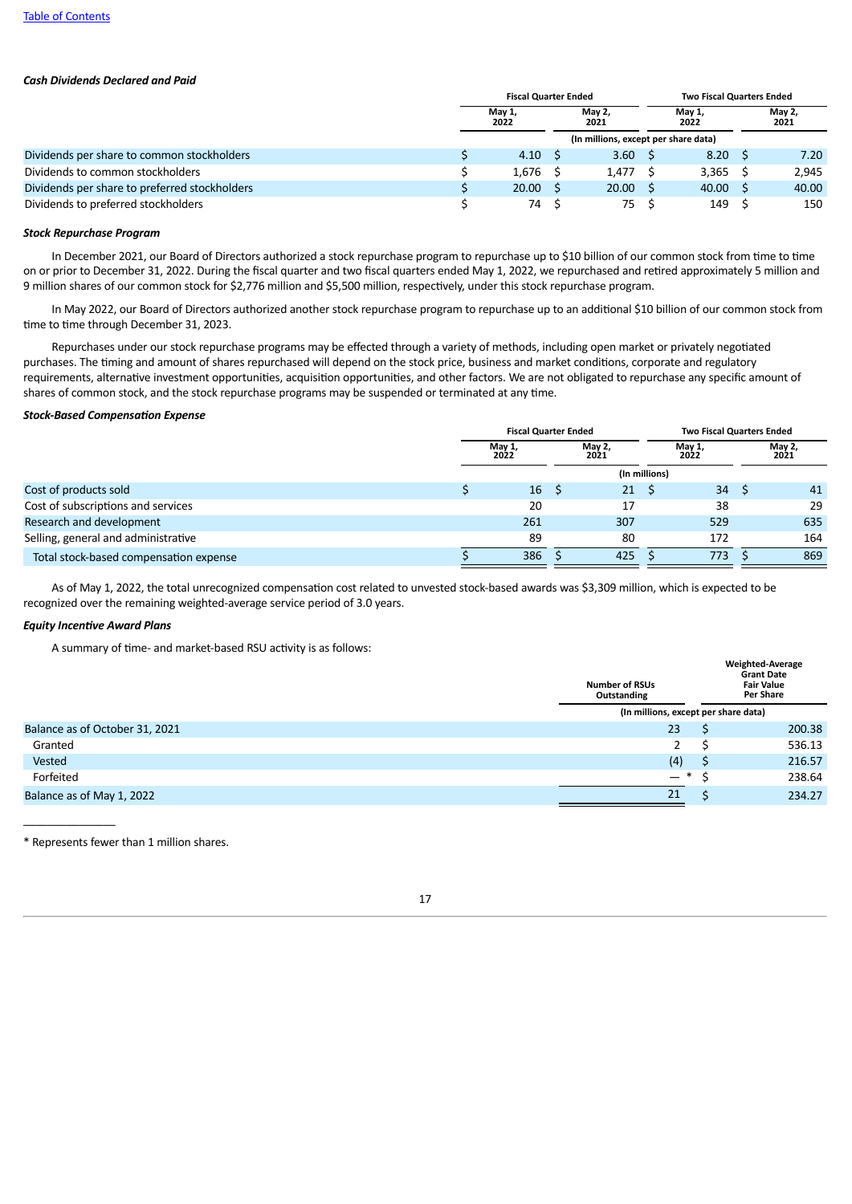[Table of Contents](#)

***Cash Dividends Declared and Paid***

| | Fiscal Quarter Ended | | Two Fiscal Quarters Ended | |
|---|---|---|---|---|
| | May 1, 2022 | May 2, 2021 | May 1, 2022 | May 2, 2021 |
| | (In millions, except per share data) | | | |
| Dividends per share to common stockholders | $ 4.10 | $ 3.60 | $ 8.20 | $ 7.20 |
| Dividends to common stockholders | $ 1,676 | $ 1,477 | $ 3,365 | $ 2,945 |
| Dividends per share to preferred stockholders | $ 20.00 | $ 20.00 | $ 40.00 | $ 40.00 |
| Dividends to preferred stockholders | $ 74 | $ 75 | $ 149 | $ 150 |

***Stock Repurchase Program***

In December 2021, our Board of Directors authorized a stock repurchase program to repurchase up to $10 billion of our common stock from time to time on or prior to December 31, 2022. During the fiscal quarter and two fiscal quarters ended May 1, 2022, we repurchased and retired approximately 5 million and 9 million shares of our common stock for $2,776 million and $5,500 million, respectively, under this stock repurchase program.

In May 2022, our Board of Directors authorized another stock repurchase program to repurchase up to an additional $10 billion of our common stock from time to time through December 31, 2023.

Repurchases under our stock repurchase programs may be effected through a variety of methods, including open market or privately negotiated purchases. The timing and amount of shares repurchased will depend on the stock price, business and market conditions, corporate and regulatory requirements, alternative investment opportunities, acquisition opportunities, and other factors. We are not obligated to repurchase any specific amount of shares of common stock, and the stock repurchase programs may be suspended or terminated at any time.

***Stock-Based Compensation Expense***

| | Fiscal Quarter Ended | | Two Fiscal Quarters Ended | |
|---|---|---|---|---|
| | May 1, 2022 | May 2, 2021 | May 1, 2022 | May 2, 2021 |
| | (In millions) | | | |
| Cost of products sold | $ 16 | $ 21 | $ 34 | $ 41 |
| Cost of subscriptions and services | 20 | 17 | 38 | 29 |
| Research and development | 261 | 307 | 529 | 635 |
| Selling, general and administrative | 89 | 80 | 172 | 164 |
| Total stock-based compensation expense | $ 386 | $ 425 | $ 773 | $ 869 |

As of May 1, 2022, the total unrecognized compensation cost related to unvested stock-based awards was $3,309 million, which is expected to be recognized over the remaining weighted-average service period of 3.0 years.

***Equity Incentive Award Plans***

A summary of time- and market-based RSU activity is as follows:

| | Number of RSUs Outstanding | Weighted-Average Grant Date Fair Value Per Share |
|---|---|---|
| | (In millions, except per share data) | |
| Balance as of October 31, 2021 | 23 | $ 200.38 |
| Granted | 2 | $ 536.13 |
| Vested | (4) | $ 216.57 |
| Forfeited | — * | $ 238.64 |
| Balance as of May 1, 2022 | 21 | $ 234.27 |

* Represents fewer than 1 million shares.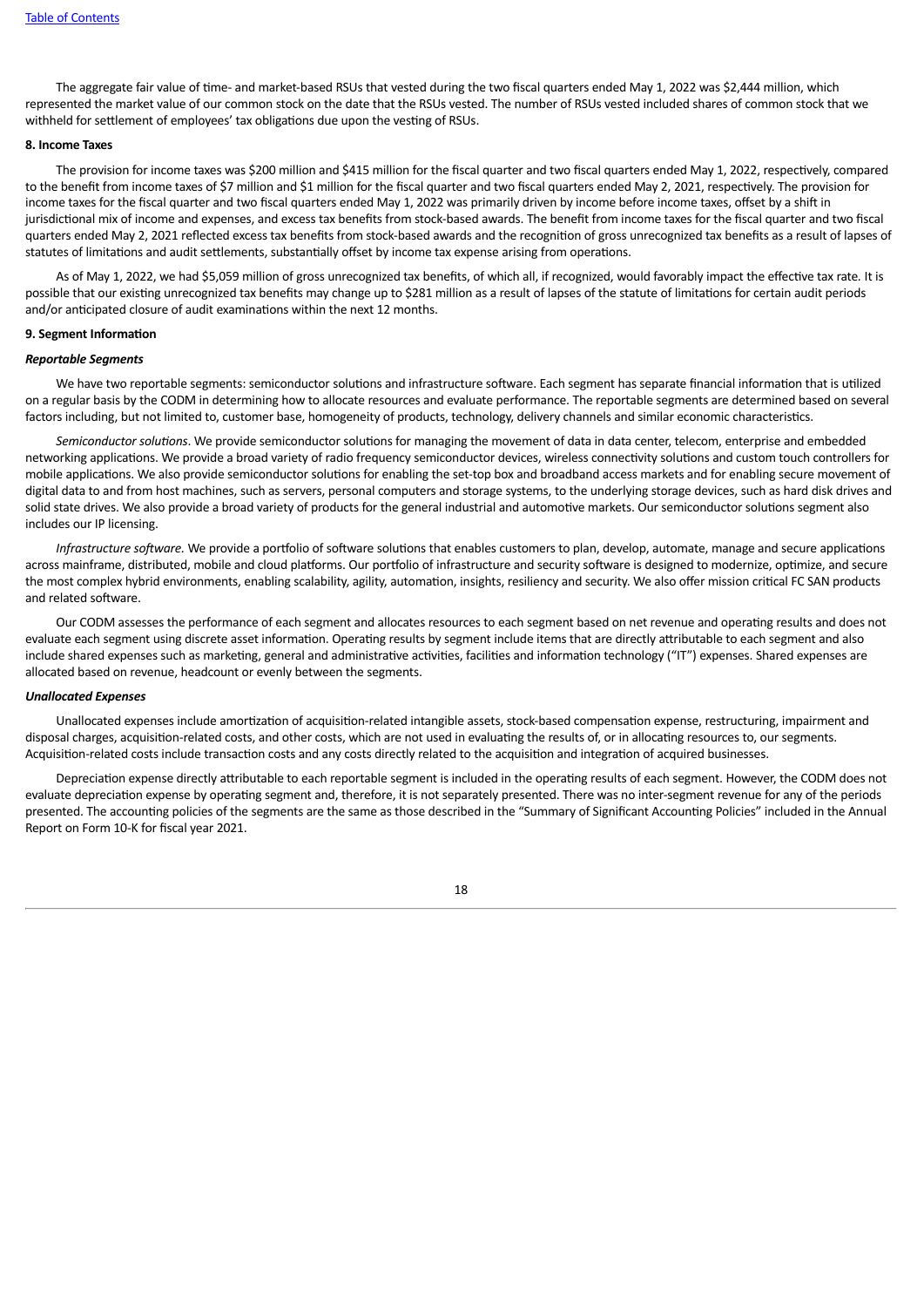The aggregate fair value of time- and market-based RSUs that vested during the two fiscal quarters ended May 1, 2022 was $2,444 million, which represented the market value of our common stock on the date that the RSUs vested. The number of RSUs vested included shares of common stock that we withheld for settlement of employees' tax obligations due upon the vesting of RSUs.

**8. Income Taxes**

The provision for income taxes was $200 million and $415 million for the fiscal quarter and two fiscal quarters ended May 1, 2022, respectively, compared to the benefit from income taxes of $7 million and $1 million for the fiscal quarter and two fiscal quarters ended May 2, 2021, respectively. The provision for income taxes for the fiscal quarter and two fiscal quarters ended May 1, 2022 was primarily driven by income before income taxes, offset by a shift in jurisdictional mix of income and expenses, and excess tax benefits from stock-based awards. The benefit from income taxes for the fiscal quarter and two fiscal quarters ended May 2, 2021 reflected excess tax benefits from stock-based awards and the recognition of gross unrecognized tax benefits as a result of lapses of statutes of limitations and audit settlements, substantially offset by income tax expense arising from operations.

As of May 1, 2022, we had $5,059 million of gross unrecognized tax benefits, of which all, if recognized, would favorably impact the effective tax rate. It is possible that our existing unrecognized tax benefits may change up to $281 million as a result of lapses of the statute of limitations for certain audit periods and/or anticipated closure of audit examinations within the next 12 months.

**9. Segment Information**

***Reportable Segments***

We have two reportable segments: semiconductor solutions and infrastructure software. Each segment has separate financial information that is utilized on a regular basis by the CODM in determining how to allocate resources and evaluate performance. The reportable segments are determined based on several factors including, but not limited to, customer base, homogeneity of products, technology, delivery channels and similar economic characteristics.

*Semiconductor solutions*. We provide semiconductor solutions for managing the movement of data in data center, telecom, enterprise and embedded networking applications. We provide a broad variety of radio frequency semiconductor devices, wireless connectivity solutions and custom touch controllers for mobile applications. We also provide semiconductor solutions for enabling the set-top box and broadband access markets and for enabling secure movement of digital data to and from host machines, such as servers, personal computers and storage systems, to the underlying storage devices, such as hard disk drives and solid state drives. We also provide a broad variety of products for the general industrial and automotive markets. Our semiconductor solutions segment also includes our IP licensing.

*Infrastructure software.* We provide a portfolio of software solutions that enables customers to plan, develop, automate, manage and secure applications across mainframe, distributed, mobile and cloud platforms. Our portfolio of infrastructure and security software is designed to modernize, optimize, and secure the most complex hybrid environments, enabling scalability, agility, automation, insights, resiliency and security. We also offer mission critical FC SAN products and related software.

Our CODM assesses the performance of each segment and allocates resources to each segment based on net revenue and operating results and does not evaluate each segment using discrete asset information. Operating results by segment include items that are directly attributable to each segment and also include shared expenses such as marketing, general and administrative activities, facilities and information technology ("IT") expenses. Shared expenses are allocated based on revenue, headcount or evenly between the segments.

***Unallocated Expenses***

Unallocated expenses include amortization of acquisition-related intangible assets, stock-based compensation expense, restructuring, impairment and disposal charges, acquisition-related costs, and other costs, which are not used in evaluating the results of, or in allocating resources to, our segments. Acquisition-related costs include transaction costs and any costs directly related to the acquisition and integration of acquired businesses.

Depreciation expense directly attributable to each reportable segment is included in the operating results of each segment. However, the CODM does not evaluate depreciation expense by operating segment and, therefore, it is not separately presented. There was no inter-segment revenue for any of the periods presented. The accounting policies of the segments are the same as those described in the "Summary of Significant Accounting Policies" included in the Annual Report on Form 10-K for fiscal year 2021.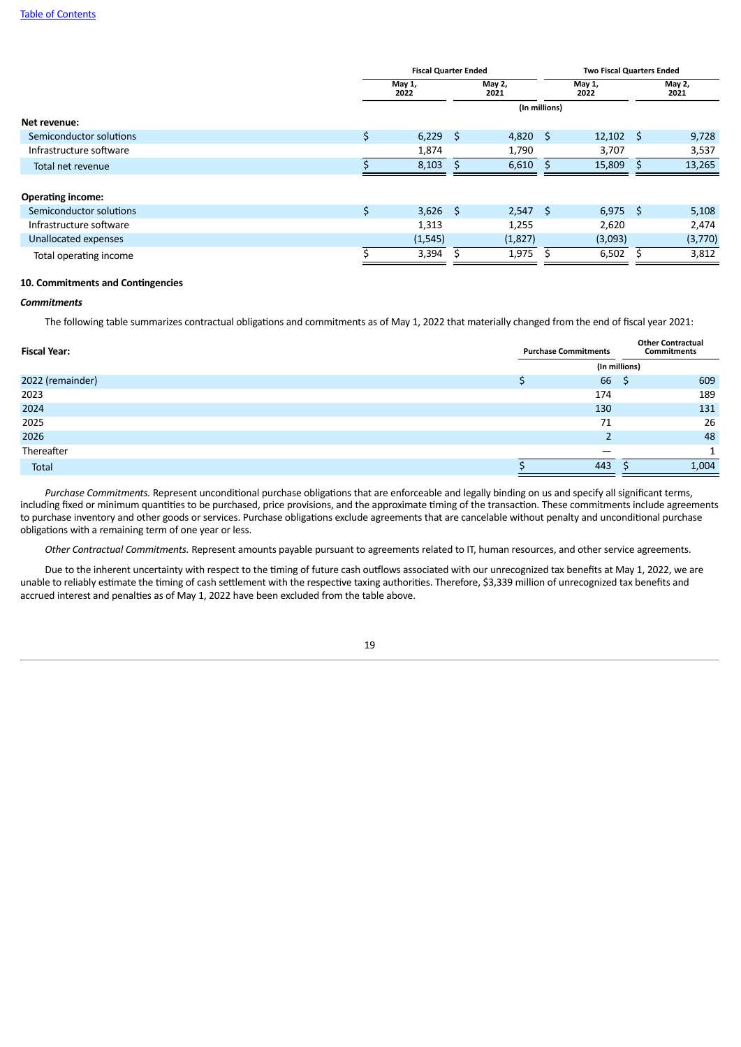|  | Fiscal Quarter Ended |  | Two Fiscal Quarters Ended |  |
|---|---|---|---|---|
|  | May 1, 2022 | May 2, 2021 | May 1, 2022 | May 2, 2021 |
|  | (In millions) |  |  |  |
| **Net revenue:** |  |  |  |  |
| Semiconductor solutions | $ 6,229 | $ 4,820 | $ 12,102 | $ 9,728 |
| Infrastructure software | 1,874 | 1,790 | 3,707 | 3,537 |
| Total net revenue | $ 8,103 | $ 6,610 | $ 15,809 | $ 13,265 |
| **Operating income:** |  |  |  |  |
| Semiconductor solutions | $ 3,626 | $ 2,547 | $ 6,975 | $ 5,108 |
| Infrastructure software | 1,313 | 1,255 | 2,620 | 2,474 |
| Unallocated expenses | (1,545) | (1,827) | (3,093) | (3,770) |
| Total operating income | $ 3,394 | $ 1,975 | $ 6,502 | $ 3,812 |

**10. Commitments and Contingencies**

***Commitments***

The following table summarizes contractual obligations and commitments as of May 1, 2022 that materially changed from the end of fiscal year 2021:

| Fiscal Year: | Purchase Commitments | Other Contractual Commitments |
|---|---|---|
|  | (In millions) |  |
| 2022 (remainder) | $ 66 | $ 609 |
| 2023 | 174 | 189 |
| 2024 | 130 | 131 |
| 2025 | 71 | 26 |
| 2026 | 2 | 48 |
| Thereafter | — | 1 |
| Total | $ 443 | $ 1,004 |

*Purchase Commitments.* Represent unconditional purchase obligations that are enforceable and legally binding on us and specify all significant terms, including fixed or minimum quantities to be purchased, price provisions, and the approximate timing of the transaction. These commitments include agreements to purchase inventory and other goods or services. Purchase obligations exclude agreements that are cancelable without penalty and unconditional purchase obligations with a remaining term of one year or less.

*Other Contractual Commitments.* Represent amounts payable pursuant to agreements related to IT, human resources, and other service agreements.

Due to the inherent uncertainty with respect to the timing of future cash outflows associated with our unrecognized tax benefits at May 1, 2022, we are unable to reliably estimate the timing of cash settlement with the respective taxing authorities. Therefore, $3,339 million of unrecognized tax benefits and accrued interest and penalties as of May 1, 2022 have been excluded from the table above.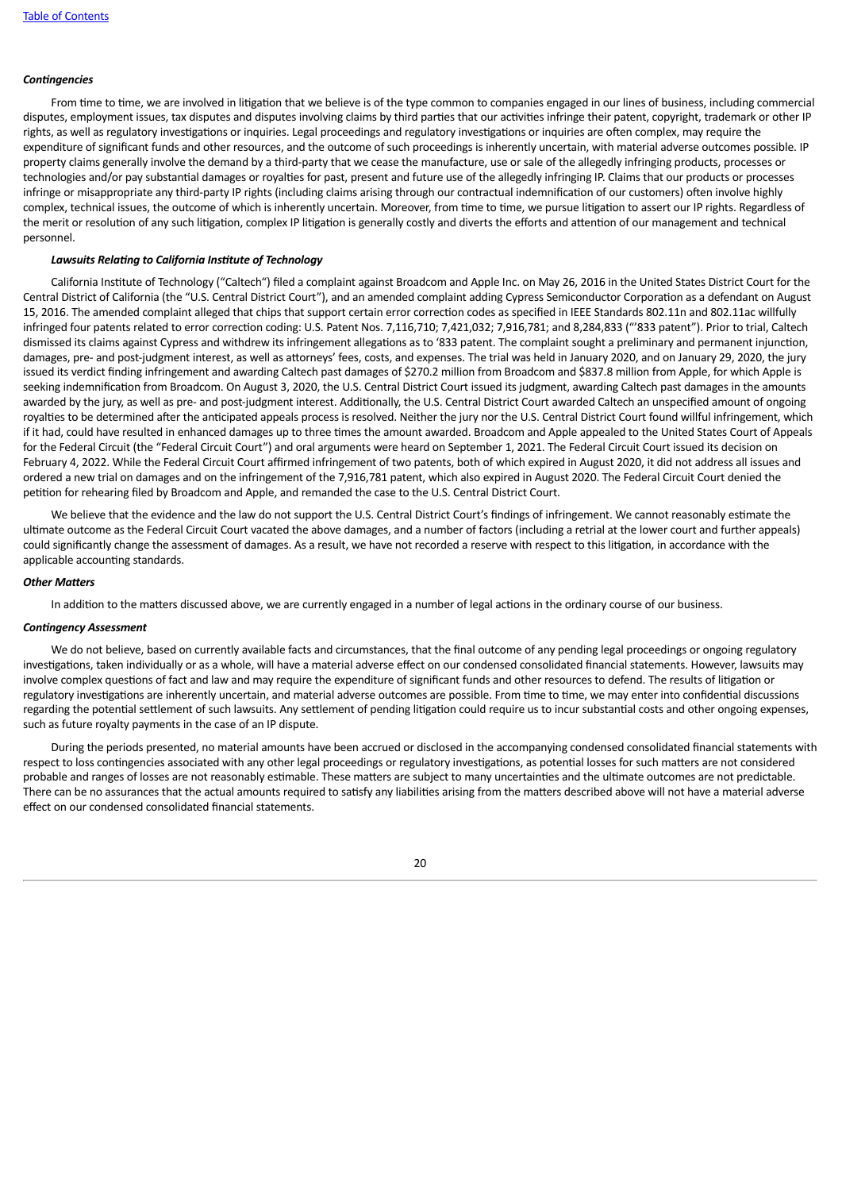***Contingencies***

From time to time, we are involved in litigation that we believe is of the type common to companies engaged in our lines of business, including commercial disputes, employment issues, tax disputes and disputes involving claims by third parties that our activities infringe their patent, copyright, trademark or other IP rights, as well as regulatory investigations or inquiries. Legal proceedings and regulatory investigations or inquiries are often complex, may require the expenditure of significant funds and other resources, and the outcome of such proceedings is inherently uncertain, with material adverse outcomes possible. IP property claims generally involve the demand by a third-party that we cease the manufacture, use or sale of the allegedly infringing products, processes or technologies and/or pay substantial damages or royalties for past, present and future use of the allegedly infringing IP. Claims that our products or processes infringe or misappropriate any third-party IP rights (including claims arising through our contractual indemnification of our customers) often involve highly complex, technical issues, the outcome of which is inherently uncertain. Moreover, from time to time, we pursue litigation to assert our IP rights. Regardless of the merit or resolution of any such litigation, complex IP litigation is generally costly and diverts the efforts and attention of our management and technical personnel.

***Lawsuits Relating to California Institute of Technology***

California Institute of Technology ("Caltech") filed a complaint against Broadcom and Apple Inc. on May 26, 2016 in the United States District Court for the Central District of California (the "U.S. Central District Court"), and an amended complaint adding Cypress Semiconductor Corporation as a defendant on August 15, 2016. The amended complaint alleged that chips that support certain error correction codes as specified in IEEE Standards 802.11n and 802.11ac willfully infringed four patents related to error correction coding: U.S. Patent Nos. 7,116,710; 7,421,032; 7,916,781; and 8,284,833 ("'833 patent"). Prior to trial, Caltech dismissed its claims against Cypress and withdrew its infringement allegations as to '833 patent. The complaint sought a preliminary and permanent injunction, damages, pre- and post-judgment interest, as well as attorneys' fees, costs, and expenses. The trial was held in January 2020, and on January 29, 2020, the jury issued its verdict finding infringement and awarding Caltech past damages of $270.2 million from Broadcom and $837.8 million from Apple, for which Apple is seeking indemnification from Broadcom. On August 3, 2020, the U.S. Central District Court issued its judgment, awarding Caltech past damages in the amounts awarded by the jury, as well as pre- and post-judgment interest. Additionally, the U.S. Central District Court awarded Caltech an unspecified amount of ongoing royalties to be determined after the anticipated appeals process is resolved. Neither the jury nor the U.S. Central District Court found willful infringement, which if it had, could have resulted in enhanced damages up to three times the amount awarded. Broadcom and Apple appealed to the United States Court of Appeals for the Federal Circuit (the "Federal Circuit Court") and oral arguments were heard on September 1, 2021. The Federal Circuit Court issued its decision on February 4, 2022. While the Federal Circuit Court affirmed infringement of two patents, both of which expired in August 2020, it did not address all issues and ordered a new trial on damages and on the infringement of the 7,916,781 patent, which also expired in August 2020. The Federal Circuit Court denied the petition for rehearing filed by Broadcom and Apple, and remanded the case to the U.S. Central District Court.

We believe that the evidence and the law do not support the U.S. Central District Court's findings of infringement. We cannot reasonably estimate the ultimate outcome as the Federal Circuit Court vacated the above damages, and a number of factors (including a retrial at the lower court and further appeals) could significantly change the assessment of damages. As a result, we have not recorded a reserve with respect to this litigation, in accordance with the applicable accounting standards.

***Other Matters***

In addition to the matters discussed above, we are currently engaged in a number of legal actions in the ordinary course of our business.

***Contingency Assessment***

We do not believe, based on currently available facts and circumstances, that the final outcome of any pending legal proceedings or ongoing regulatory investigations, taken individually or as a whole, will have a material adverse effect on our condensed consolidated financial statements. However, lawsuits may involve complex questions of fact and law and may require the expenditure of significant funds and other resources to defend. The results of litigation or regulatory investigations are inherently uncertain, and material adverse outcomes are possible. From time to time, we may enter into confidential discussions regarding the potential settlement of such lawsuits. Any settlement of pending litigation could require us to incur substantial costs and other ongoing expenses, such as future royalty payments in the case of an IP dispute.

During the periods presented, no material amounts have been accrued or disclosed in the accompanying condensed consolidated financial statements with respect to loss contingencies associated with any other legal proceedings or regulatory investigations, as potential losses for such matters are not considered probable and ranges of losses are not reasonably estimable. These matters are subject to many uncertainties and the ultimate outcomes are not predictable. There can be no assurances that the actual amounts required to satisfy any liabilities arising from the matters described above will not have a material adverse effect on our condensed consolidated financial statements.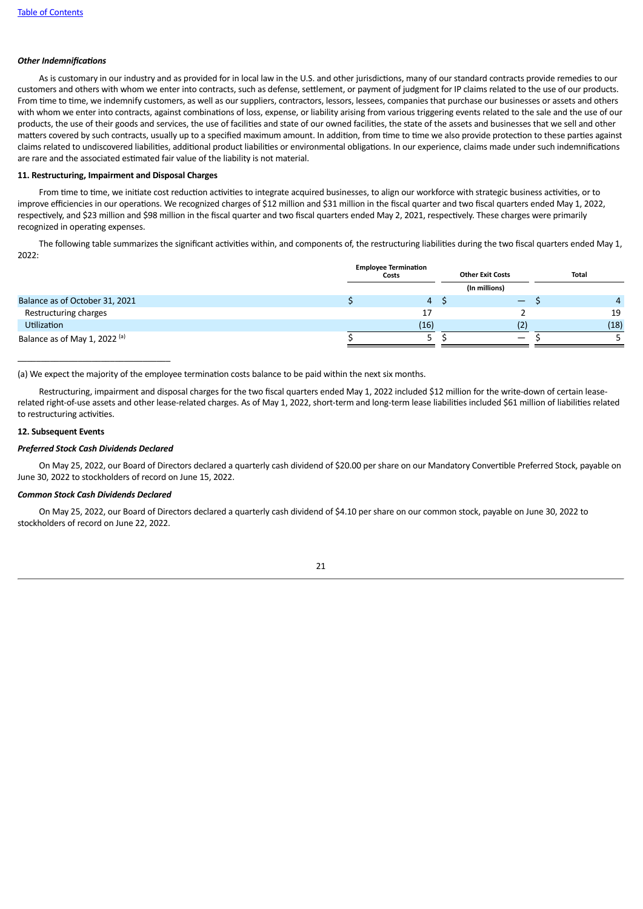*Other Indemnifications*

As is customary in our industry and as provided for in local law in the U.S. and other jurisdictions, many of our standard contracts provide remedies to our customers and others with whom we enter into contracts, such as defense, settlement, or payment of judgment for IP claims related to the use of our products. From time to time, we indemnify customers, as well as our suppliers, contractors, lessors, lessees, companies that purchase our businesses or assets and others with whom we enter into contracts, against combinations of loss, expense, or liability arising from various triggering events related to the sale and the use of our products, the use of their goods and services, the use of facilities and state of our owned facilities, the state of the assets and businesses that we sell and other matters covered by such contracts, usually up to a specified maximum amount. In addition, from time to time we also provide protection to these parties against claims related to undiscovered liabilities, additional product liabilities or environmental obligations. In our experience, claims made under such indemnifications are rare and the associated estimated fair value of the liability is not material.

**11. Restructuring, Impairment and Disposal Charges**

From time to time, we initiate cost reduction activities to integrate acquired businesses, to align our workforce with strategic business activities, or to improve efficiencies in our operations. We recognized charges of $12 million and $31 million in the fiscal quarter and two fiscal quarters ended May 1, 2022, respectively, and $23 million and $98 million in the fiscal quarter and two fiscal quarters ended May 2, 2021, respectively. These charges were primarily recognized in operating expenses.

The following table summarizes the significant activities within, and components of, the restructuring liabilities during the two fiscal quarters ended May 1, 2022:

| | Employee Termination Costs | Other Exit Costs | Total |
|---|---|---|---|
| | | (In millions) | |
| Balance as of October 31, 2021 | $ 4 | $ — | $ 4 |
| Restructuring charges | 17 | 2 | 19 |
| Utilization | (16) | (2) | (18) |
| Balance as of May 1, 2022 [(a)] | $ 5 | $ — | $ 5 |

(a) We expect the majority of the employee termination costs balance to be paid within the next six months.

Restructuring, impairment and disposal charges for the two fiscal quarters ended May 1, 2022 included $12 million for the write-down of certain lease-related right-of-use assets and other lease-related charges. As of May 1, 2022, short-term and long-term lease liabilities included $61 million of liabilities related to restructuring activities.

**12. Subsequent Events**

***Preferred Stock Cash Dividends Declared***

On May 25, 2022, our Board of Directors declared a quarterly cash dividend of $20.00 per share on our Mandatory Convertible Preferred Stock, payable on June 30, 2022 to stockholders of record on June 15, 2022.

***Common Stock Cash Dividends Declared***

On May 25, 2022, our Board of Directors declared a quarterly cash dividend of $4.10 per share on our common stock, payable on June 30, 2022 to stockholders of record on June 22, 2022.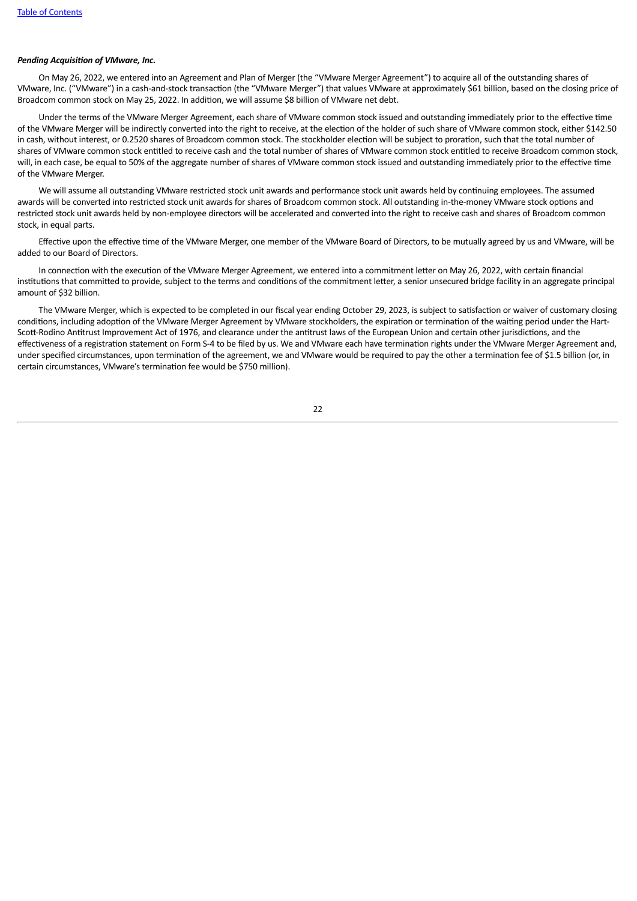***Pending Acquisition of VMware, Inc.***

On May 26, 2022, we entered into an Agreement and Plan of Merger (the "VMware Merger Agreement") to acquire all of the outstanding shares of VMware, Inc. ("VMware") in a cash-and-stock transaction (the "VMware Merger") that values VMware at approximately $61 billion, based on the closing price of Broadcom common stock on May 25, 2022. In addition, we will assume $8 billion of VMware net debt.

Under the terms of the VMware Merger Agreement, each share of VMware common stock issued and outstanding immediately prior to the effective time of the VMware Merger will be indirectly converted into the right to receive, at the election of the holder of such share of VMware common stock, either $142.50 in cash, without interest, or 0.2520 shares of Broadcom common stock. The stockholder election will be subject to proration, such that the total number of shares of VMware common stock entitled to receive cash and the total number of shares of VMware common stock entitled to receive Broadcom common stock, will, in each case, be equal to 50% of the aggregate number of shares of VMware common stock issued and outstanding immediately prior to the effective time of the VMware Merger.

We will assume all outstanding VMware restricted stock unit awards and performance stock unit awards held by continuing employees. The assumed awards will be converted into restricted stock unit awards for shares of Broadcom common stock. All outstanding in-the-money VMware stock options and restricted stock unit awards held by non-employee directors will be accelerated and converted into the right to receive cash and shares of Broadcom common stock, in equal parts.

Effective upon the effective time of the VMware Merger, one member of the VMware Board of Directors, to be mutually agreed by us and VMware, will be added to our Board of Directors.

In connection with the execution of the VMware Merger Agreement, we entered into a commitment letter on May 26, 2022, with certain financial institutions that committed to provide, subject to the terms and conditions of the commitment letter, a senior unsecured bridge facility in an aggregate principal amount of $32 billion.

The VMware Merger, which is expected to be completed in our fiscal year ending October 29, 2023, is subject to satisfaction or waiver of customary closing conditions, including adoption of the VMware Merger Agreement by VMware stockholders, the expiration or termination of the waiting period under the Hart-Scott-Rodino Antitrust Improvement Act of 1976, and clearance under the antitrust laws of the European Union and certain other jurisdictions, and the effectiveness of a registration statement on Form S-4 to be filed by us. We and VMware each have termination rights under the VMware Merger Agreement and, under specified circumstances, upon termination of the agreement, we and VMware would be required to pay the other a termination fee of $1.5 billion (or, in certain circumstances, VMware's termination fee would be $750 million).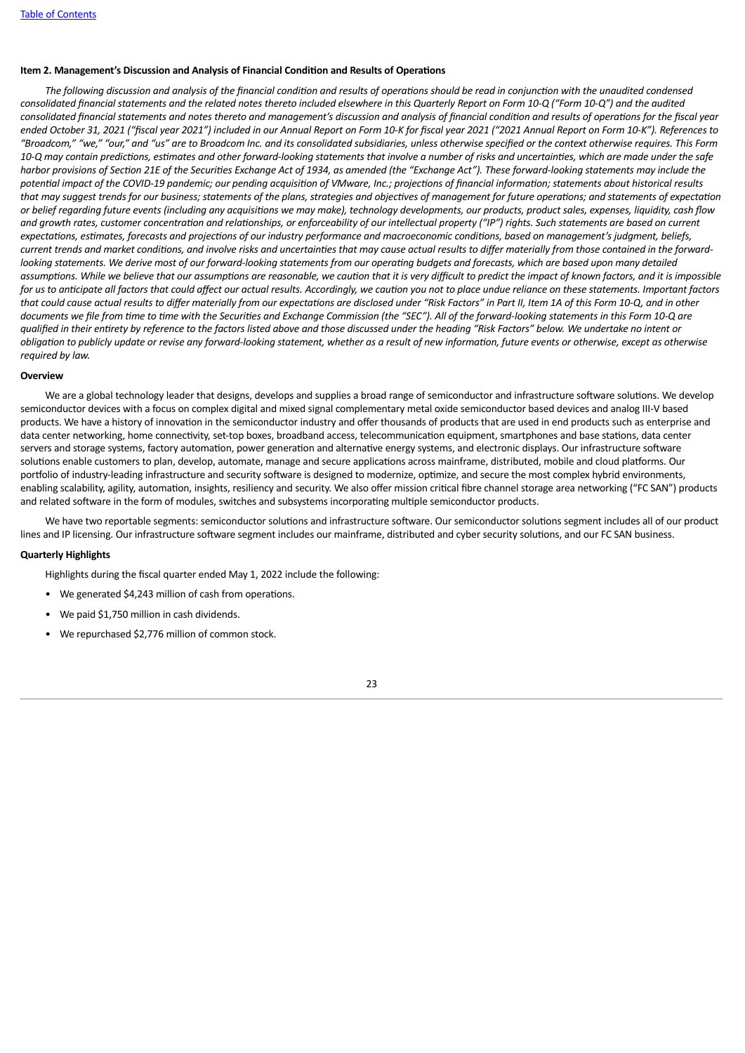### Item 2. Management's Discussion and Analysis of Financial Condition and Results of Operations

*The following discussion and analysis of the financial condition and results of operations should be read in conjunction with the unaudited condensed consolidated financial statements and the related notes thereto included elsewhere in this Quarterly Report on Form 10-Q ("Form 10-Q") and the audited consolidated financial statements and notes thereto and management's discussion and analysis of financial condition and results of operations for the fiscal year ended October 31, 2021 ("fiscal year 2021") included in our Annual Report on Form 10-K for fiscal year 2021 ("2021 Annual Report on Form 10-K"). References to "Broadcom," "we," "our," and "us" are to Broadcom Inc. and its consolidated subsidiaries, unless otherwise specified or the context otherwise requires. This Form 10-Q may contain predictions, estimates and other forward-looking statements that involve a number of risks and uncertainties, which are made under the safe harbor provisions of Section 21E of the Securities Exchange Act of 1934, as amended (the "Exchange Act"). These forward-looking statements may include the potential impact of the COVID-19 pandemic; our pending acquisition of VMware, Inc.; projections of financial information; statements about historical results that may suggest trends for our business; statements of the plans, strategies and objectives of management for future operations; and statements of expectation or belief regarding future events (including any acquisitions we may make), technology developments, our products, product sales, expenses, liquidity, cash flow and growth rates, customer concentration and relationships, or enforceability of our intellectual property ("IP") rights. Such statements are based on current expectations, estimates, forecasts and projections of our industry performance and macroeconomic conditions, based on management's judgment, beliefs, current trends and market conditions, and involve risks and uncertainties that may cause actual results to differ materially from those contained in the forward-looking statements. We derive most of our forward-looking statements from our operating budgets and forecasts, which are based upon many detailed assumptions. While we believe that our assumptions are reasonable, we caution that it is very difficult to predict the impact of known factors, and it is impossible for us to anticipate all factors that could affect our actual results. Accordingly, we caution you not to place undue reliance on these statements. Important factors that could cause actual results to differ materially from our expectations are disclosed under "Risk Factors" in Part II, Item 1A of this Form 10-Q, and in other documents we file from time to time with the Securities and Exchange Commission (the "SEC"). All of the forward-looking statements in this Form 10-Q are qualified in their entirety by reference to the factors listed above and those discussed under the heading "Risk Factors" below. We undertake no intent or obligation to publicly update or revise any forward-looking statement, whether as a result of new information, future events or otherwise, except as otherwise required by law.*

#### Overview

We are a global technology leader that designs, develops and supplies a broad range of semiconductor and infrastructure software solutions. We develop semiconductor devices with a focus on complex digital and mixed signal complementary metal oxide semiconductor based devices and analog III-V based products. We have a history of innovation in the semiconductor industry and offer thousands of products that are used in end products such as enterprise and data center networking, home connectivity, set-top boxes, broadband access, telecommunication equipment, smartphones and base stations, data center servers and storage systems, factory automation, power generation and alternative energy systems, and electronic displays. Our infrastructure software solutions enable customers to plan, develop, automate, manage and secure applications across mainframe, distributed, mobile and cloud platforms. Our portfolio of industry-leading infrastructure and security software is designed to modernize, optimize, and secure the most complex hybrid environments, enabling scalability, agility, automation, insights, resiliency and security. We also offer mission critical fibre channel storage area networking ("FC SAN") products and related software in the form of modules, switches and subsystems incorporating multiple semiconductor products.

We have two reportable segments: semiconductor solutions and infrastructure software. Our semiconductor solutions segment includes all of our product lines and IP licensing. Our infrastructure software segment includes our mainframe, distributed and cyber security solutions, and our FC SAN business.

#### Quarterly Highlights

Highlights during the fiscal quarter ended May 1, 2022 include the following:

- We generated $4,243 million of cash from operations.
- We paid $1,750 million in cash dividends.
- We repurchased $2,776 million of common stock.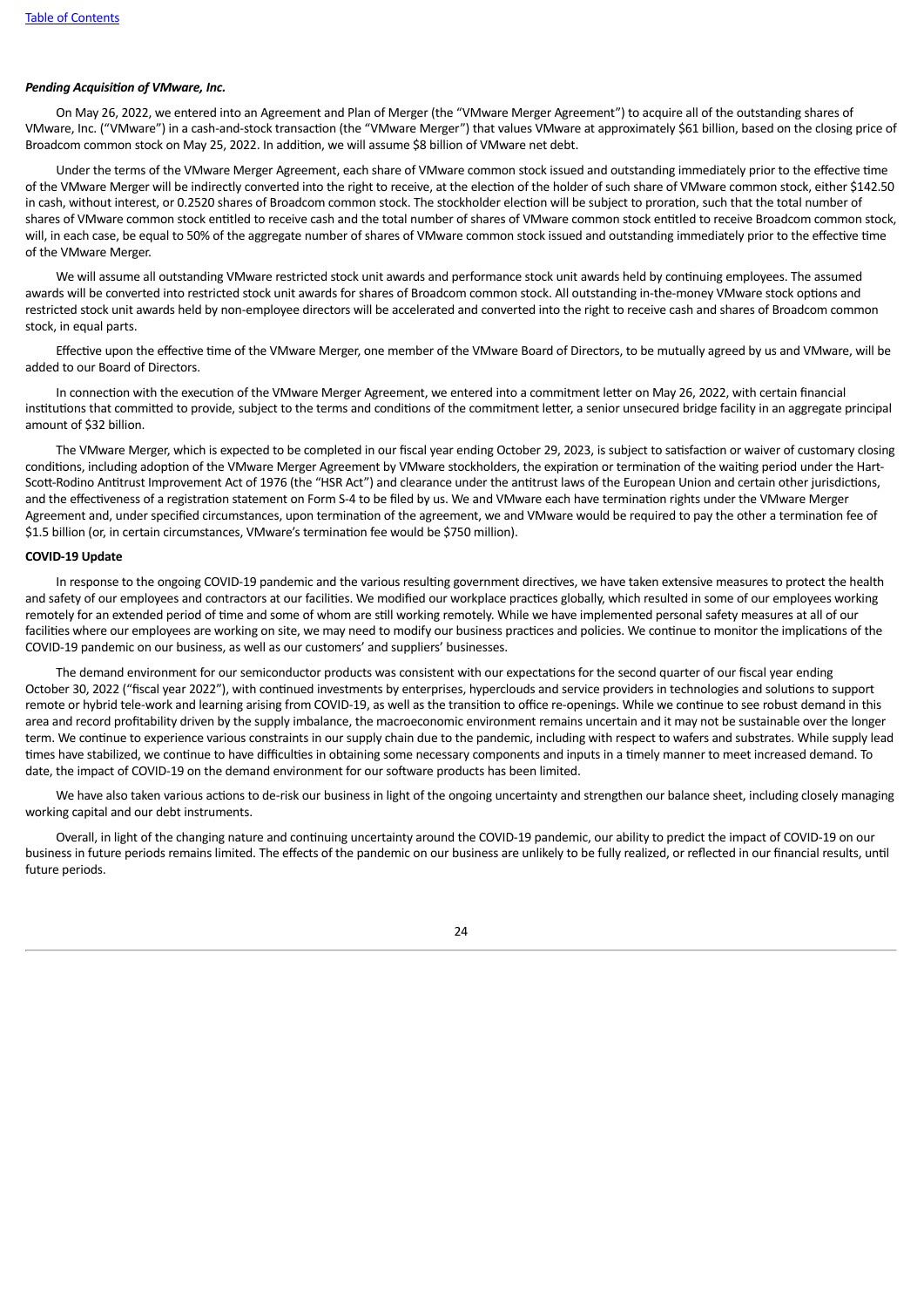***Pending Acquisition of VMware, Inc.***

On May 26, 2022, we entered into an Agreement and Plan of Merger (the "VMware Merger Agreement") to acquire all of the outstanding shares of VMware, Inc. ("VMware") in a cash-and-stock transaction (the "VMware Merger") that values VMware at approximately $61 billion, based on the closing price of Broadcom common stock on May 25, 2022. In addition, we will assume $8 billion of VMware net debt.

Under the terms of the VMware Merger Agreement, each share of VMware common stock issued and outstanding immediately prior to the effective time of the VMware Merger will be indirectly converted into the right to receive, at the election of the holder of such share of VMware common stock, either $142.50 in cash, without interest, or 0.2520 shares of Broadcom common stock. The stockholder election will be subject to proration, such that the total number of shares of VMware common stock entitled to receive cash and the total number of shares of VMware common stock entitled to receive Broadcom common stock, will, in each case, be equal to 50% of the aggregate number of shares of VMware common stock issued and outstanding immediately prior to the effective time of the VMware Merger.

We will assume all outstanding VMware restricted stock unit awards and performance stock unit awards held by continuing employees. The assumed awards will be converted into restricted stock unit awards for shares of Broadcom common stock. All outstanding in-the-money VMware stock options and restricted stock unit awards held by non-employee directors will be accelerated and converted into the right to receive cash and shares of Broadcom common stock, in equal parts.

Effective upon the effective time of the VMware Merger, one member of the VMware Board of Directors, to be mutually agreed by us and VMware, will be added to our Board of Directors.

In connection with the execution of the VMware Merger Agreement, we entered into a commitment letter on May 26, 2022, with certain financial institutions that committed to provide, subject to the terms and conditions of the commitment letter, a senior unsecured bridge facility in an aggregate principal amount of $32 billion.

The VMware Merger, which is expected to be completed in our fiscal year ending October 29, 2023, is subject to satisfaction or waiver of customary closing conditions, including adoption of the VMware Merger Agreement by VMware stockholders, the expiration or termination of the waiting period under the Hart-Scott-Rodino Antitrust Improvement Act of 1976 (the "HSR Act") and clearance under the antitrust laws of the European Union and certain other jurisdictions, and the effectiveness of a registration statement on Form S-4 to be filed by us. We and VMware each have termination rights under the VMware Merger Agreement and, under specified circumstances, upon termination of the agreement, we and VMware would be required to pay the other a termination fee of $1.5 billion (or, in certain circumstances, VMware's termination fee would be $750 million).

**COVID-19 Update**

In response to the ongoing COVID-19 pandemic and the various resulting government directives, we have taken extensive measures to protect the health and safety of our employees and contractors at our facilities. We modified our workplace practices globally, which resulted in some of our employees working remotely for an extended period of time and some of whom are still working remotely. While we have implemented personal safety measures at all of our facilities where our employees are working on site, we may need to modify our business practices and policies. We continue to monitor the implications of the COVID-19 pandemic on our business, as well as our customers' and suppliers' businesses.

The demand environment for our semiconductor products was consistent with our expectations for the second quarter of our fiscal year ending October 30, 2022 ("fiscal year 2022"), with continued investments by enterprises, hyperclouds and service providers in technologies and solutions to support remote or hybrid tele-work and learning arising from COVID-19, as well as the transition to office re-openings. While we continue to see robust demand in this area and record profitability driven by the supply imbalance, the macroeconomic environment remains uncertain and it may not be sustainable over the longer term. We continue to experience various constraints in our supply chain due to the pandemic, including with respect to wafers and substrates. While supply lead times have stabilized, we continue to have difficulties in obtaining some necessary components and inputs in a timely manner to meet increased demand. To date, the impact of COVID-19 on the demand environment for our software products has been limited.

We have also taken various actions to de-risk our business in light of the ongoing uncertainty and strengthen our balance sheet, including closely managing working capital and our debt instruments.

Overall, in light of the changing nature and continuing uncertainty around the COVID-19 pandemic, our ability to predict the impact of COVID-19 on our business in future periods remains limited. The effects of the pandemic on our business are unlikely to be fully realized, or reflected in our financial results, until future periods.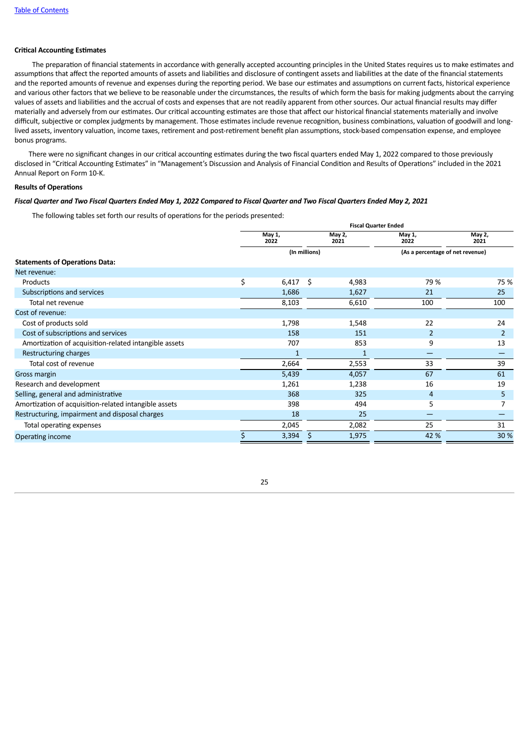[Table of Contents](#)

**Critical Accounting Estimates**

The preparation of financial statements in accordance with generally accepted accounting principles in the United States requires us to make estimates and assumptions that affect the reported amounts of assets and liabilities and disclosure of contingent assets and liabilities at the date of the financial statements and the reported amounts of revenue and expenses during the reporting period. We base our estimates and assumptions on current facts, historical experience and various other factors that we believe to be reasonable under the circumstances, the results of which form the basis for making judgments about the carrying values of assets and liabilities and the accrual of costs and expenses that are not readily apparent from other sources. Our actual financial results may differ materially and adversely from our estimates. Our critical accounting estimates are those that affect our historical financial statements materially and involve difficult, subjective or complex judgments by management. Those estimates include revenue recognition, business combinations, valuation of goodwill and long-lived assets, inventory valuation, income taxes, retirement and post-retirement benefit plan assumptions, stock-based compensation expense, and employee bonus programs.

There were no significant changes in our critical accounting estimates during the two fiscal quarters ended May 1, 2022 compared to those previously disclosed in "Critical Accounting Estimates" in "Management's Discussion and Analysis of Financial Condition and Results of Operations" included in the 2021 Annual Report on Form 10-K.

**Results of Operations**

***Fiscal Quarter and Two Fiscal Quarters Ended May 1, 2022 Compared to Fiscal Quarter and Two Fiscal Quarters Ended May 2, 2021***

The following tables set forth our results of operations for the periods presented:

| | Fiscal Quarter Ended | | | |
|---|---|---|---|---|
| | May 1, 2022 | May 2, 2021 | May 1, 2022 | May 2, 2021 |
| | (In millions) | | (As a percentage of net revenue) | |
| **Statements of Operations Data:** | | | | |
| Net revenue: | | | | |
| Products | $ 6,417 | $ 4,983 | 79 % | 75 % |
| Subscriptions and services | 1,686 | 1,627 | 21 | 25 |
| Total net revenue | 8,103 | 6,610 | 100 | 100 |
| Cost of revenue: | | | | |
| Cost of products sold | 1,798 | 1,548 | 22 | 24 |
| Cost of subscriptions and services | 158 | 151 | 2 | 2 |
| Amortization of acquisition-related intangible assets | 707 | 853 | 9 | 13 |
| Restructuring charges | 1 | 1 | — | — |
| Total cost of revenue | 2,664 | 2,553 | 33 | 39 |
| Gross margin | 5,439 | 4,057 | 67 | 61 |
| Research and development | 1,261 | 1,238 | 16 | 19 |
| Selling, general and administrative | 368 | 325 | 4 | 5 |
| Amortization of acquisition-related intangible assets | 398 | 494 | 5 | 7 |
| Restructuring, impairment and disposal charges | 18 | 25 | — | — |
| Total operating expenses | 2,045 | 2,082 | 25 | 31 |
| Operating income | $ 3,394 | $ 1,975 | 42 % | 30 % |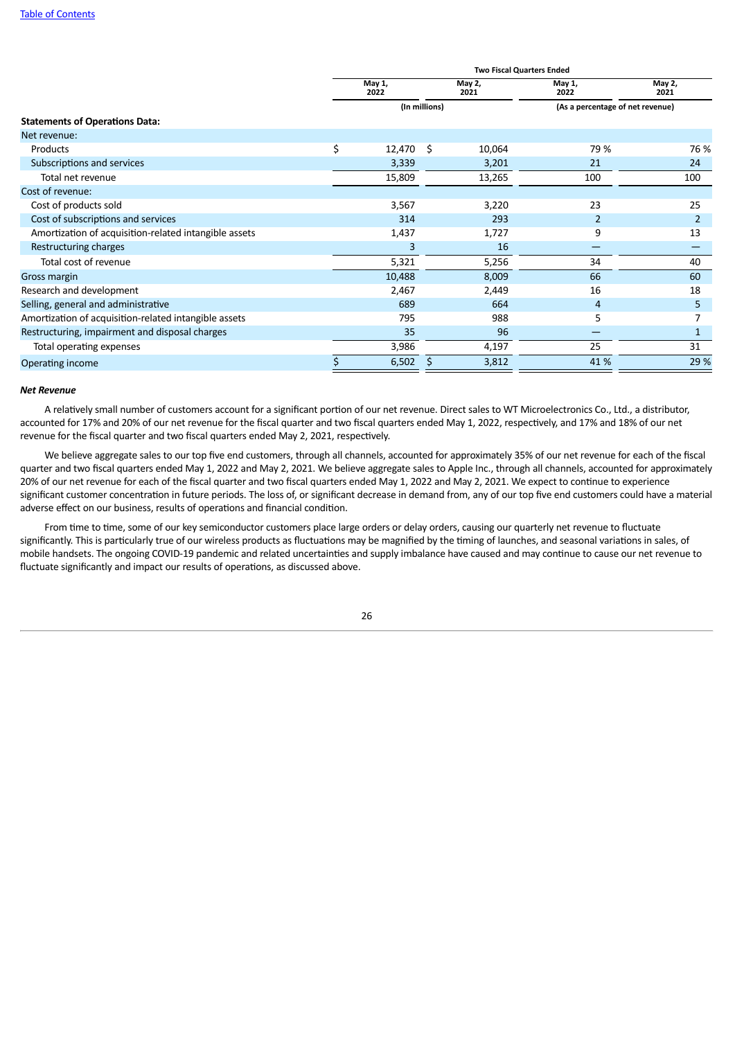| | Two Fiscal Quarters Ended | | | |
|---|---|---|---|---|
| | May 1, 2022 | May 2, 2021 | May 1, 2022 | May 2, 2021 |
| | (In millions) | | (As a percentage of net revenue) | |
| **Statements of Operations Data:** | | | | |
| Net revenue: | | | | |
| Products | $ 12,470 | $ 10,064 | 79 % | 76 % |
| Subscriptions and services | 3,339 | 3,201 | 21 | 24 |
| Total net revenue | 15,809 | 13,265 | 100 | 100 |
| Cost of revenue: | | | | |
| Cost of products sold | 3,567 | 3,220 | 23 | 25 |
| Cost of subscriptions and services | 314 | 293 | 2 | 2 |
| Amortization of acquisition-related intangible assets | 1,437 | 1,727 | 9 | 13 |
| Restructuring charges | 3 | 16 | — | — |
| Total cost of revenue | 5,321 | 5,256 | 34 | 40 |
| Gross margin | 10,488 | 8,009 | 66 | 60 |
| Research and development | 2,467 | 2,449 | 16 | 18 |
| Selling, general and administrative | 689 | 664 | 4 | 5 |
| Amortization of acquisition-related intangible assets | 795 | 988 | 5 | 7 |
| Restructuring, impairment and disposal charges | 35 | 96 | — | 1 |
| Total operating expenses | 3,986 | 4,197 | 25 | 31 |
| Operating income | $ 6,502 | $ 3,812 | 41 % | 29 % |

***Net Revenue***

A relatively small number of customers account for a significant portion of our net revenue. Direct sales to WT Microelectronics Co., Ltd., a distributor, accounted for 17% and 20% of our net revenue for the fiscal quarter and two fiscal quarters ended May 1, 2022, respectively, and 17% and 18% of our net revenue for the fiscal quarter and two fiscal quarters ended May 2, 2021, respectively.

We believe aggregate sales to our top five end customers, through all channels, accounted for approximately 35% of our net revenue for each of the fiscal quarter and two fiscal quarters ended May 1, 2022 and May 2, 2021. We believe aggregate sales to Apple Inc., through all channels, accounted for approximately 20% of our net revenue for each of the fiscal quarter and two fiscal quarters ended May 1, 2022 and May 2, 2021. We expect to continue to experience significant customer concentration in future periods. The loss of, or significant decrease in demand from, any of our top five end customers could have a material adverse effect on our business, results of operations and financial condition.

From time to time, some of our key semiconductor customers place large orders or delay orders, causing our quarterly net revenue to fluctuate significantly. This is particularly true of our wireless products as fluctuations may be magnified by the timing of launches, and seasonal variations in sales, of mobile handsets. The ongoing COVID-19 pandemic and related uncertainties and supply imbalance have caused and may continue to cause our net revenue to fluctuate significantly and impact our results of operations, as discussed above.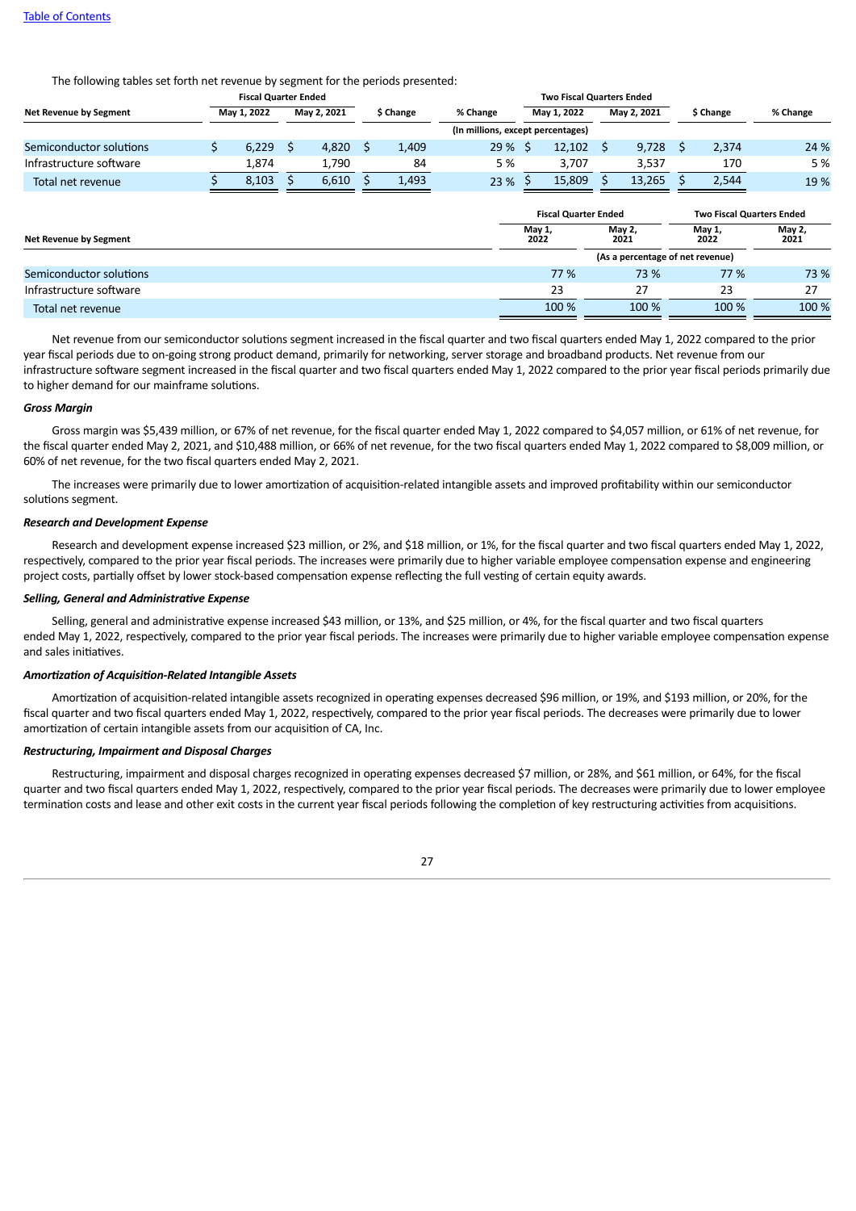The following tables set forth net revenue by segment for the periods presented:

| Net Revenue by Segment | Fiscal Quarter Ended | | | | Two Fiscal Quarters Ended | | | |
|---|---|---|---|---|---|---|---|---|
| | May 1, 2022 | May 2, 2021 | $ Change | % Change | May 1, 2022 | May 2, 2021 | $ Change | % Change |
| | (In millions, except percentages) | | | | | | | |
| Semiconductor solutions | $ 6,229 | $ 4,820 | $ 1,409 | 29 % | $ 12,102 | $ 9,728 | $ 2,374 | 24 % |
| Infrastructure software | 1,874 | 1,790 | 84 | 5 % | 3,707 | 3,537 | 170 | 5 % |
| Total net revenue | $ 8,103 | $ 6,610 | $ 1,493 | 23 % | $ 15,809 | $ 13,265 | $ 2,544 | 19 % |

| Net Revenue by Segment | Fiscal Quarter Ended | | Two Fiscal Quarters Ended | |
|---|---|---|---|---|
| | May 1, 2022 | May 2, 2021 | May 1, 2022 | May 2, 2021 |
| | (As a percentage of net revenue) | | | |
| Semiconductor solutions | 77 % | 73 % | 77 % | 73 % |
| Infrastructure software | 23 | 27 | 23 | 27 |
| Total net revenue | 100 % | 100 % | 100 % | 100 % |

Net revenue from our semiconductor solutions segment increased in the fiscal quarter and two fiscal quarters ended May 1, 2022 compared to the prior year fiscal periods due to on-going strong product demand, primarily for networking, server storage and broadband products. Net revenue from our infrastructure software segment increased in the fiscal quarter and two fiscal quarters ended May 1, 2022 compared to the prior year fiscal periods primarily due to higher demand for our mainframe solutions.

***Gross Margin***

Gross margin was $5,439 million, or 67% of net revenue, for the fiscal quarter ended May 1, 2022 compared to $4,057 million, or 61% of net revenue, for the fiscal quarter ended May 2, 2021, and $10,488 million, or 66% of net revenue, for the two fiscal quarters ended May 1, 2022 compared to $8,009 million, or 60% of net revenue, for the two fiscal quarters ended May 2, 2021.

The increases were primarily due to lower amortization of acquisition-related intangible assets and improved profitability within our semiconductor solutions segment.

***Research and Development Expense***

Research and development expense increased $23 million, or 2%, and $18 million, or 1%, for the fiscal quarter and two fiscal quarters ended May 1, 2022, respectively, compared to the prior year fiscal periods. The increases were primarily due to higher variable employee compensation expense and engineering project costs, partially offset by lower stock-based compensation expense reflecting the full vesting of certain equity awards.

***Selling, General and Administrative Expense***

Selling, general and administrative expense increased $43 million, or 13%, and $25 million, or 4%, for the fiscal quarter and two fiscal quarters ended May 1, 2022, respectively, compared to the prior year fiscal periods. The increases were primarily due to higher variable employee compensation expense and sales initiatives.

***Amortization of Acquisition-Related Intangible Assets***

Amortization of acquisition-related intangible assets recognized in operating expenses decreased $96 million, or 19%, and $193 million, or 20%, for the fiscal quarter and two fiscal quarters ended May 1, 2022, respectively, compared to the prior year fiscal periods. The decreases were primarily due to lower amortization of certain intangible assets from our acquisition of CA, Inc.

***Restructuring, Impairment and Disposal Charges***

Restructuring, impairment and disposal charges recognized in operating expenses decreased $7 million, or 28%, and $61 million, or 64%, for the fiscal quarter and two fiscal quarters ended May 1, 2022, respectively, compared to the prior year fiscal periods. The decreases were primarily due to lower employee termination costs and lease and other exit costs in the current year fiscal periods following the completion of key restructuring activities from acquisitions.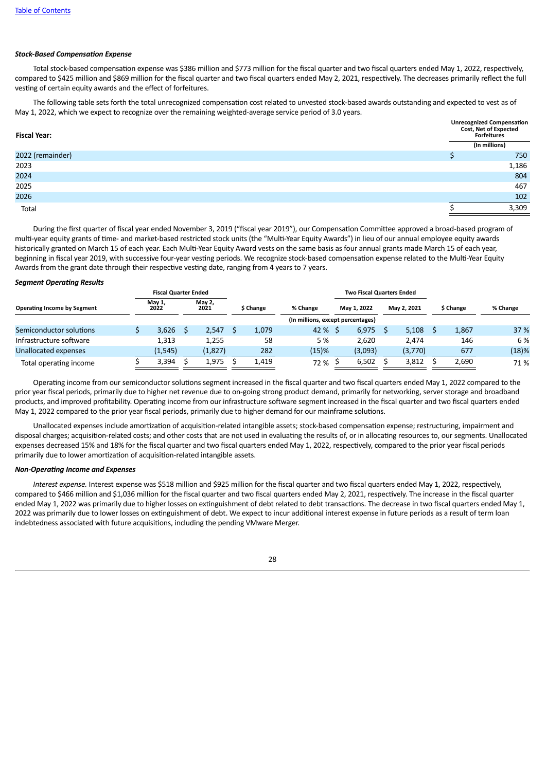[Table of Contents](#)

***Stock-Based Compensation Expense***

Total stock-based compensation expense was $386 million and $773 million for the fiscal quarter and two fiscal quarters ended May 1, 2022, respectively, compared to $425 million and $869 million for the fiscal quarter and two fiscal quarters ended May 2, 2021, respectively. The decreases primarily reflect the full vesting of certain equity awards and the effect of forfeitures.

The following table sets forth the total unrecognized compensation cost related to unvested stock-based awards outstanding and expected to vest as of May 1, 2022, which we expect to recognize over the remaining weighted-average service period of 3.0 years.

| Fiscal Year: | Unrecognized Compensation Cost, Net of Expected Forfeitures |
|---|---|
| | (In millions) |
| 2022 (remainder) | $ 750 |
| 2023 | 1,186 |
| 2024 | 804 |
| 2025 | 467 |
| 2026 | 102 |
| Total | $ 3,309 |

During the first quarter of fiscal year ended November 3, 2019 ("fiscal year 2019"), our Compensation Committee approved a broad-based program of multi-year equity grants of time- and market-based restricted stock units (the "Multi-Year Equity Awards") in lieu of our annual employee equity awards historically granted on March 15 of each year. Each Multi-Year Equity Award vests on the same basis as four annual grants made March 15 of each year, beginning in fiscal year 2019, with successive four-year vesting periods. We recognize stock-based compensation expense related to the Multi-Year Equity Awards from the grant date through their respective vesting date, ranging from 4 years to 7 years.

***Segment Operating Results***

| Operating Income by Segment | Fiscal Quarter Ended May 1, 2022 | Fiscal Quarter Ended May 2, 2021 | $ Change | % Change | Two Fiscal Quarters Ended May 1, 2022 | Two Fiscal Quarters Ended May 2, 2021 | $ Change | % Change |
|---|---|---|---|---|---|---|---|---|
| | (In millions, except percentages) | | | | | | | |
| Semiconductor solutions | $ 3,626 | $ 2,547 | $ 1,079 | 42 % | $ 6,975 | $ 5,108 | $ 1,867 | 37 % |
| Infrastructure software | 1,313 | 1,255 | 58 | 5 % | 2,620 | 2,474 | 146 | 6 % |
| Unallocated expenses | (1,545) | (1,827) | 282 | (15)% | (3,093) | (3,770) | 677 | (18)% |
| Total operating income | $ 3,394 | $ 1,975 | $ 1,419 | 72 % | $ 6,502 | $ 3,812 | $ 2,690 | 71 % |

Operating income from our semiconductor solutions segment increased in the fiscal quarter and two fiscal quarters ended May 1, 2022 compared to the prior year fiscal periods, primarily due to higher net revenue due to on-going strong product demand, primarily for networking, server storage and broadband products, and improved profitability. Operating income from our infrastructure software segment increased in the fiscal quarter and two fiscal quarters ended May 1, 2022 compared to the prior year fiscal periods, primarily due to higher demand for our mainframe solutions.

Unallocated expenses include amortization of acquisition-related intangible assets; stock-based compensation expense; restructuring, impairment and disposal charges; acquisition-related costs; and other costs that are not used in evaluating the results of, or in allocating resources to, our segments. Unallocated expenses decreased 15% and 18% for the fiscal quarter and two fiscal quarters ended May 1, 2022, respectively, compared to the prior year fiscal periods primarily due to lower amortization of acquisition-related intangible assets.

***Non-Operating Income and Expenses***

*Interest expense.* Interest expense was $518 million and $925 million for the fiscal quarter and two fiscal quarters ended May 1, 2022, respectively, compared to $466 million and $1,036 million for the fiscal quarter and two fiscal quarters ended May 2, 2021, respectively. The increase in the fiscal quarter ended May 1, 2022 was primarily due to higher losses on extinguishment of debt related to debt transactions. The decrease in two fiscal quarters ended May 1, 2022 was primarily due to lower losses on extinguishment of debt. We expect to incur additional interest expense in future periods as a result of term loan indebtedness associated with future acquisitions, including the pending VMware Merger.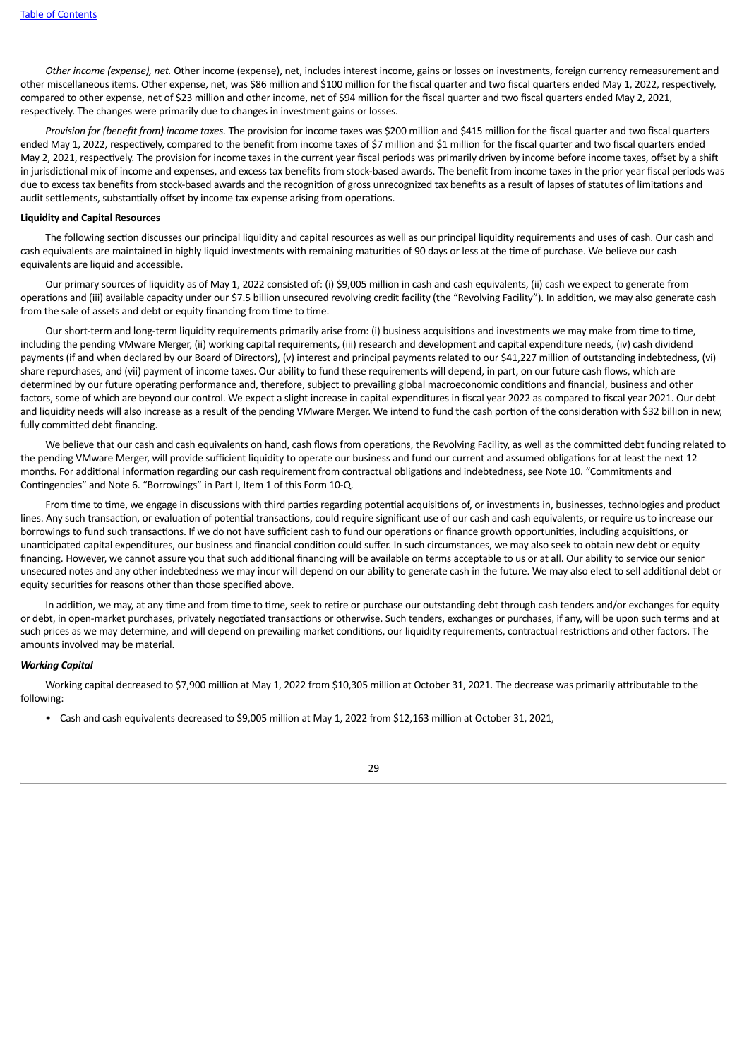*Other income (expense), net.* Other income (expense), net, includes interest income, gains or losses on investments, foreign currency remeasurement and other miscellaneous items. Other expense, net, was $86 million and $100 million for the fiscal quarter and two fiscal quarters ended May 1, 2022, respectively, compared to other expense, net of $23 million and other income, net of $94 million for the fiscal quarter and two fiscal quarters ended May 2, 2021, respectively. The changes were primarily due to changes in investment gains or losses.

*Provision for (benefit from) income taxes.* The provision for income taxes was $200 million and $415 million for the fiscal quarter and two fiscal quarters ended May 1, 2022, respectively, compared to the benefit from income taxes of $7 million and $1 million for the fiscal quarter and two fiscal quarters ended May 2, 2021, respectively. The provision for income taxes in the current year fiscal periods was primarily driven by income before income taxes, offset by a shift in jurisdictional mix of income and expenses, and excess tax benefits from stock-based awards. The benefit from income taxes in the prior year fiscal periods was due to excess tax benefits from stock-based awards and the recognition of gross unrecognized tax benefits as a result of lapses of statutes of limitations and audit settlements, substantially offset by income tax expense arising from operations.

**Liquidity and Capital Resources**

The following section discusses our principal liquidity and capital resources as well as our principal liquidity requirements and uses of cash. Our cash and cash equivalents are maintained in highly liquid investments with remaining maturities of 90 days or less at the time of purchase. We believe our cash equivalents are liquid and accessible.

Our primary sources of liquidity as of May 1, 2022 consisted of: (i) $9,005 million in cash and cash equivalents, (ii) cash we expect to generate from operations and (iii) available capacity under our $7.5 billion unsecured revolving credit facility (the "Revolving Facility"). In addition, we may also generate cash from the sale of assets and debt or equity financing from time to time.

Our short-term and long-term liquidity requirements primarily arise from: (i) business acquisitions and investments we may make from time to time, including the pending VMware Merger, (ii) working capital requirements, (iii) research and development and capital expenditure needs, (iv) cash dividend payments (if and when declared by our Board of Directors), (v) interest and principal payments related to our $41,227 million of outstanding indebtedness, (vi) share repurchases, and (vii) payment of income taxes. Our ability to fund these requirements will depend, in part, on our future cash flows, which are determined by our future operating performance and, therefore, subject to prevailing global macroeconomic conditions and financial, business and other factors, some of which are beyond our control. We expect a slight increase in capital expenditures in fiscal year 2022 as compared to fiscal year 2021. Our debt and liquidity needs will also increase as a result of the pending VMware Merger. We intend to fund the cash portion of the consideration with $32 billion in new, fully committed debt financing.

We believe that our cash and cash equivalents on hand, cash flows from operations, the Revolving Facility, as well as the committed debt funding related to the pending VMware Merger, will provide sufficient liquidity to operate our business and fund our current and assumed obligations for at least the next 12 months. For additional information regarding our cash requirement from contractual obligations and indebtedness, see Note 10. "Commitments and Contingencies" and Note 6. "Borrowings" in Part I, Item 1 of this Form 10-Q.

From time to time, we engage in discussions with third parties regarding potential acquisitions of, or investments in, businesses, technologies and product lines. Any such transaction, or evaluation of potential transactions, could require significant use of our cash and cash equivalents, or require us to increase our borrowings to fund such transactions. If we do not have sufficient cash to fund our operations or finance growth opportunities, including acquisitions, or unanticipated capital expenditures, our business and financial condition could suffer. In such circumstances, we may also seek to obtain new debt or equity financing. However, we cannot assure you that such additional financing will be available on terms acceptable to us or at all. Our ability to service our senior unsecured notes and any other indebtedness we may incur will depend on our ability to generate cash in the future. We may also elect to sell additional debt or equity securities for reasons other than those specified above.

In addition, we may, at any time and from time to time, seek to retire or purchase our outstanding debt through cash tenders and/or exchanges for equity or debt, in open-market purchases, privately negotiated transactions or otherwise. Such tenders, exchanges or purchases, if any, will be upon such terms and at such prices as we may determine, and will depend on prevailing market conditions, our liquidity requirements, contractual restrictions and other factors. The amounts involved may be material.

***Working Capital***

Working capital decreased to $7,900 million at May 1, 2022 from $10,305 million at October 31, 2021. The decrease was primarily attributable to the following:

- Cash and cash equivalents decreased to $9,005 million at May 1, 2022 from $12,163 million at October 31, 2021,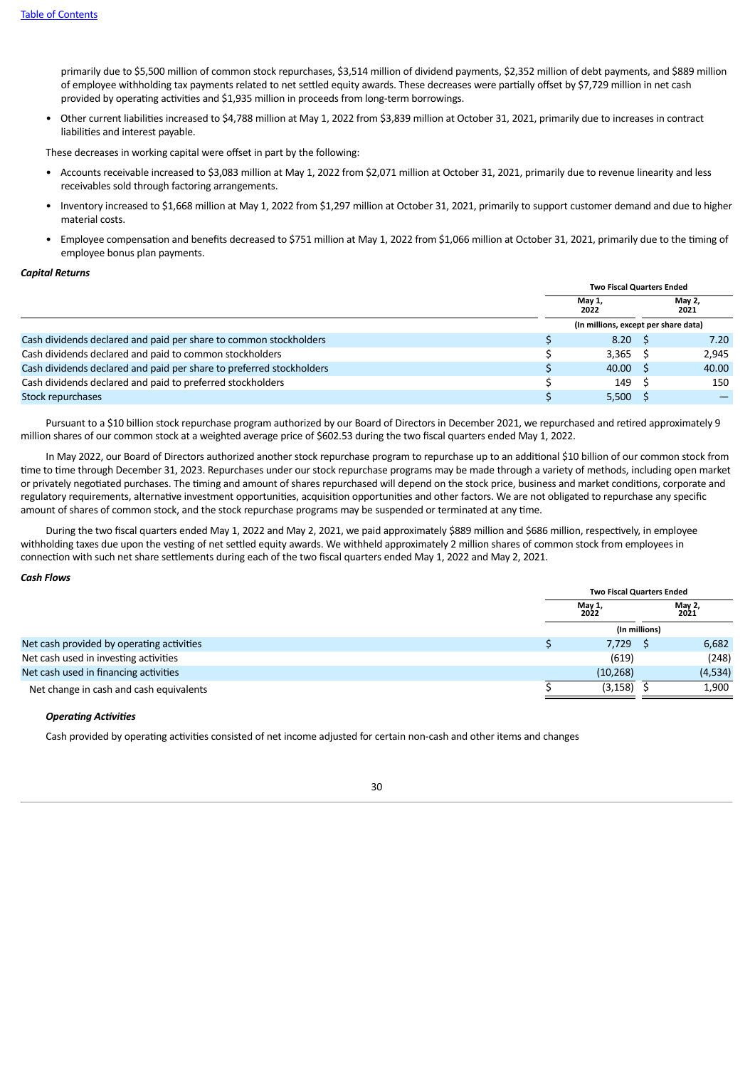[Table of Contents](#)

primarily due to $5,500 million of common stock repurchases, $3,514 million of dividend payments, $2,352 million of debt payments, and $889 million of employee withholding tax payments related to net settled equity awards. These decreases were partially offset by $7,729 million in net cash provided by operating activities and $1,935 million in proceeds from long-term borrowings.

- Other current liabilities increased to $4,788 million at May 1, 2022 from $3,839 million at October 31, 2021, primarily due to increases in contract liabilities and interest payable.

These decreases in working capital were offset in part by the following:

- Accounts receivable increased to $3,083 million at May 1, 2022 from $2,071 million at October 31, 2021, primarily due to revenue linearity and less receivables sold through factoring arrangements.
- Inventory increased to $1,668 million at May 1, 2022 from $1,297 million at October 31, 2021, primarily to support customer demand and due to higher material costs.
- Employee compensation and benefits decreased to $751 million at May 1, 2022 from $1,066 million at October 31, 2021, primarily due to the timing of employee bonus plan payments.

***Capital Returns***

| | Two Fiscal Quarters Ended | |
|---|---|---|
| | May 1, 2022 | May 2, 2021 |
| | (In millions, except per share data) | |
| Cash dividends declared and paid per share to common stockholders | $ 8.20 | $ 7.20 |
| Cash dividends declared and paid to common stockholders | $ 3,365 | $ 2,945 |
| Cash dividends declared and paid per share to preferred stockholders | $ 40.00 | $ 40.00 |
| Cash dividends declared and paid to preferred stockholders | $ 149 | $ 150 |
| Stock repurchases | $ 5,500 | $ — |

Pursuant to a $10 billion stock repurchase program authorized by our Board of Directors in December 2021, we repurchased and retired approximately 9 million shares of our common stock at a weighted average price of $602.53 during the two fiscal quarters ended May 1, 2022.

In May 2022, our Board of Directors authorized another stock repurchase program to repurchase up to an additional $10 billion of our common stock from time to time through December 31, 2023. Repurchases under our stock repurchase programs may be made through a variety of methods, including open market or privately negotiated purchases. The timing and amount of shares repurchased will depend on the stock price, business and market conditions, corporate and regulatory requirements, alternative investment opportunities, acquisition opportunities and other factors. We are not obligated to repurchase any specific amount of shares of common stock, and the stock repurchase programs may be suspended or terminated at any time.

During the two fiscal quarters ended May 1, 2022 and May 2, 2021, we paid approximately $889 million and $686 million, respectively, in employee withholding taxes due upon the vesting of net settled equity awards. We withheld approximately 2 million shares of common stock from employees in connection with such net share settlements during each of the two fiscal quarters ended May 1, 2022 and May 2, 2021.

***Cash Flows***

| | Two Fiscal Quarters Ended | |
|---|---|---|
| | May 1, 2022 | May 2, 2021 |
| | (In millions) | |
| Net cash provided by operating activities | $ 7,729 | $ 6,682 |
| Net cash used in investing activities | (619) | (248) |
| Net cash used in financing activities | (10,268) | (4,534) |
| Net change in cash and cash equivalents | $ (3,158) | $ 1,900 |

***Operating Activities***

Cash provided by operating activities consisted of net income adjusted for certain non-cash and other items and changes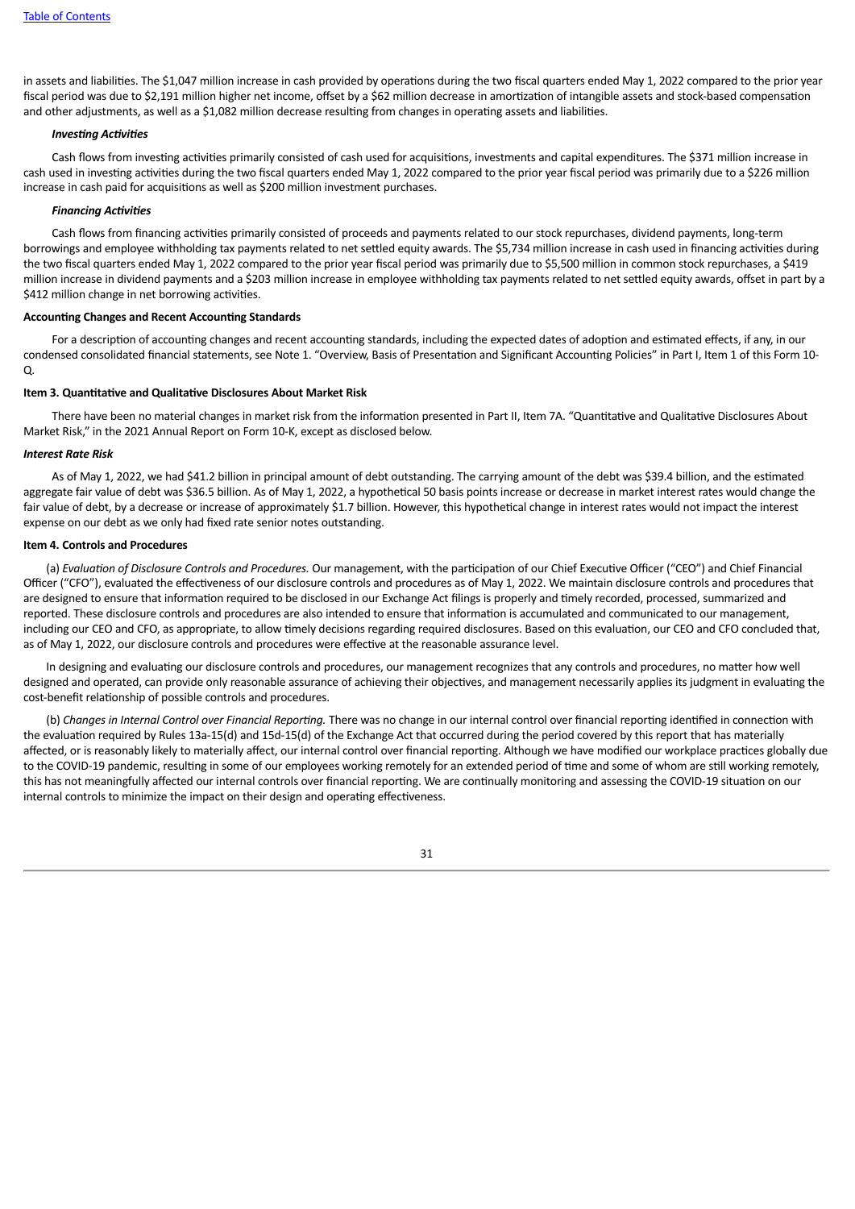in assets and liabilities. The $1,047 million increase in cash provided by operations during the two fiscal quarters ended May 1, 2022 compared to the prior year fiscal period was due to $2,191 million higher net income, offset by a $62 million decrease in amortization of intangible assets and stock-based compensation and other adjustments, as well as a $1,082 million decrease resulting from changes in operating assets and liabilities.

***Investing Activities***

Cash flows from investing activities primarily consisted of cash used for acquisitions, investments and capital expenditures. The $371 million increase in cash used in investing activities during the two fiscal quarters ended May 1, 2022 compared to the prior year fiscal period was primarily due to a $226 million increase in cash paid for acquisitions as well as $200 million investment purchases.

***Financing Activities***

Cash flows from financing activities primarily consisted of proceeds and payments related to our stock repurchases, dividend payments, long-term borrowings and employee withholding tax payments related to net settled equity awards. The $5,734 million increase in cash used in financing activities during the two fiscal quarters ended May 1, 2022 compared to the prior year fiscal period was primarily due to $5,500 million in common stock repurchases, a $419 million increase in dividend payments and a $203 million increase in employee withholding tax payments related to net settled equity awards, offset in part by a $412 million change in net borrowing activities.

**Accounting Changes and Recent Accounting Standards**

For a description of accounting changes and recent accounting standards, including the expected dates of adoption and estimated effects, if any, in our condensed consolidated financial statements, see Note 1. "Overview, Basis of Presentation and Significant Accounting Policies" in Part I, Item 1 of this Form 10-Q.

**Item 3. Quantitative and Qualitative Disclosures About Market Risk**

There have been no material changes in market risk from the information presented in Part II, Item 7A. "Quantitative and Qualitative Disclosures About Market Risk," in the 2021 Annual Report on Form 10-K, except as disclosed below.

***Interest Rate Risk***

As of May 1, 2022, we had $41.2 billion in principal amount of debt outstanding. The carrying amount of the debt was $39.4 billion, and the estimated aggregate fair value of debt was $36.5 billion. As of May 1, 2022, a hypothetical 50 basis points increase or decrease in market interest rates would change the fair value of debt, by a decrease or increase of approximately $1.7 billion. However, this hypothetical change in interest rates would not impact the interest expense on our debt as we only had fixed rate senior notes outstanding.

**Item 4. Controls and Procedures**

(a) *Evaluation of Disclosure Controls and Procedures.* Our management, with the participation of our Chief Executive Officer ("CEO") and Chief Financial Officer ("CFO"), evaluated the effectiveness of our disclosure controls and procedures as of May 1, 2022. We maintain disclosure controls and procedures that are designed to ensure that information required to be disclosed in our Exchange Act filings is properly and timely recorded, processed, summarized and reported. These disclosure controls and procedures are also intended to ensure that information is accumulated and communicated to our management, including our CEO and CFO, as appropriate, to allow timely decisions regarding required disclosures. Based on this evaluation, our CEO and CFO concluded that, as of May 1, 2022, our disclosure controls and procedures were effective at the reasonable assurance level.

In designing and evaluating our disclosure controls and procedures, our management recognizes that any controls and procedures, no matter how well designed and operated, can provide only reasonable assurance of achieving their objectives, and management necessarily applies its judgment in evaluating the cost-benefit relationship of possible controls and procedures.

(b) *Changes in Internal Control over Financial Reporting.* There was no change in our internal control over financial reporting identified in connection with the evaluation required by Rules 13a-15(d) and 15d-15(d) of the Exchange Act that occurred during the period covered by this report that has materially affected, or is reasonably likely to materially affect, our internal control over financial reporting. Although we have modified our workplace practices globally due to the COVID-19 pandemic, resulting in some of our employees working remotely for an extended period of time and some of whom are still working remotely, this has not meaningfully affected our internal controls over financial reporting. We are continually monitoring and assessing the COVID-19 situation on our internal controls to minimize the impact on their design and operating effectiveness.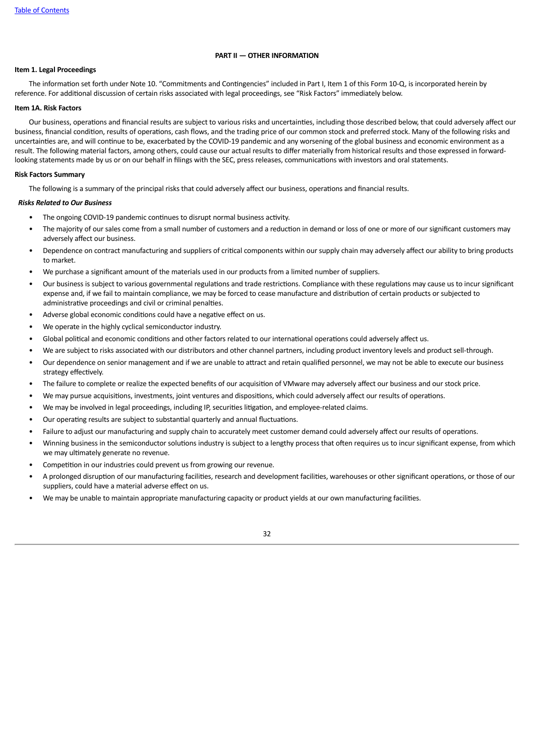## PART II — OTHER INFORMATION

### Item 1. Legal Proceedings

The information set forth under Note 10. "Commitments and Contingencies" included in Part I, Item 1 of this Form 10-Q, is incorporated herein by reference. For additional discussion of certain risks associated with legal proceedings, see "Risk Factors" immediately below.

### Item 1A. Risk Factors

Our business, operations and financial results are subject to various risks and uncertainties, including those described below, that could adversely affect our business, financial condition, results of operations, cash flows, and the trading price of our common stock and preferred stock. Many of the following risks and uncertainties are, and will continue to be, exacerbated by the COVID-19 pandemic and any worsening of the global business and economic environment as a result. The following material factors, among others, could cause our actual results to differ materially from historical results and those expressed in forward-looking statements made by us or on our behalf in filings with the SEC, press releases, communications with investors and oral statements.

**Risk Factors Summary**

The following is a summary of the principal risks that could adversely affect our business, operations and financial results.

***Risks Related to Our Business***

- The ongoing COVID-19 pandemic continues to disrupt normal business activity.
- The majority of our sales come from a small number of customers and a reduction in demand or loss of one or more of our significant customers may adversely affect our business.
- Dependence on contract manufacturing and suppliers of critical components within our supply chain may adversely affect our ability to bring products to market.
- We purchase a significant amount of the materials used in our products from a limited number of suppliers.
- Our business is subject to various governmental regulations and trade restrictions. Compliance with these regulations may cause us to incur significant expense and, if we fail to maintain compliance, we may be forced to cease manufacture and distribution of certain products or subjected to administrative proceedings and civil or criminal penalties.
- Adverse global economic conditions could have a negative effect on us.
- We operate in the highly cyclical semiconductor industry.
- Global political and economic conditions and other factors related to our international operations could adversely affect us.
- We are subject to risks associated with our distributors and other channel partners, including product inventory levels and product sell-through.
- Our dependence on senior management and if we are unable to attract and retain qualified personnel, we may not be able to execute our business strategy effectively.
- The failure to complete or realize the expected benefits of our acquisition of VMware may adversely affect our business and our stock price.
- We may pursue acquisitions, investments, joint ventures and dispositions, which could adversely affect our results of operations.
- We may be involved in legal proceedings, including IP, securities litigation, and employee-related claims.
- Our operating results are subject to substantial quarterly and annual fluctuations.
- Failure to adjust our manufacturing and supply chain to accurately meet customer demand could adversely affect our results of operations.
- Winning business in the semiconductor solutions industry is subject to a lengthy process that often requires us to incur significant expense, from which we may ultimately generate no revenue.
- Competition in our industries could prevent us from growing our revenue.
- A prolonged disruption of our manufacturing facilities, research and development facilities, warehouses or other significant operations, or those of our suppliers, could have a material adverse effect on us.
- We may be unable to maintain appropriate manufacturing capacity or product yields at our own manufacturing facilities.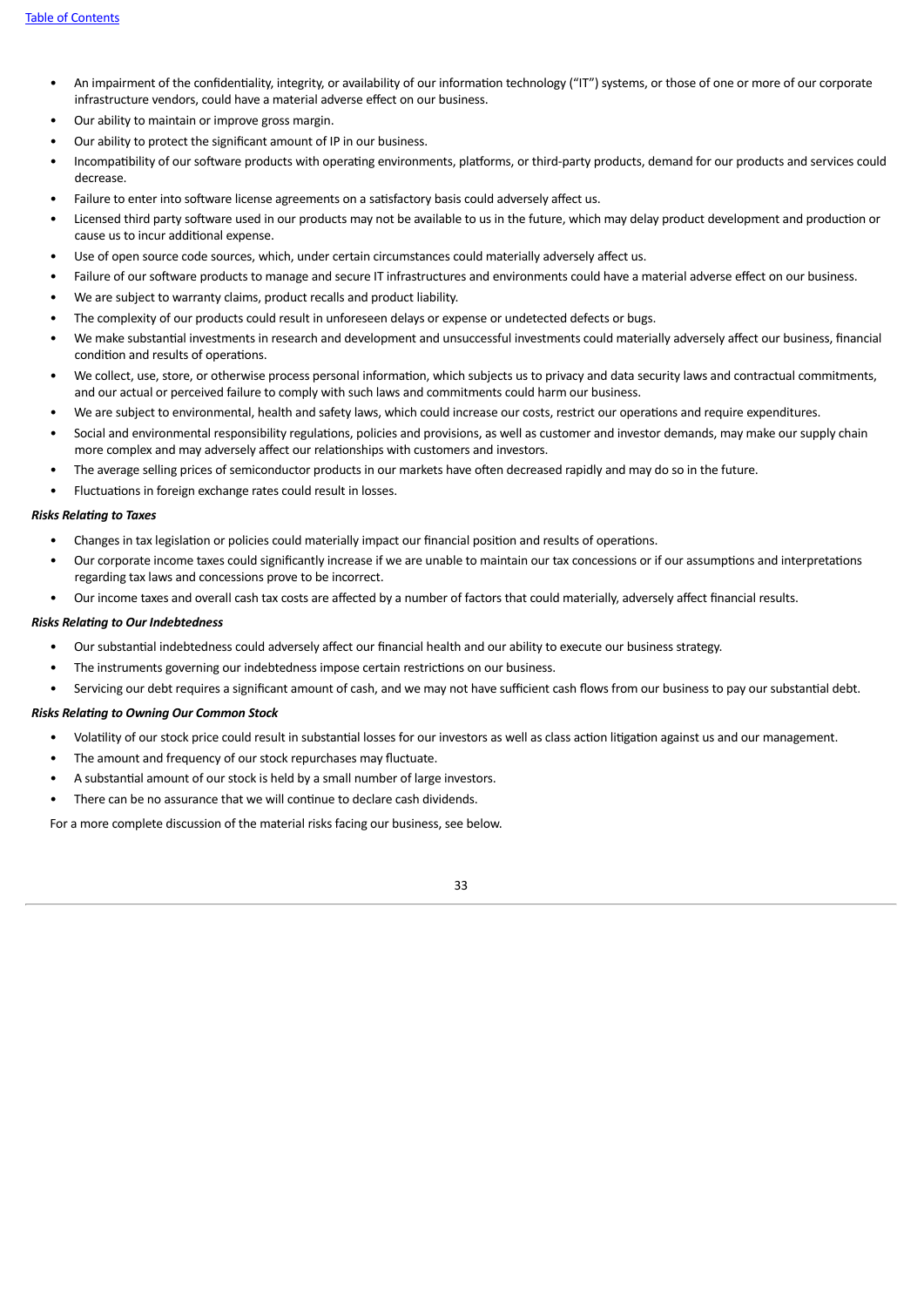- An impairment of the confidentiality, integrity, or availability of our information technology ("IT") systems, or those of one or more of our corporate infrastructure vendors, could have a material adverse effect on our business.
- Our ability to maintain or improve gross margin.
- Our ability to protect the significant amount of IP in our business.
- Incompatibility of our software products with operating environments, platforms, or third-party products, demand for our products and services could decrease.
- Failure to enter into software license agreements on a satisfactory basis could adversely affect us.
- Licensed third party software used in our products may not be available to us in the future, which may delay product development and production or cause us to incur additional expense.
- Use of open source code sources, which, under certain circumstances could materially adversely affect us.
- Failure of our software products to manage and secure IT infrastructures and environments could have a material adverse effect on our business.
- We are subject to warranty claims, product recalls and product liability.
- The complexity of our products could result in unforeseen delays or expense or undetected defects or bugs.
- We make substantial investments in research and development and unsuccessful investments could materially adversely affect our business, financial condition and results of operations.
- We collect, use, store, or otherwise process personal information, which subjects us to privacy and data security laws and contractual commitments, and our actual or perceived failure to comply with such laws and commitments could harm our business.
- We are subject to environmental, health and safety laws, which could increase our costs, restrict our operations and require expenditures.
- Social and environmental responsibility regulations, policies and provisions, as well as customer and investor demands, may make our supply chain more complex and may adversely affect our relationships with customers and investors.
- The average selling prices of semiconductor products in our markets have often decreased rapidly and may do so in the future.
- Fluctuations in foreign exchange rates could result in losses.

***Risks Relating to Taxes***

- Changes in tax legislation or policies could materially impact our financial position and results of operations.
- Our corporate income taxes could significantly increase if we are unable to maintain our tax concessions or if our assumptions and interpretations regarding tax laws and concessions prove to be incorrect.
- Our income taxes and overall cash tax costs are affected by a number of factors that could materially, adversely affect financial results.

***Risks Relating to Our Indebtedness***

- Our substantial indebtedness could adversely affect our financial health and our ability to execute our business strategy.
- The instruments governing our indebtedness impose certain restrictions on our business.
- Servicing our debt requires a significant amount of cash, and we may not have sufficient cash flows from our business to pay our substantial debt.

***Risks Relating to Owning Our Common Stock***

- Volatility of our stock price could result in substantial losses for our investors as well as class action litigation against us and our management.
- The amount and frequency of our stock repurchases may fluctuate.
- A substantial amount of our stock is held by a small number of large investors.
- There can be no assurance that we will continue to declare cash dividends.

For a more complete discussion of the material risks facing our business, see below.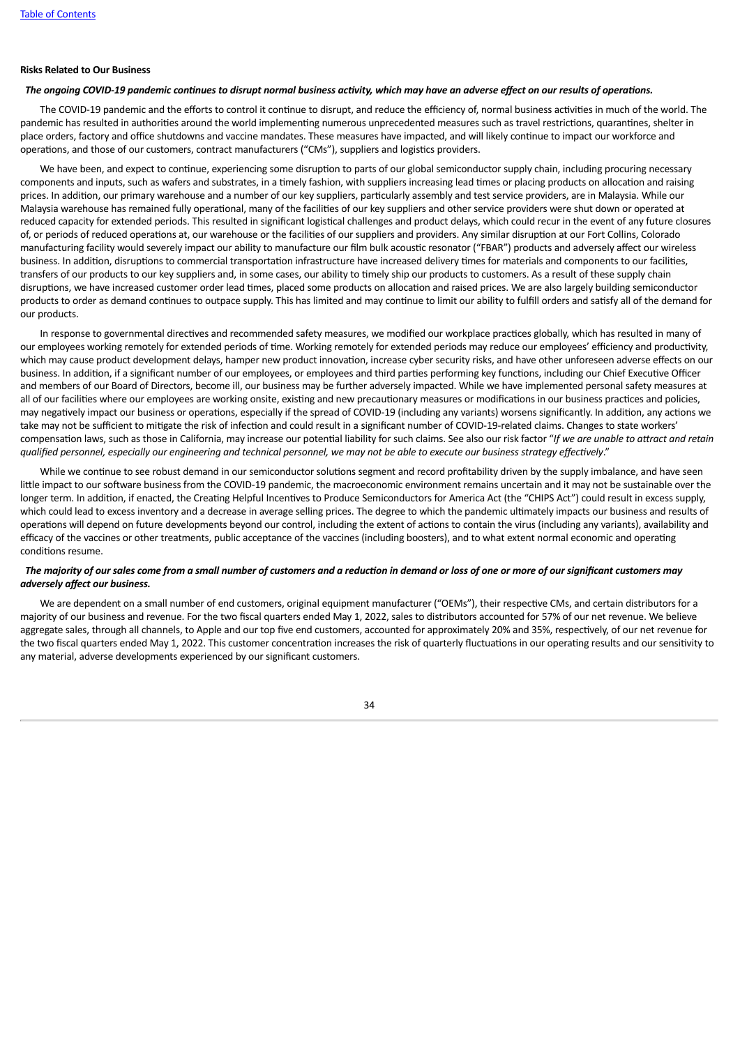**Risks Related to Our Business**

***The ongoing COVID-19 pandemic continues to disrupt normal business activity, which may have an adverse effect on our results of operations.***

The COVID-19 pandemic and the efforts to control it continue to disrupt, and reduce the efficiency of, normal business activities in much of the world. The pandemic has resulted in authorities around the world implementing numerous unprecedented measures such as travel restrictions, quarantines, shelter in place orders, factory and office shutdowns and vaccine mandates. These measures have impacted, and will likely continue to impact our workforce and operations, and those of our customers, contract manufacturers ("CMs"), suppliers and logistics providers.

We have been, and expect to continue, experiencing some disruption to parts of our global semiconductor supply chain, including procuring necessary components and inputs, such as wafers and substrates, in a timely fashion, with suppliers increasing lead times or placing products on allocation and raising prices. In addition, our primary warehouse and a number of our key suppliers, particularly assembly and test service providers, are in Malaysia. While our Malaysia warehouse has remained fully operational, many of the facilities of our key suppliers and other service providers were shut down or operated at reduced capacity for extended periods. This resulted in significant logistical challenges and product delays, which could recur in the event of any future closures of, or periods of reduced operations at, our warehouse or the facilities of our suppliers and providers. Any similar disruption at our Fort Collins, Colorado manufacturing facility would severely impact our ability to manufacture our film bulk acoustic resonator ("FBAR") products and adversely affect our wireless business. In addition, disruptions to commercial transportation infrastructure have increased delivery times for materials and components to our facilities, transfers of our products to our key suppliers and, in some cases, our ability to timely ship our products to customers. As a result of these supply chain disruptions, we have increased customer order lead times, placed some products on allocation and raised prices. We are also largely building semiconductor products to order as demand continues to outpace supply. This has limited and may continue to limit our ability to fulfill orders and satisfy all of the demand for our products.

In response to governmental directives and recommended safety measures, we modified our workplace practices globally, which has resulted in many of our employees working remotely for extended periods of time. Working remotely for extended periods may reduce our employees' efficiency and productivity, which may cause product development delays, hamper new product innovation, increase cyber security risks, and have other unforeseen adverse effects on our business. In addition, if a significant number of our employees, or employees and third parties performing key functions, including our Chief Executive Officer and members of our Board of Directors, become ill, our business may be further adversely impacted. While we have implemented personal safety measures at all of our facilities where our employees are working onsite, existing and new precautionary measures or modifications in our business practices and policies, may negatively impact our business or operations, especially if the spread of COVID-19 (including any variants) worsens significantly. In addition, any actions we take may not be sufficient to mitigate the risk of infection and could result in a significant number of COVID-19-related claims. Changes to state workers' compensation laws, such as those in California, may increase our potential liability for such claims. See also our risk factor "*If we are unable to attract and retain qualified personnel, especially our engineering and technical personnel, we may not be able to execute our business strategy effectively*."

While we continue to see robust demand in our semiconductor solutions segment and record profitability driven by the supply imbalance, and have seen little impact to our software business from the COVID-19 pandemic, the macroeconomic environment remains uncertain and it may not be sustainable over the longer term. In addition, if enacted, the Creating Helpful Incentives to Produce Semiconductors for America Act (the "CHIPS Act") could result in excess supply, which could lead to excess inventory and a decrease in average selling prices. The degree to which the pandemic ultimately impacts our business and results of operations will depend on future developments beyond our control, including the extent of actions to contain the virus (including any variants), availability and efficacy of the vaccines or other treatments, public acceptance of the vaccines (including boosters), and to what extent normal economic and operating conditions resume.

***The majority of our sales come from a small number of customers and a reduction in demand or loss of one or more of our significant customers may adversely affect our business.***

We are dependent on a small number of end customers, original equipment manufacturer ("OEMs"), their respective CMs, and certain distributors for a majority of our business and revenue. For the two fiscal quarters ended May 1, 2022, sales to distributors accounted for 57% of our net revenue. We believe aggregate sales, through all channels, to Apple and our top five end customers, accounted for approximately 20% and 35%, respectively, of our net revenue for the two fiscal quarters ended May 1, 2022. This customer concentration increases the risk of quarterly fluctuations in our operating results and our sensitivity to any material, adverse developments experienced by our significant customers.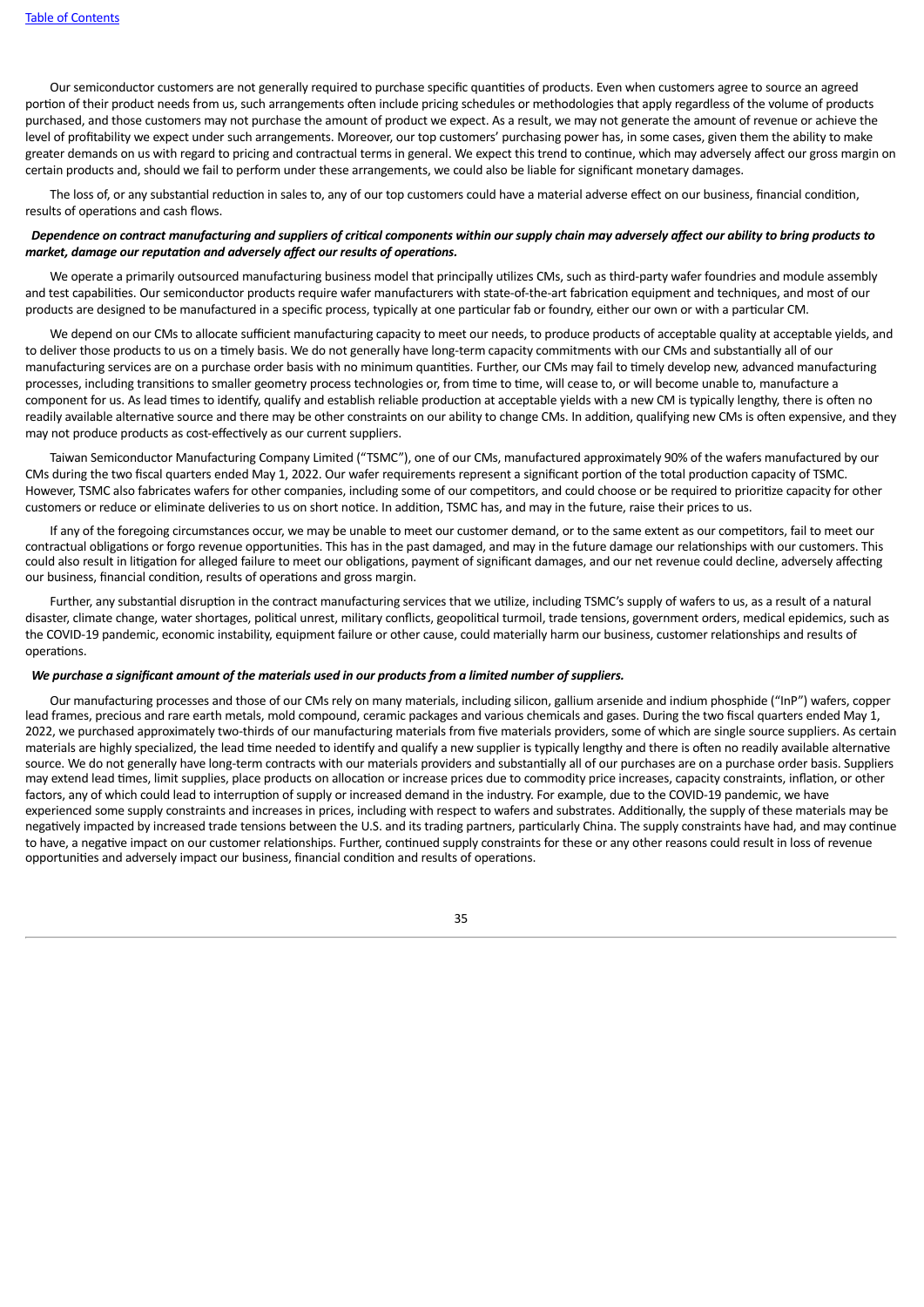Our semiconductor customers are not generally required to purchase specific quantities of products. Even when customers agree to source an agreed portion of their product needs from us, such arrangements often include pricing schedules or methodologies that apply regardless of the volume of products purchased, and those customers may not purchase the amount of product we expect. As a result, we may not generate the amount of revenue or achieve the level of profitability we expect under such arrangements. Moreover, our top customers' purchasing power has, in some cases, given them the ability to make greater demands on us with regard to pricing and contractual terms in general. We expect this trend to continue, which may adversely affect our gross margin on certain products and, should we fail to perform under these arrangements, we could also be liable for significant monetary damages.

The loss of, or any substantial reduction in sales to, any of our top customers could have a material adverse effect on our business, financial condition, results of operations and cash flows.

***Dependence on contract manufacturing and suppliers of critical components within our supply chain may adversely affect our ability to bring products to market, damage our reputation and adversely affect our results of operations.***

We operate a primarily outsourced manufacturing business model that principally utilizes CMs, such as third-party wafer foundries and module assembly and test capabilities. Our semiconductor products require wafer manufacturers with state-of-the-art fabrication equipment and techniques, and most of our products are designed to be manufactured in a specific process, typically at one particular fab or foundry, either our own or with a particular CM.

We depend on our CMs to allocate sufficient manufacturing capacity to meet our needs, to produce products of acceptable quality at acceptable yields, and to deliver those products to us on a timely basis. We do not generally have long-term capacity commitments with our CMs and substantially all of our manufacturing services are on a purchase order basis with no minimum quantities. Further, our CMs may fail to timely develop new, advanced manufacturing processes, including transitions to smaller geometry process technologies or, from time to time, will cease to, or will become unable to, manufacture a component for us. As lead times to identify, qualify and establish reliable production at acceptable yields with a new CM is typically lengthy, there is often no readily available alternative source and there may be other constraints on our ability to change CMs. In addition, qualifying new CMs is often expensive, and they may not produce products as cost-effectively as our current suppliers.

Taiwan Semiconductor Manufacturing Company Limited ("TSMC"), one of our CMs, manufactured approximately 90% of the wafers manufactured by our CMs during the two fiscal quarters ended May 1, 2022. Our wafer requirements represent a significant portion of the total production capacity of TSMC. However, TSMC also fabricates wafers for other companies, including some of our competitors, and could choose or be required to prioritize capacity for other customers or reduce or eliminate deliveries to us on short notice. In addition, TSMC has, and may in the future, raise their prices to us.

If any of the foregoing circumstances occur, we may be unable to meet our customer demand, or to the same extent as our competitors, fail to meet our contractual obligations or forgo revenue opportunities. This has in the past damaged, and may in the future damage our relationships with our customers. This could also result in litigation for alleged failure to meet our obligations, payment of significant damages, and our net revenue could decline, adversely affecting our business, financial condition, results of operations and gross margin.

Further, any substantial disruption in the contract manufacturing services that we utilize, including TSMC's supply of wafers to us, as a result of a natural disaster, climate change, water shortages, political unrest, military conflicts, geopolitical turmoil, trade tensions, government orders, medical epidemics, such as the COVID-19 pandemic, economic instability, equipment failure or other cause, could materially harm our business, customer relationships and results of operations.

***We purchase a significant amount of the materials used in our products from a limited number of suppliers.***

Our manufacturing processes and those of our CMs rely on many materials, including silicon, gallium arsenide and indium phosphide ("InP") wafers, copper lead frames, precious and rare earth metals, mold compound, ceramic packages and various chemicals and gases. During the two fiscal quarters ended May 1, 2022, we purchased approximately two-thirds of our manufacturing materials from five materials providers, some of which are single source suppliers. As certain materials are highly specialized, the lead time needed to identify and qualify a new supplier is typically lengthy and there is often no readily available alternative source. We do not generally have long-term contracts with our materials providers and substantially all of our purchases are on a purchase order basis. Suppliers may extend lead times, limit supplies, place products on allocation or increase prices due to commodity price increases, capacity constraints, inflation, or other factors, any of which could lead to interruption of supply or increased demand in the industry. For example, due to the COVID-19 pandemic, we have experienced some supply constraints and increases in prices, including with respect to wafers and substrates. Additionally, the supply of these materials may be negatively impacted by increased trade tensions between the U.S. and its trading partners, particularly China. The supply constraints have had, and may continue to have, a negative impact on our customer relationships. Further, continued supply constraints for these or any other reasons could result in loss of revenue opportunities and adversely impact our business, financial condition and results of operations.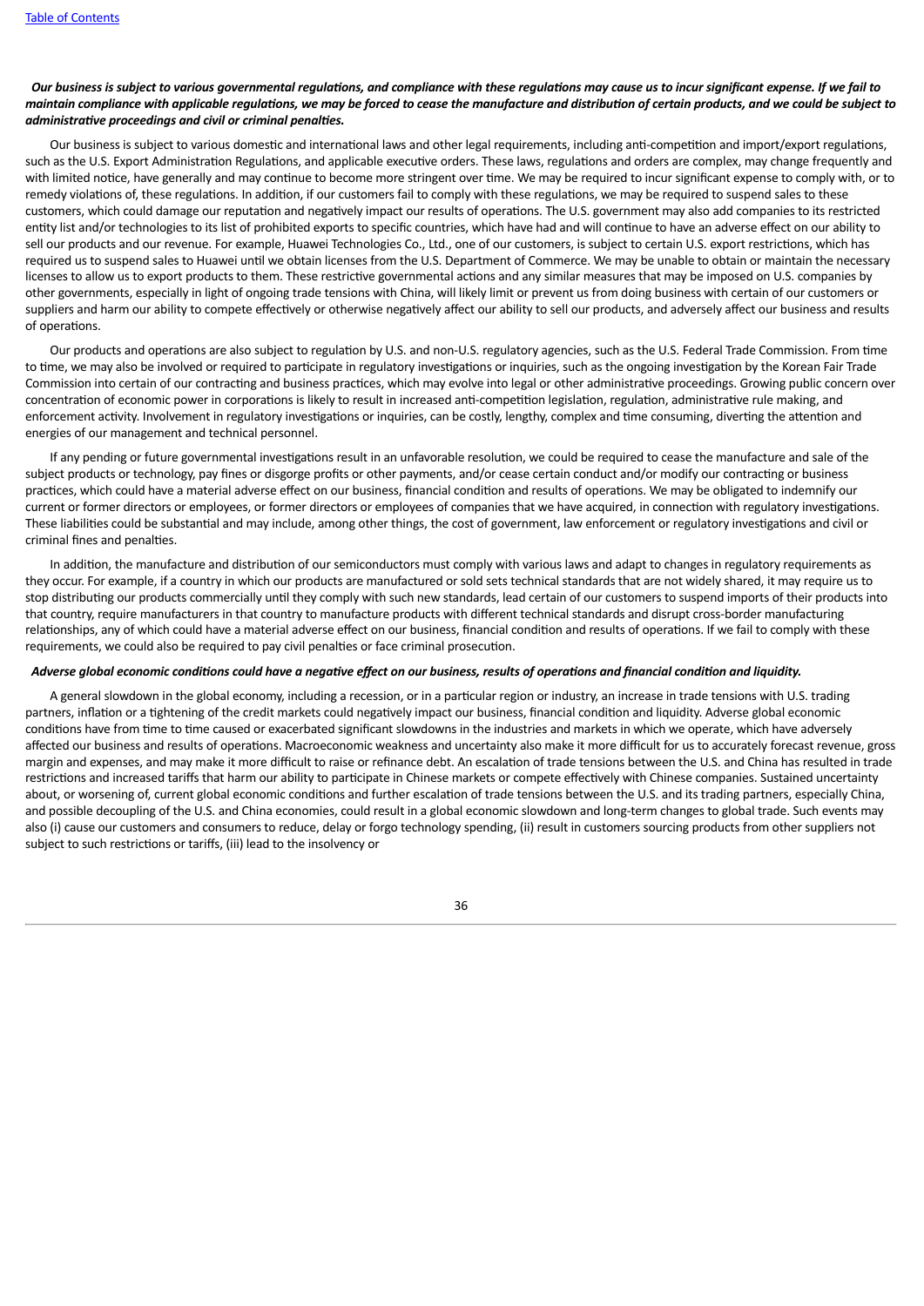***Our business is subject to various governmental regulations, and compliance with these regulations may cause us to incur significant expense. If we fail to maintain compliance with applicable regulations, we may be forced to cease the manufacture and distribution of certain products, and we could be subject to administrative proceedings and civil or criminal penalties.***

Our business is subject to various domestic and international laws and other legal requirements, including anti-competition and import/export regulations, such as the U.S. Export Administration Regulations, and applicable executive orders. These laws, regulations and orders are complex, may change frequently and with limited notice, have generally and may continue to become more stringent over time. We may be required to incur significant expense to comply with, or to remedy violations of, these regulations. In addition, if our customers fail to comply with these regulations, we may be required to suspend sales to these customers, which could damage our reputation and negatively impact our results of operations. The U.S. government may also add companies to its restricted entity list and/or technologies to its list of prohibited exports to specific countries, which have had and will continue to have an adverse effect on our ability to sell our products and our revenue. For example, Huawei Technologies Co., Ltd., one of our customers, is subject to certain U.S. export restrictions, which has required us to suspend sales to Huawei until we obtain licenses from the U.S. Department of Commerce. We may be unable to obtain or maintain the necessary licenses to allow us to export products to them. These restrictive governmental actions and any similar measures that may be imposed on U.S. companies by other governments, especially in light of ongoing trade tensions with China, will likely limit or prevent us from doing business with certain of our customers or suppliers and harm our ability to compete effectively or otherwise negatively affect our ability to sell our products, and adversely affect our business and results of operations.

Our products and operations are also subject to regulation by U.S. and non-U.S. regulatory agencies, such as the U.S. Federal Trade Commission. From time to time, we may also be involved or required to participate in regulatory investigations or inquiries, such as the ongoing investigation by the Korean Fair Trade Commission into certain of our contracting and business practices, which may evolve into legal or other administrative proceedings. Growing public concern over concentration of economic power in corporations is likely to result in increased anti-competition legislation, regulation, administrative rule making, and enforcement activity. Involvement in regulatory investigations or inquiries, can be costly, lengthy, complex and time consuming, diverting the attention and energies of our management and technical personnel.

If any pending or future governmental investigations result in an unfavorable resolution, we could be required to cease the manufacture and sale of the subject products or technology, pay fines or disgorge profits or other payments, and/or cease certain conduct and/or modify our contracting or business practices, which could have a material adverse effect on our business, financial condition and results of operations. We may be obligated to indemnify our current or former directors or employees, or former directors or employees of companies that we have acquired, in connection with regulatory investigations. These liabilities could be substantial and may include, among other things, the cost of government, law enforcement or regulatory investigations and civil or criminal fines and penalties.

In addition, the manufacture and distribution of our semiconductors must comply with various laws and adapt to changes in regulatory requirements as they occur. For example, if a country in which our products are manufactured or sold sets technical standards that are not widely shared, it may require us to stop distributing our products commercially until they comply with such new standards, lead certain of our customers to suspend imports of their products into that country, require manufacturers in that country to manufacture products with different technical standards and disrupt cross-border manufacturing relationships, any of which could have a material adverse effect on our business, financial condition and results of operations. If we fail to comply with these requirements, we could also be required to pay civil penalties or face criminal prosecution.

***Adverse global economic conditions could have a negative effect on our business, results of operations and financial condition and liquidity.***

A general slowdown in the global economy, including a recession, or in a particular region or industry, an increase in trade tensions with U.S. trading partners, inflation or a tightening of the credit markets could negatively impact our business, financial condition and liquidity. Adverse global economic conditions have from time to time caused or exacerbated significant slowdowns in the industries and markets in which we operate, which have adversely affected our business and results of operations. Macroeconomic weakness and uncertainty also make it more difficult for us to accurately forecast revenue, gross margin and expenses, and may make it more difficult to raise or refinance debt. An escalation of trade tensions between the U.S. and China has resulted in trade restrictions and increased tariffs that harm our ability to participate in Chinese markets or compete effectively with Chinese companies. Sustained uncertainty about, or worsening of, current global economic conditions and further escalation of trade tensions between the U.S. and its trading partners, especially China, and possible decoupling of the U.S. and China economies, could result in a global economic slowdown and long-term changes to global trade. Such events may also (i) cause our customers and consumers to reduce, delay or forgo technology spending, (ii) result in customers sourcing products from other suppliers not subject to such restrictions or tariffs, (iii) lead to the insolvency or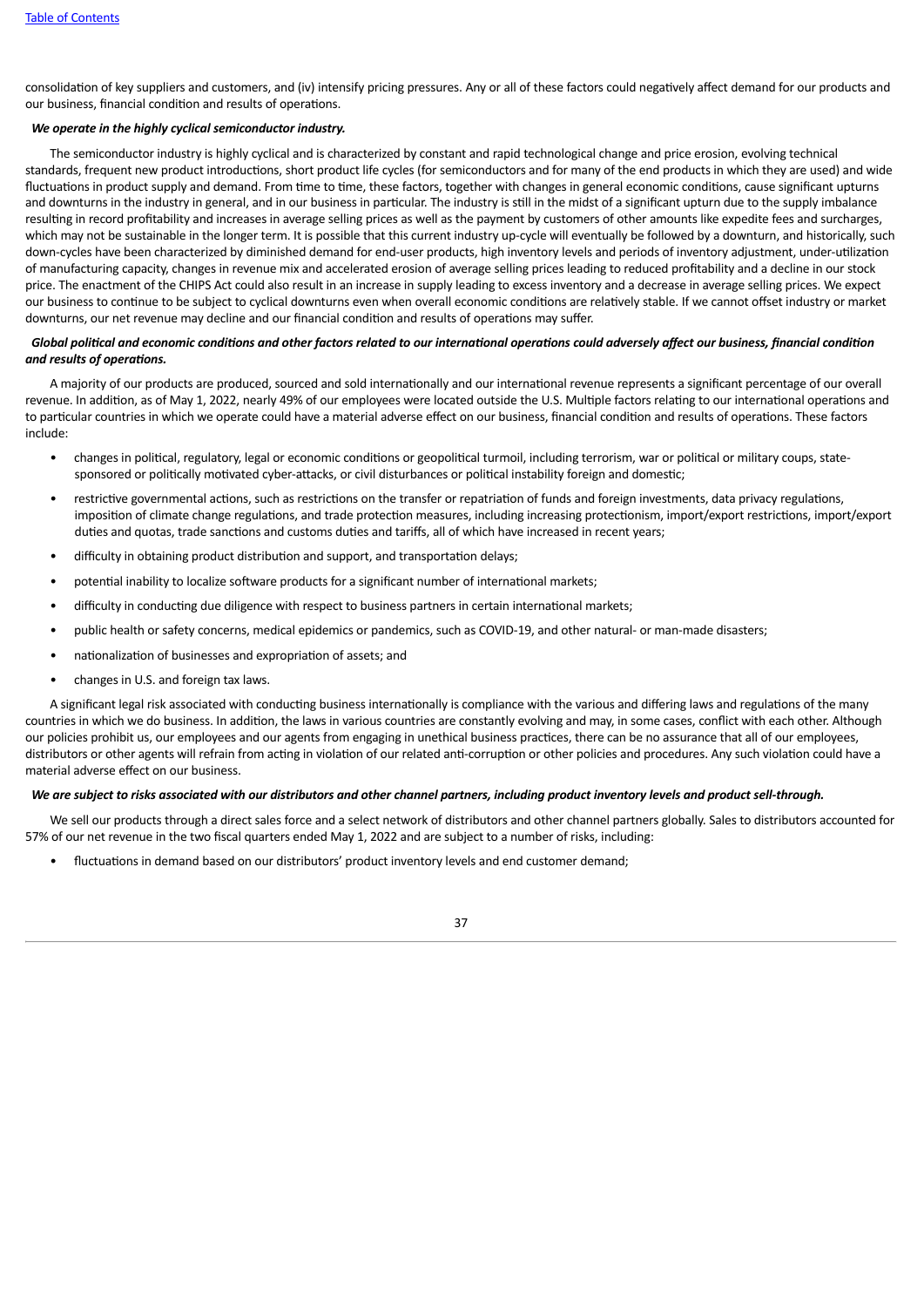consolidation of key suppliers and customers, and (iv) intensify pricing pressures. Any or all of these factors could negatively affect demand for our products and our business, financial condition and results of operations.

***We operate in the highly cyclical semiconductor industry.***

The semiconductor industry is highly cyclical and is characterized by constant and rapid technological change and price erosion, evolving technical standards, frequent new product introductions, short product life cycles (for semiconductors and for many of the end products in which they are used) and wide fluctuations in product supply and demand. From time to time, these factors, together with changes in general economic conditions, cause significant upturns and downturns in the industry in general, and in our business in particular. The industry is still in the midst of a significant upturn due to the supply imbalance resulting in record profitability and increases in average selling prices as well as the payment by customers of other amounts like expedite fees and surcharges, which may not be sustainable in the longer term. It is possible that this current industry up-cycle will eventually be followed by a downturn, and historically, such down-cycles have been characterized by diminished demand for end-user products, high inventory levels and periods of inventory adjustment, under-utilization of manufacturing capacity, changes in revenue mix and accelerated erosion of average selling prices leading to reduced profitability and a decline in our stock price. The enactment of the CHIPS Act could also result in an increase in supply leading to excess inventory and a decrease in average selling prices. We expect our business to continue to be subject to cyclical downturns even when overall economic conditions are relatively stable. If we cannot offset industry or market downturns, our net revenue may decline and our financial condition and results of operations may suffer.

***Global political and economic conditions and other factors related to our international operations could adversely affect our business, financial condition and results of operations.***

A majority of our products are produced, sourced and sold internationally and our international revenue represents a significant percentage of our overall revenue. In addition, as of May 1, 2022, nearly 49% of our employees were located outside the U.S. Multiple factors relating to our international operations and to particular countries in which we operate could have a material adverse effect on our business, financial condition and results of operations. These factors include:

- changes in political, regulatory, legal or economic conditions or geopolitical turmoil, including terrorism, war or political or military coups, state-sponsored or politically motivated cyber-attacks, or civil disturbances or political instability foreign and domestic;
- restrictive governmental actions, such as restrictions on the transfer or repatriation of funds and foreign investments, data privacy regulations, imposition of climate change regulations, and trade protection measures, including increasing protectionism, import/export restrictions, import/export duties and quotas, trade sanctions and customs duties and tariffs, all of which have increased in recent years;
- difficulty in obtaining product distribution and support, and transportation delays;
- potential inability to localize software products for a significant number of international markets;
- difficulty in conducting due diligence with respect to business partners in certain international markets;
- public health or safety concerns, medical epidemics or pandemics, such as COVID-19, and other natural- or man-made disasters;
- nationalization of businesses and expropriation of assets; and
- changes in U.S. and foreign tax laws.

A significant legal risk associated with conducting business internationally is compliance with the various and differing laws and regulations of the many countries in which we do business. In addition, the laws in various countries are constantly evolving and may, in some cases, conflict with each other. Although our policies prohibit us, our employees and our agents from engaging in unethical business practices, there can be no assurance that all of our employees, distributors or other agents will refrain from acting in violation of our related anti-corruption or other policies and procedures. Any such violation could have a material adverse effect on our business.

***We are subject to risks associated with our distributors and other channel partners, including product inventory levels and product sell-through.***

We sell our products through a direct sales force and a select network of distributors and other channel partners globally. Sales to distributors accounted for 57% of our net revenue in the two fiscal quarters ended May 1, 2022 and are subject to a number of risks, including:

- fluctuations in demand based on our distributors' product inventory levels and end customer demand;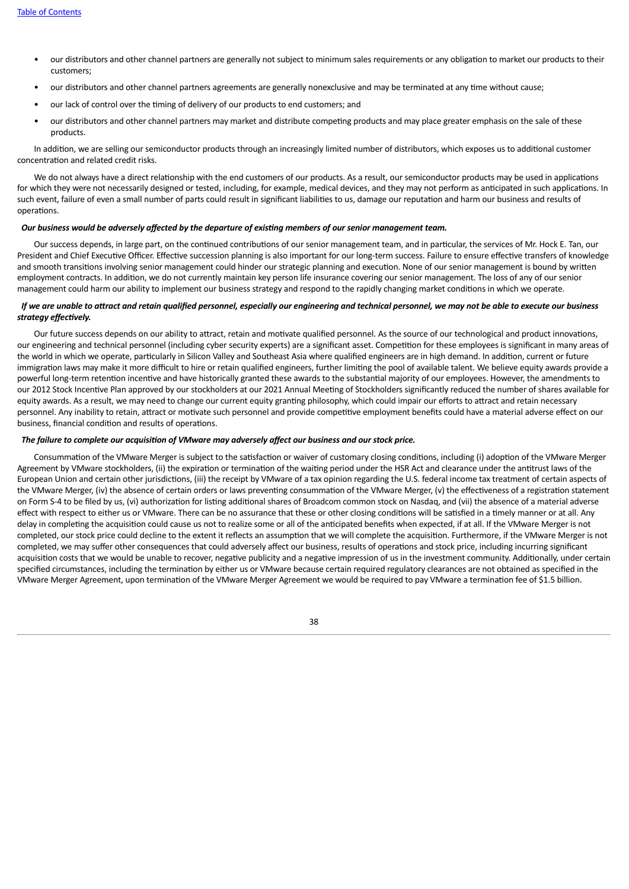- our distributors and other channel partners are generally not subject to minimum sales requirements or any obligation to market our products to their customers;
- our distributors and other channel partners agreements are generally nonexclusive and may be terminated at any time without cause;
- our lack of control over the timing of delivery of our products to end customers; and
- our distributors and other channel partners may market and distribute competing products and may place greater emphasis on the sale of these products.

In addition, we are selling our semiconductor products through an increasingly limited number of distributors, which exposes us to additional customer concentration and related credit risks.

We do not always have a direct relationship with the end customers of our products. As a result, our semiconductor products may be used in applications for which they were not necessarily designed or tested, including, for example, medical devices, and they may not perform as anticipated in such applications. In such event, failure of even a small number of parts could result in significant liabilities to us, damage our reputation and harm our business and results of operations.

***Our business would be adversely affected by the departure of existing members of our senior management team.***

Our success depends, in large part, on the continued contributions of our senior management team, and in particular, the services of Mr. Hock E. Tan, our President and Chief Executive Officer. Effective succession planning is also important for our long-term success. Failure to ensure effective transfers of knowledge and smooth transitions involving senior management could hinder our strategic planning and execution. None of our senior management is bound by written employment contracts. In addition, we do not currently maintain key person life insurance covering our senior management. The loss of any of our senior management could harm our ability to implement our business strategy and respond to the rapidly changing market conditions in which we operate.

***If we are unable to attract and retain qualified personnel, especially our engineering and technical personnel, we may not be able to execute our business strategy effectively.***

Our future success depends on our ability to attract, retain and motivate qualified personnel. As the source of our technological and product innovations, our engineering and technical personnel (including cyber security experts) are a significant asset. Competition for these employees is significant in many areas of the world in which we operate, particularly in Silicon Valley and Southeast Asia where qualified engineers are in high demand. In addition, current or future immigration laws may make it more difficult to hire or retain qualified engineers, further limiting the pool of available talent. We believe equity awards provide a powerful long-term retention incentive and have historically granted these awards to the substantial majority of our employees. However, the amendments to our 2012 Stock Incentive Plan approved by our stockholders at our 2021 Annual Meeting of Stockholders significantly reduced the number of shares available for equity awards. As a result, we may need to change our current equity granting philosophy, which could impair our efforts to attract and retain necessary personnel. Any inability to retain, attract or motivate such personnel and provide competitive employment benefits could have a material adverse effect on our business, financial condition and results of operations.

***The failure to complete our acquisition of VMware may adversely affect our business and our stock price.***

Consummation of the VMware Merger is subject to the satisfaction or waiver of customary closing conditions, including (i) adoption of the VMware Merger Agreement by VMware stockholders, (ii) the expiration or termination of the waiting period under the HSR Act and clearance under the antitrust laws of the European Union and certain other jurisdictions, (iii) the receipt by VMware of a tax opinion regarding the U.S. federal income tax treatment of certain aspects of the VMware Merger, (iv) the absence of certain orders or laws preventing consummation of the VMware Merger, (v) the effectiveness of a registration statement on Form S-4 to be filed by us, (vi) authorization for listing additional shares of Broadcom common stock on Nasdaq, and (vii) the absence of a material adverse effect with respect to either us or VMware. There can be no assurance that these or other closing conditions will be satisfied in a timely manner or at all. Any delay in completing the acquisition could cause us not to realize some or all of the anticipated benefits when expected, if at all. If the VMware Merger is not completed, our stock price could decline to the extent it reflects an assumption that we will complete the acquisition. Furthermore, if the VMware Merger is not completed, we may suffer other consequences that could adversely affect our business, results of operations and stock price, including incurring significant acquisition costs that we would be unable to recover, negative publicity and a negative impression of us in the investment community. Additionally, under certain specified circumstances, including the termination by either us or VMware because certain required regulatory clearances are not obtained as specified in the VMware Merger Agreement, upon termination of the VMware Merger Agreement we would be required to pay VMware a termination fee of $1.5 billion.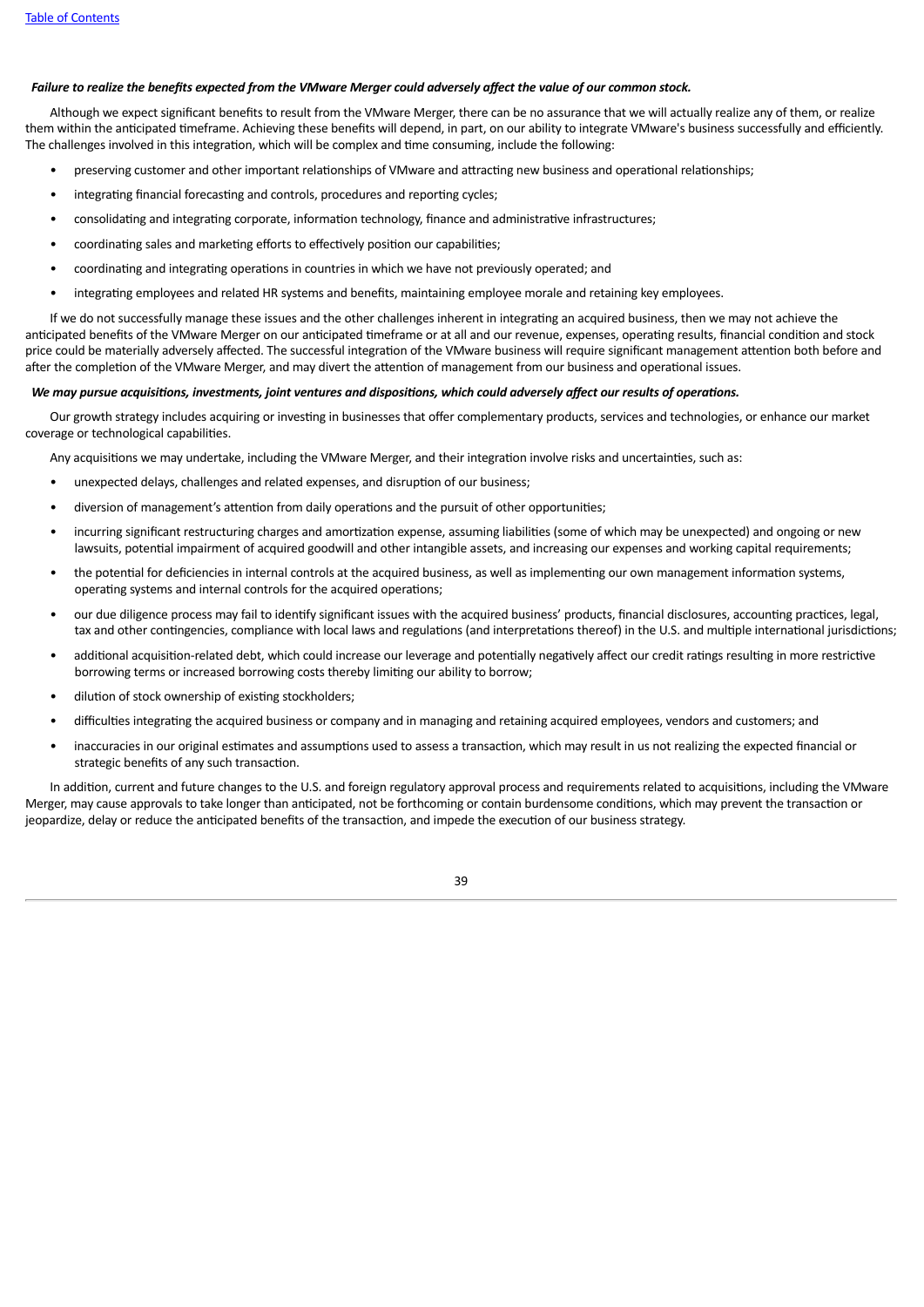***Failure to realize the benefits expected from the VMware Merger could adversely affect the value of our common stock.***

Although we expect significant benefits to result from the VMware Merger, there can be no assurance that we will actually realize any of them, or realize them within the anticipated timeframe. Achieving these benefits will depend, in part, on our ability to integrate VMware's business successfully and efficiently. The challenges involved in this integration, which will be complex and time consuming, include the following:

- preserving customer and other important relationships of VMware and attracting new business and operational relationships;
- integrating financial forecasting and controls, procedures and reporting cycles;
- consolidating and integrating corporate, information technology, finance and administrative infrastructures;
- coordinating sales and marketing efforts to effectively position our capabilities;
- coordinating and integrating operations in countries in which we have not previously operated; and
- integrating employees and related HR systems and benefits, maintaining employee morale and retaining key employees.

If we do not successfully manage these issues and the other challenges inherent in integrating an acquired business, then we may not achieve the anticipated benefits of the VMware Merger on our anticipated timeframe or at all and our revenue, expenses, operating results, financial condition and stock price could be materially adversely affected. The successful integration of the VMware business will require significant management attention both before and after the completion of the VMware Merger, and may divert the attention of management from our business and operational issues.

***We may pursue acquisitions, investments, joint ventures and dispositions, which could adversely affect our results of operations.***

Our growth strategy includes acquiring or investing in businesses that offer complementary products, services and technologies, or enhance our market coverage or technological capabilities.

Any acquisitions we may undertake, including the VMware Merger, and their integration involve risks and uncertainties, such as:

- unexpected delays, challenges and related expenses, and disruption of our business;
- diversion of management's attention from daily operations and the pursuit of other opportunities;
- incurring significant restructuring charges and amortization expense, assuming liabilities (some of which may be unexpected) and ongoing or new lawsuits, potential impairment of acquired goodwill and other intangible assets, and increasing our expenses and working capital requirements;
- the potential for deficiencies in internal controls at the acquired business, as well as implementing our own management information systems, operating systems and internal controls for the acquired operations;
- our due diligence process may fail to identify significant issues with the acquired business' products, financial disclosures, accounting practices, legal, tax and other contingencies, compliance with local laws and regulations (and interpretations thereof) in the U.S. and multiple international jurisdictions;
- additional acquisition-related debt, which could increase our leverage and potentially negatively affect our credit ratings resulting in more restrictive borrowing terms or increased borrowing costs thereby limiting our ability to borrow;
- dilution of stock ownership of existing stockholders;
- difficulties integrating the acquired business or company and in managing and retaining acquired employees, vendors and customers; and
- inaccuracies in our original estimates and assumptions used to assess a transaction, which may result in us not realizing the expected financial or strategic benefits of any such transaction.

In addition, current and future changes to the U.S. and foreign regulatory approval process and requirements related to acquisitions, including the VMware Merger, may cause approvals to take longer than anticipated, not be forthcoming or contain burdensome conditions, which may prevent the transaction or jeopardize, delay or reduce the anticipated benefits of the transaction, and impede the execution of our business strategy.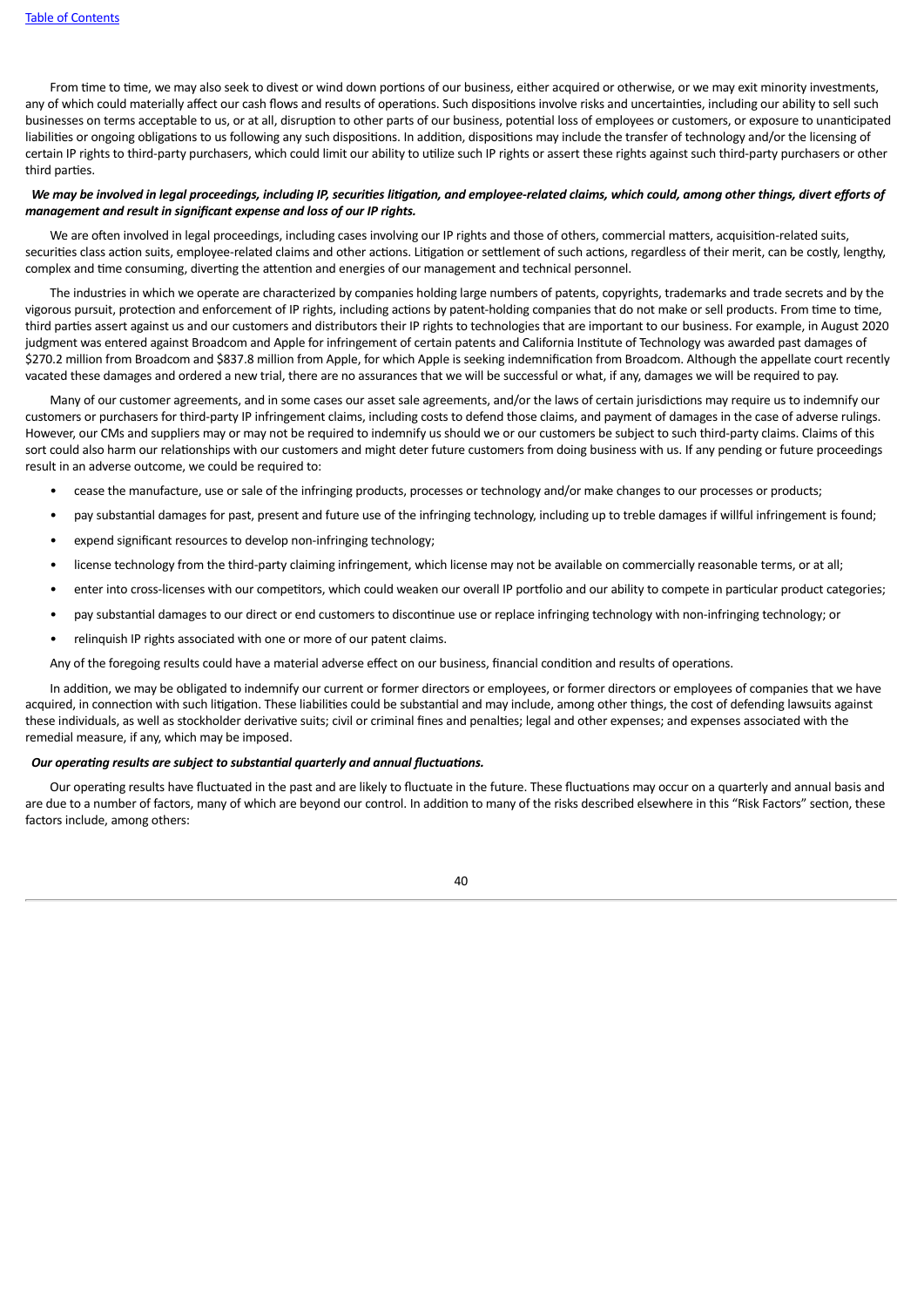From time to time, we may also seek to divest or wind down portions of our business, either acquired or otherwise, or we may exit minority investments, any of which could materially affect our cash flows and results of operations. Such dispositions involve risks and uncertainties, including our ability to sell such businesses on terms acceptable to us, or at all, disruption to other parts of our business, potential loss of employees or customers, or exposure to unanticipated liabilities or ongoing obligations to us following any such dispositions. In addition, dispositions may include the transfer of technology and/or the licensing of certain IP rights to third-party purchasers, which could limit our ability to utilize such IP rights or assert these rights against such third-party purchasers or other third parties.

***We may be involved in legal proceedings, including IP, securities litigation, and employee-related claims, which could, among other things, divert efforts of management and result in significant expense and loss of our IP rights.***

We are often involved in legal proceedings, including cases involving our IP rights and those of others, commercial matters, acquisition-related suits, securities class action suits, employee-related claims and other actions. Litigation or settlement of such actions, regardless of their merit, can be costly, lengthy, complex and time consuming, diverting the attention and energies of our management and technical personnel.

The industries in which we operate are characterized by companies holding large numbers of patents, copyrights, trademarks and trade secrets and by the vigorous pursuit, protection and enforcement of IP rights, including actions by patent-holding companies that do not make or sell products. From time to time, third parties assert against us and our customers and distributors their IP rights to technologies that are important to our business. For example, in August 2020 judgment was entered against Broadcom and Apple for infringement of certain patents and California Institute of Technology was awarded past damages of $270.2 million from Broadcom and $837.8 million from Apple, for which Apple is seeking indemnification from Broadcom. Although the appellate court recently vacated these damages and ordered a new trial, there are no assurances that we will be successful or what, if any, damages we will be required to pay.

Many of our customer agreements, and in some cases our asset sale agreements, and/or the laws of certain jurisdictions may require us to indemnify our customers or purchasers for third-party IP infringement claims, including costs to defend those claims, and payment of damages in the case of adverse rulings. However, our CMs and suppliers may or may not be required to indemnify us should we or our customers be subject to such third-party claims. Claims of this sort could also harm our relationships with our customers and might deter future customers from doing business with us. If any pending or future proceedings result in an adverse outcome, we could be required to:

- cease the manufacture, use or sale of the infringing products, processes or technology and/or make changes to our processes or products;
- pay substantial damages for past, present and future use of the infringing technology, including up to treble damages if willful infringement is found;
- expend significant resources to develop non-infringing technology;
- license technology from the third-party claiming infringement, which license may not be available on commercially reasonable terms, or at all;
- enter into cross-licenses with our competitors, which could weaken our overall IP portfolio and our ability to compete in particular product categories;
- pay substantial damages to our direct or end customers to discontinue use or replace infringing technology with non-infringing technology; or
- relinquish IP rights associated with one or more of our patent claims.

Any of the foregoing results could have a material adverse effect on our business, financial condition and results of operations.

In addition, we may be obligated to indemnify our current or former directors or employees, or former directors or employees of companies that we have acquired, in connection with such litigation. These liabilities could be substantial and may include, among other things, the cost of defending lawsuits against these individuals, as well as stockholder derivative suits; civil or criminal fines and penalties; legal and other expenses; and expenses associated with the remedial measure, if any, which may be imposed.

***Our operating results are subject to substantial quarterly and annual fluctuations.***

Our operating results have fluctuated in the past and are likely to fluctuate in the future. These fluctuations may occur on a quarterly and annual basis and are due to a number of factors, many of which are beyond our control. In addition to many of the risks described elsewhere in this "Risk Factors" section, these factors include, among others: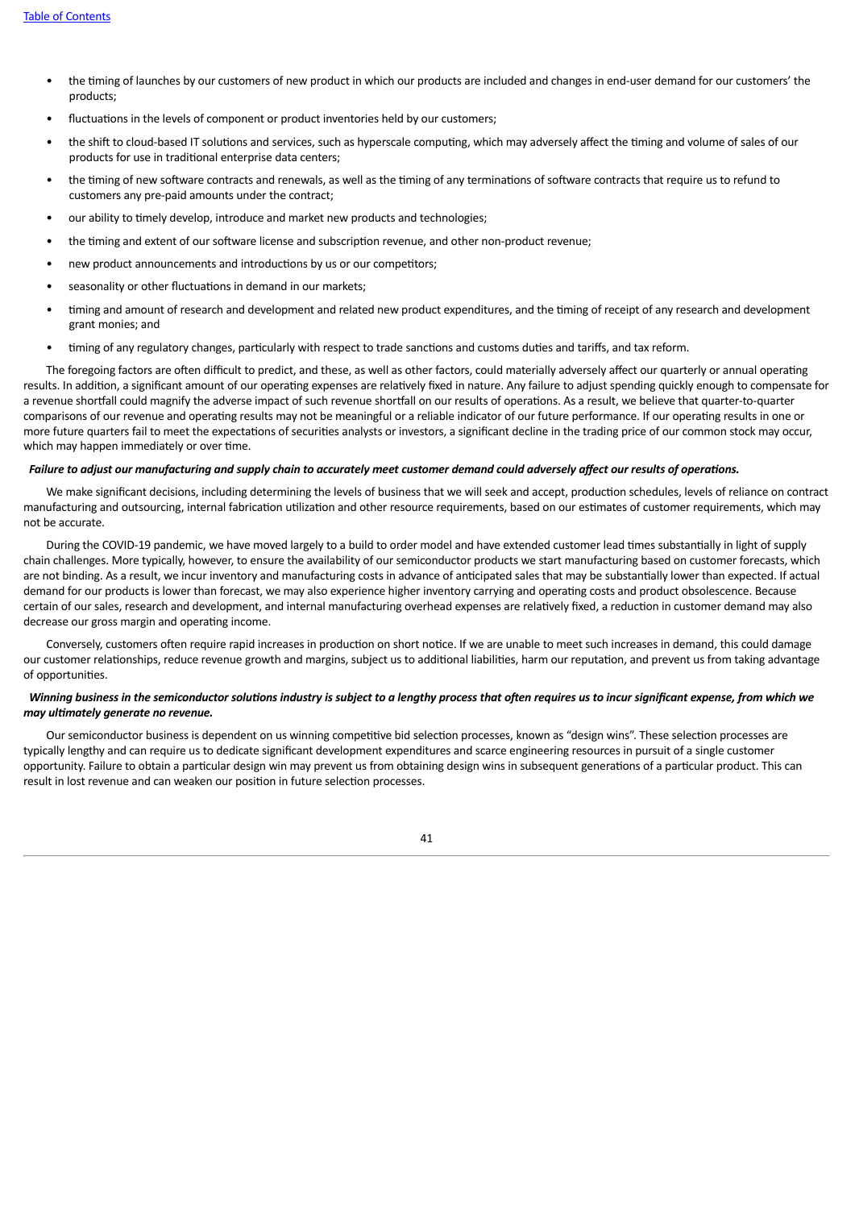- the timing of launches by our customers of new product in which our products are included and changes in end-user demand for our customers' the products;
- fluctuations in the levels of component or product inventories held by our customers;
- the shift to cloud-based IT solutions and services, such as hyperscale computing, which may adversely affect the timing and volume of sales of our products for use in traditional enterprise data centers;
- the timing of new software contracts and renewals, as well as the timing of any terminations of software contracts that require us to refund to customers any pre-paid amounts under the contract;
- our ability to timely develop, introduce and market new products and technologies;
- the timing and extent of our software license and subscription revenue, and other non-product revenue;
- new product announcements and introductions by us or our competitors;
- seasonality or other fluctuations in demand in our markets;
- timing and amount of research and development and related new product expenditures, and the timing of receipt of any research and development grant monies; and
- timing of any regulatory changes, particularly with respect to trade sanctions and customs duties and tariffs, and tax reform.

The foregoing factors are often difficult to predict, and these, as well as other factors, could materially adversely affect our quarterly or annual operating results. In addition, a significant amount of our operating expenses are relatively fixed in nature. Any failure to adjust spending quickly enough to compensate for a revenue shortfall could magnify the adverse impact of such revenue shortfall on our results of operations. As a result, we believe that quarter-to-quarter comparisons of our revenue and operating results may not be meaningful or a reliable indicator of our future performance. If our operating results in one or more future quarters fail to meet the expectations of securities analysts or investors, a significant decline in the trading price of our common stock may occur, which may happen immediately or over time.

***Failure to adjust our manufacturing and supply chain to accurately meet customer demand could adversely affect our results of operations.***

We make significant decisions, including determining the levels of business that we will seek and accept, production schedules, levels of reliance on contract manufacturing and outsourcing, internal fabrication utilization and other resource requirements, based on our estimates of customer requirements, which may not be accurate.

During the COVID-19 pandemic, we have moved largely to a build to order model and have extended customer lead times substantially in light of supply chain challenges. More typically, however, to ensure the availability of our semiconductor products we start manufacturing based on customer forecasts, which are not binding. As a result, we incur inventory and manufacturing costs in advance of anticipated sales that may be substantially lower than expected. If actual demand for our products is lower than forecast, we may also experience higher inventory carrying and operating costs and product obsolescence. Because certain of our sales, research and development, and internal manufacturing overhead expenses are relatively fixed, a reduction in customer demand may also decrease our gross margin and operating income.

Conversely, customers often require rapid increases in production on short notice. If we are unable to meet such increases in demand, this could damage our customer relationships, reduce revenue growth and margins, subject us to additional liabilities, harm our reputation, and prevent us from taking advantage of opportunities.

***Winning business in the semiconductor solutions industry is subject to a lengthy process that often requires us to incur significant expense, from which we may ultimately generate no revenue.***

Our semiconductor business is dependent on us winning competitive bid selection processes, known as "design wins". These selection processes are typically lengthy and can require us to dedicate significant development expenditures and scarce engineering resources in pursuit of a single customer opportunity. Failure to obtain a particular design win may prevent us from obtaining design wins in subsequent generations of a particular product. This can result in lost revenue and can weaken our position in future selection processes.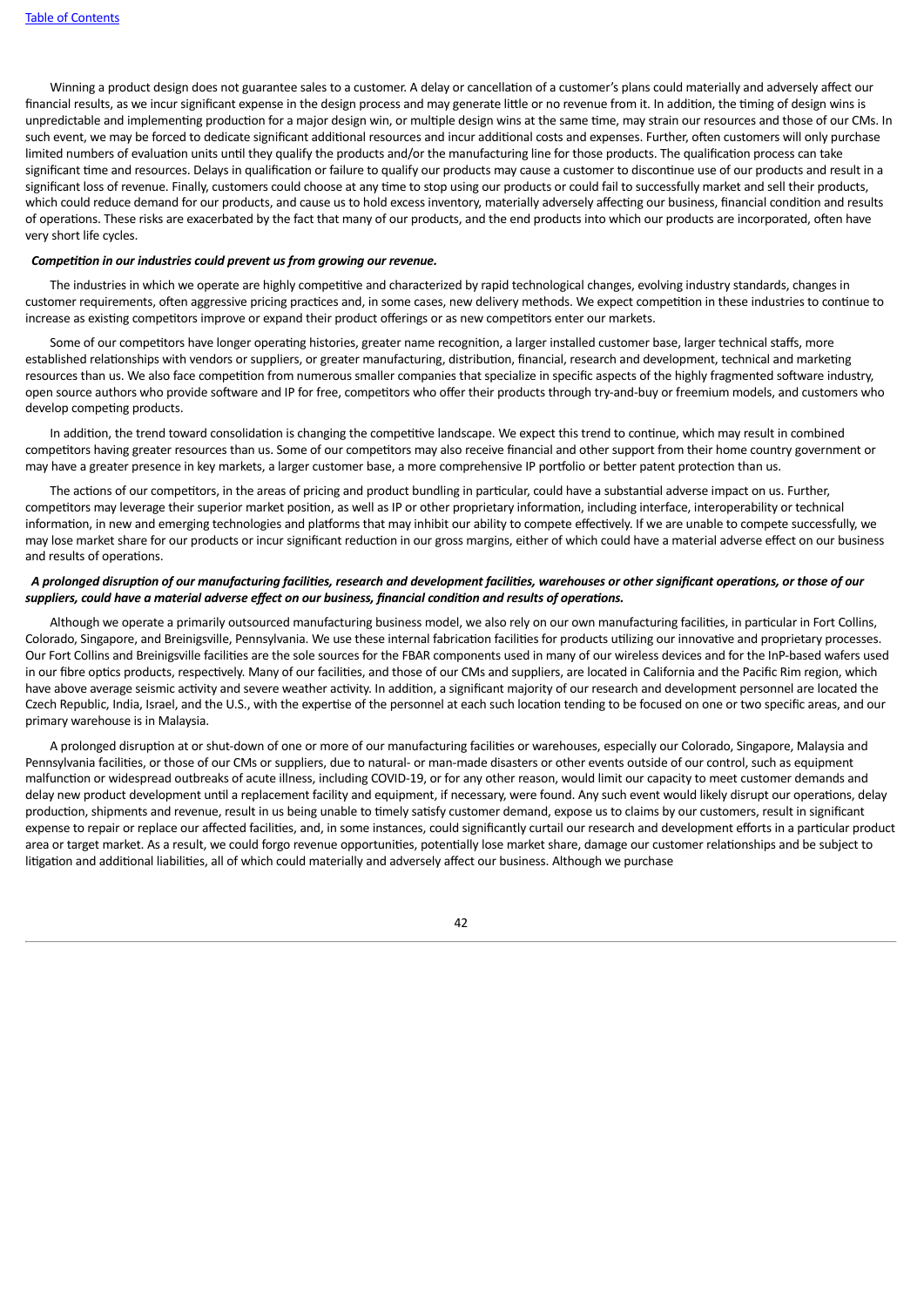Winning a product design does not guarantee sales to a customer. A delay or cancellation of a customer's plans could materially and adversely affect our financial results, as we incur significant expense in the design process and may generate little or no revenue from it. In addition, the timing of design wins is unpredictable and implementing production for a major design win, or multiple design wins at the same time, may strain our resources and those of our CMs. In such event, we may be forced to dedicate significant additional resources and incur additional costs and expenses. Further, often customers will only purchase limited numbers of evaluation units until they qualify the products and/or the manufacturing line for those products. The qualification process can take significant time and resources. Delays in qualification or failure to qualify our products may cause a customer to discontinue use of our products and result in a significant loss of revenue. Finally, customers could choose at any time to stop using our products or could fail to successfully market and sell their products, which could reduce demand for our products, and cause us to hold excess inventory, materially adversely affecting our business, financial condition and results of operations. These risks are exacerbated by the fact that many of our products, and the end products into which our products are incorporated, often have very short life cycles.

***Competition in our industries could prevent us from growing our revenue.***

The industries in which we operate are highly competitive and characterized by rapid technological changes, evolving industry standards, changes in customer requirements, often aggressive pricing practices and, in some cases, new delivery methods. We expect competition in these industries to continue to increase as existing competitors improve or expand their product offerings or as new competitors enter our markets.

Some of our competitors have longer operating histories, greater name recognition, a larger installed customer base, larger technical staffs, more established relationships with vendors or suppliers, or greater manufacturing, distribution, financial, research and development, technical and marketing resources than us. We also face competition from numerous smaller companies that specialize in specific aspects of the highly fragmented software industry, open source authors who provide software and IP for free, competitors who offer their products through try-and-buy or freemium models, and customers who develop competing products.

In addition, the trend toward consolidation is changing the competitive landscape. We expect this trend to continue, which may result in combined competitors having greater resources than us. Some of our competitors may also receive financial and other support from their home country government or may have a greater presence in key markets, a larger customer base, a more comprehensive IP portfolio or better patent protection than us.

The actions of our competitors, in the areas of pricing and product bundling in particular, could have a substantial adverse impact on us. Further, competitors may leverage their superior market position, as well as IP or other proprietary information, including interface, interoperability or technical information, in new and emerging technologies and platforms that may inhibit our ability to compete effectively. If we are unable to compete successfully, we may lose market share for our products or incur significant reduction in our gross margins, either of which could have a material adverse effect on our business and results of operations.

***A prolonged disruption of our manufacturing facilities, research and development facilities, warehouses or other significant operations, or those of our suppliers, could have a material adverse effect on our business, financial condition and results of operations.***

Although we operate a primarily outsourced manufacturing business model, we also rely on our own manufacturing facilities, in particular in Fort Collins, Colorado, Singapore, and Breinigsville, Pennsylvania. We use these internal fabrication facilities for products utilizing our innovative and proprietary processes. Our Fort Collins and Breinigsville facilities are the sole sources for the FBAR components used in many of our wireless devices and for the InP-based wafers used in our fibre optics products, respectively. Many of our facilities, and those of our CMs and suppliers, are located in California and the Pacific Rim region, which have above average seismic activity and severe weather activity. In addition, a significant majority of our research and development personnel are located the Czech Republic, India, Israel, and the U.S., with the expertise of the personnel at each such location tending to be focused on one or two specific areas, and our primary warehouse is in Malaysia.

A prolonged disruption at or shut-down of one or more of our manufacturing facilities or warehouses, especially our Colorado, Singapore, Malaysia and Pennsylvania facilities, or those of our CMs or suppliers, due to natural- or man-made disasters or other events outside of our control, such as equipment malfunction or widespread outbreaks of acute illness, including COVID-19, or for any other reason, would limit our capacity to meet customer demands and delay new product development until a replacement facility and equipment, if necessary, were found. Any such event would likely disrupt our operations, delay production, shipments and revenue, result in us being unable to timely satisfy customer demand, expose us to claims by our customers, result in significant expense to repair or replace our affected facilities, and, in some instances, could significantly curtail our research and development efforts in a particular product area or target market. As a result, we could forgo revenue opportunities, potentially lose market share, damage our customer relationships and be subject to litigation and additional liabilities, all of which could materially and adversely affect our business. Although we purchase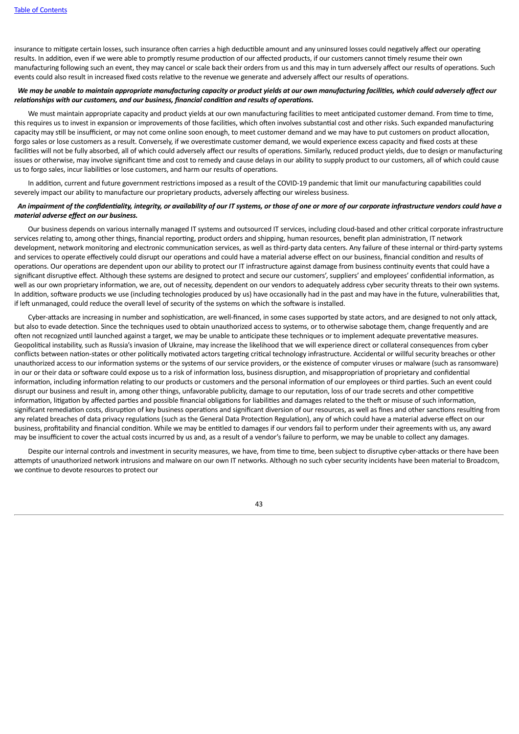insurance to mitigate certain losses, such insurance often carries a high deductible amount and any uninsured losses could negatively affect our operating results. In addition, even if we were able to promptly resume production of our affected products, if our customers cannot timely resume their own manufacturing following such an event, they may cancel or scale back their orders from us and this may in turn adversely affect our results of operations. Such events could also result in increased fixed costs relative to the revenue we generate and adversely affect our results of operations.

***We may be unable to maintain appropriate manufacturing capacity or product yields at our own manufacturing facilities, which could adversely affect our relationships with our customers, and our business, financial condition and results of operations.***

We must maintain appropriate capacity and product yields at our own manufacturing facilities to meet anticipated customer demand. From time to time, this requires us to invest in expansion or improvements of those facilities, which often involves substantial cost and other risks. Such expanded manufacturing capacity may still be insufficient, or may not come online soon enough, to meet customer demand and we may have to put customers on product allocation, forgo sales or lose customers as a result. Conversely, if we overestimate customer demand, we would experience excess capacity and fixed costs at these facilities will not be fully absorbed, all of which could adversely affect our results of operations. Similarly, reduced product yields, due to design or manufacturing issues or otherwise, may involve significant time and cost to remedy and cause delays in our ability to supply product to our customers, all of which could cause us to forgo sales, incur liabilities or lose customers, and harm our results of operations.

In addition, current and future government restrictions imposed as a result of the COVID-19 pandemic that limit our manufacturing capabilities could severely impact our ability to manufacture our proprietary products, adversely affecting our wireless business.

***An impairment of the confidentiality, integrity, or availability of our IT systems, or those of one or more of our corporate infrastructure vendors could have a material adverse effect on our business.***

Our business depends on various internally managed IT systems and outsourced IT services, including cloud-based and other critical corporate infrastructure services relating to, among other things, financial reporting, product orders and shipping, human resources, benefit plan administration, IT network development, network monitoring and electronic communication services, as well as third-party data centers. Any failure of these internal or third-party systems and services to operate effectively could disrupt our operations and could have a material adverse effect on our business, financial condition and results of operations. Our operations are dependent upon our ability to protect our IT infrastructure against damage from business continuity events that could have a significant disruptive effect. Although these systems are designed to protect and secure our customers', suppliers' and employees' confidential information, as well as our own proprietary information, we are, out of necessity, dependent on our vendors to adequately address cyber security threats to their own systems. In addition, software products we use (including technologies produced by us) have occasionally had in the past and may have in the future, vulnerabilities that, if left unmanaged, could reduce the overall level of security of the systems on which the software is installed.

Cyber-attacks are increasing in number and sophistication, are well-financed, in some cases supported by state actors, and are designed to not only attack, but also to evade detection. Since the techniques used to obtain unauthorized access to systems, or to otherwise sabotage them, change frequently and are often not recognized until launched against a target, we may be unable to anticipate these techniques or to implement adequate preventative measures. Geopolitical instability, such as Russia's invasion of Ukraine, may increase the likelihood that we will experience direct or collateral consequences from cyber conflicts between nation-states or other politically motivated actors targeting critical technology infrastructure. Accidental or willful security breaches or other unauthorized access to our information systems or the systems of our service providers, or the existence of computer viruses or malware (such as ransomware) in our or their data or software could expose us to a risk of information loss, business disruption, and misappropriation of proprietary and confidential information, including information relating to our products or customers and the personal information of our employees or third parties. Such an event could disrupt our business and result in, among other things, unfavorable publicity, damage to our reputation, loss of our trade secrets and other competitive information, litigation by affected parties and possible financial obligations for liabilities and damages related to the theft or misuse of such information, significant remediation costs, disruption of key business operations and significant diversion of our resources, as well as fines and other sanctions resulting from any related breaches of data privacy regulations (such as the General Data Protection Regulation), any of which could have a material adverse effect on our business, profitability and financial condition. While we may be entitled to damages if our vendors fail to perform under their agreements with us, any award may be insufficient to cover the actual costs incurred by us and, as a result of a vendor's failure to perform, we may be unable to collect any damages.

Despite our internal controls and investment in security measures, we have, from time to time, been subject to disruptive cyber-attacks or there have been attempts of unauthorized network intrusions and malware on our own IT networks. Although no such cyber security incidents have been material to Broadcom, we continue to devote resources to protect our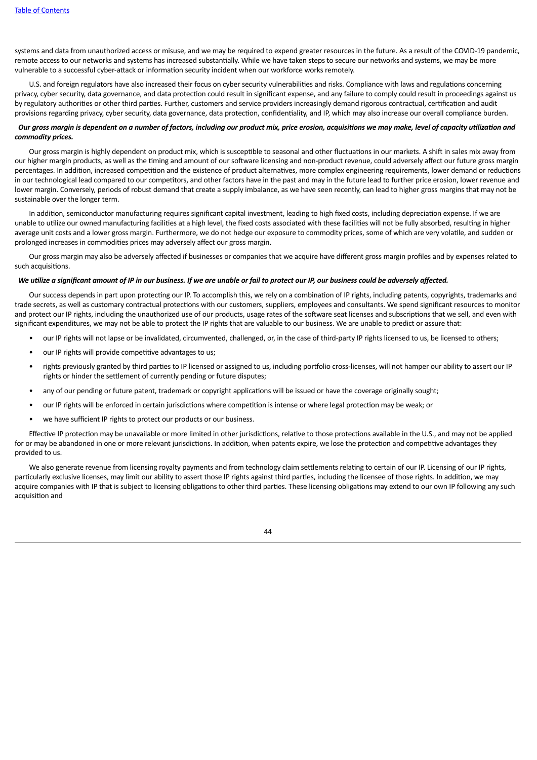systems and data from unauthorized access or misuse, and we may be required to expend greater resources in the future. As a result of the COVID-19 pandemic, remote access to our networks and systems has increased substantially. While we have taken steps to secure our networks and systems, we may be more vulnerable to a successful cyber-attack or information security incident when our workforce works remotely.

U.S. and foreign regulators have also increased their focus on cyber security vulnerabilities and risks. Compliance with laws and regulations concerning privacy, cyber security, data governance, and data protection could result in significant expense, and any failure to comply could result in proceedings against us by regulatory authorities or other third parties. Further, customers and service providers increasingly demand rigorous contractual, certification and audit provisions regarding privacy, cyber security, data governance, data protection, confidentiality, and IP, which may also increase our overall compliance burden.

***Our gross margin is dependent on a number of factors, including our product mix, price erosion, acquisitions we may make, level of capacity utilization and commodity prices.***

Our gross margin is highly dependent on product mix, which is susceptible to seasonal and other fluctuations in our markets. A shift in sales mix away from our higher margin products, as well as the timing and amount of our software licensing and non-product revenue, could adversely affect our future gross margin percentages. In addition, increased competition and the existence of product alternatives, more complex engineering requirements, lower demand or reductions in our technological lead compared to our competitors, and other factors have in the past and may in the future lead to further price erosion, lower revenue and lower margin. Conversely, periods of robust demand that create a supply imbalance, as we have seen recently, can lead to higher gross margins that may not be sustainable over the longer term.

In addition, semiconductor manufacturing requires significant capital investment, leading to high fixed costs, including depreciation expense. If we are unable to utilize our owned manufacturing facilities at a high level, the fixed costs associated with these facilities will not be fully absorbed, resulting in higher average unit costs and a lower gross margin. Furthermore, we do not hedge our exposure to commodity prices, some of which are very volatile, and sudden or prolonged increases in commodities prices may adversely affect our gross margin.

Our gross margin may also be adversely affected if businesses or companies that we acquire have different gross margin profiles and by expenses related to such acquisitions.

***We utilize a significant amount of IP in our business. If we are unable or fail to protect our IP, our business could be adversely affected.***

Our success depends in part upon protecting our IP. To accomplish this, we rely on a combination of IP rights, including patents, copyrights, trademarks and trade secrets, as well as customary contractual protections with our customers, suppliers, employees and consultants. We spend significant resources to monitor and protect our IP rights, including the unauthorized use of our products, usage rates of the software seat licenses and subscriptions that we sell, and even with significant expenditures, we may not be able to protect the IP rights that are valuable to our business. We are unable to predict or assure that:

- our IP rights will not lapse or be invalidated, circumvented, challenged, or, in the case of third-party IP rights licensed to us, be licensed to others;
- our IP rights will provide competitive advantages to us;
- rights previously granted by third parties to IP licensed or assigned to us, including portfolio cross-licenses, will not hamper our ability to assert our IP rights or hinder the settlement of currently pending or future disputes;
- any of our pending or future patent, trademark or copyright applications will be issued or have the coverage originally sought;
- our IP rights will be enforced in certain jurisdictions where competition is intense or where legal protection may be weak; or
- we have sufficient IP rights to protect our products or our business.

Effective IP protection may be unavailable or more limited in other jurisdictions, relative to those protections available in the U.S., and may not be applied for or may be abandoned in one or more relevant jurisdictions. In addition, when patents expire, we lose the protection and competitive advantages they provided to us.

We also generate revenue from licensing royalty payments and from technology claim settlements relating to certain of our IP. Licensing of our IP rights, particularly exclusive licenses, may limit our ability to assert those IP rights against third parties, including the licensee of those rights. In addition, we may acquire companies with IP that is subject to licensing obligations to other third parties. These licensing obligations may extend to our own IP following any such acquisition and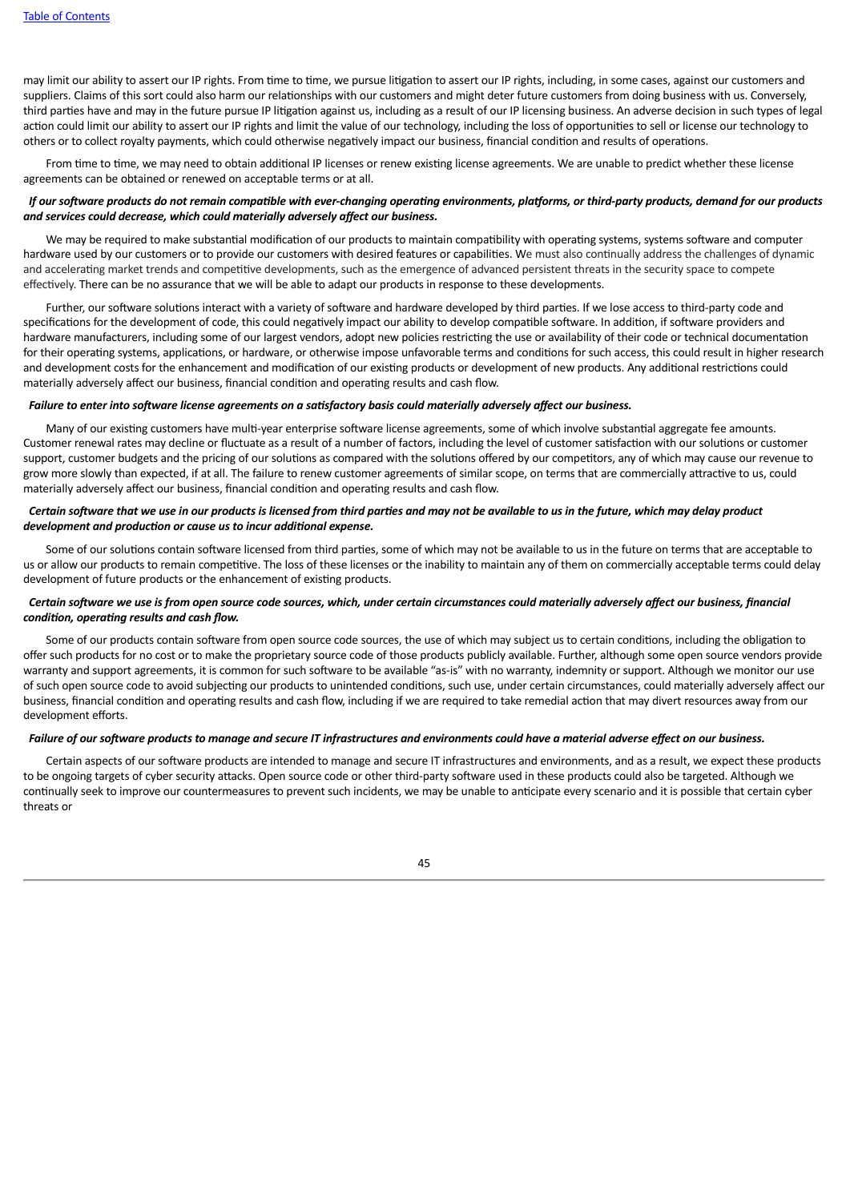may limit our ability to assert our IP rights. From time to time, we pursue litigation to assert our IP rights, including, in some cases, against our customers and suppliers. Claims of this sort could also harm our relationships with our customers and might deter future customers from doing business with us. Conversely, third parties have and may in the future pursue IP litigation against us, including as a result of our IP licensing business. An adverse decision in such types of legal action could limit our ability to assert our IP rights and limit the value of our technology, including the loss of opportunities to sell or license our technology to others or to collect royalty payments, which could otherwise negatively impact our business, financial condition and results of operations.

From time to time, we may need to obtain additional IP licenses or renew existing license agreements. We are unable to predict whether these license agreements can be obtained or renewed on acceptable terms or at all.

***If our software products do not remain compatible with ever-changing operating environments, platforms, or third-party products, demand for our products and services could decrease, which could materially adversely affect our business.***

We may be required to make substantial modification of our products to maintain compatibility with operating systems, systems software and computer hardware used by our customers or to provide our customers with desired features or capabilities. We must also continually address the challenges of dynamic and accelerating market trends and competitive developments, such as the emergence of advanced persistent threats in the security space to compete effectively. There can be no assurance that we will be able to adapt our products in response to these developments.

Further, our software solutions interact with a variety of software and hardware developed by third parties. If we lose access to third-party code and specifications for the development of code, this could negatively impact our ability to develop compatible software. In addition, if software providers and hardware manufacturers, including some of our largest vendors, adopt new policies restricting the use or availability of their code or technical documentation for their operating systems, applications, or hardware, or otherwise impose unfavorable terms and conditions for such access, this could result in higher research and development costs for the enhancement and modification of our existing products or development of new products. Any additional restrictions could materially adversely affect our business, financial condition and operating results and cash flow.

***Failure to enter into software license agreements on a satisfactory basis could materially adversely affect our business.***

Many of our existing customers have multi-year enterprise software license agreements, some of which involve substantial aggregate fee amounts. Customer renewal rates may decline or fluctuate as a result of a number of factors, including the level of customer satisfaction with our solutions or customer support, customer budgets and the pricing of our solutions as compared with the solutions offered by our competitors, any of which may cause our revenue to grow more slowly than expected, if at all. The failure to renew customer agreements of similar scope, on terms that are commercially attractive to us, could materially adversely affect our business, financial condition and operating results and cash flow.

***Certain software that we use in our products is licensed from third parties and may not be available to us in the future, which may delay product development and production or cause us to incur additional expense.***

Some of our solutions contain software licensed from third parties, some of which may not be available to us in the future on terms that are acceptable to us or allow our products to remain competitive. The loss of these licenses or the inability to maintain any of them on commercially acceptable terms could delay development of future products or the enhancement of existing products.

***Certain software we use is from open source code sources, which, under certain circumstances could materially adversely affect our business, financial condition, operating results and cash flow.***

Some of our products contain software from open source code sources, the use of which may subject us to certain conditions, including the obligation to offer such products for no cost or to make the proprietary source code of those products publicly available. Further, although some open source vendors provide warranty and support agreements, it is common for such software to be available "as-is" with no warranty, indemnity or support. Although we monitor our use of such open source code to avoid subjecting our products to unintended conditions, such use, under certain circumstances, could materially adversely affect our business, financial condition and operating results and cash flow, including if we are required to take remedial action that may divert resources away from our development efforts.

***Failure of our software products to manage and secure IT infrastructures and environments could have a material adverse effect on our business.***

Certain aspects of our software products are intended to manage and secure IT infrastructures and environments, and as a result, we expect these products to be ongoing targets of cyber security attacks. Open source code or other third-party software used in these products could also be targeted. Although we continually seek to improve our countermeasures to prevent such incidents, we may be unable to anticipate every scenario and it is possible that certain cyber threats or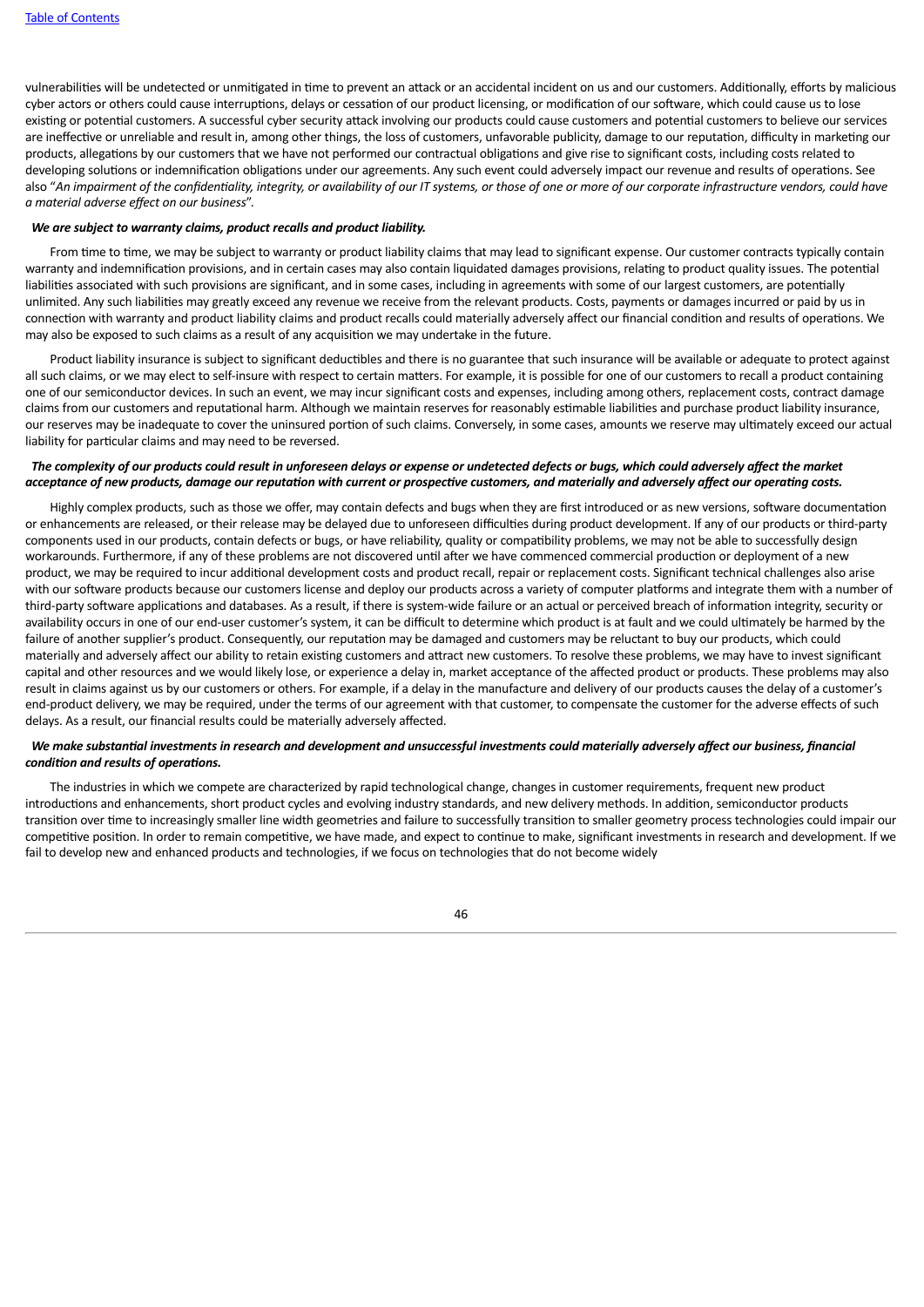vulnerabilities will be undetected or unmitigated in time to prevent an attack or an accidental incident on us and our customers. Additionally, efforts by malicious cyber actors or others could cause interruptions, delays or cessation of our product licensing, or modification of our software, which could cause us to lose existing or potential customers. A successful cyber security attack involving our products could cause customers and potential customers to believe our services are ineffective or unreliable and result in, among other things, the loss of customers, unfavorable publicity, damage to our reputation, difficulty in marketing our products, allegations by our customers that we have not performed our contractual obligations and give rise to significant costs, including costs related to developing solutions or indemnification obligations under our agreements. Any such event could adversely impact our revenue and results of operations. See also "*An impairment of the confidentiality, integrity, or availability of our IT systems, or those of one or more of our corporate infrastructure vendors, could have a material adverse effect on our business*".

***We are subject to warranty claims, product recalls and product liability.***

From time to time, we may be subject to warranty or product liability claims that may lead to significant expense. Our customer contracts typically contain warranty and indemnification provisions, and in certain cases may also contain liquidated damages provisions, relating to product quality issues. The potential liabilities associated with such provisions are significant, and in some cases, including in agreements with some of our largest customers, are potentially unlimited. Any such liabilities may greatly exceed any revenue we receive from the relevant products. Costs, payments or damages incurred or paid by us in connection with warranty and product liability claims and product recalls could materially adversely affect our financial condition and results of operations. We may also be exposed to such claims as a result of any acquisition we may undertake in the future.

Product liability insurance is subject to significant deductibles and there is no guarantee that such insurance will be available or adequate to protect against all such claims, or we may elect to self-insure with respect to certain matters. For example, it is possible for one of our customers to recall a product containing one of our semiconductor devices. In such an event, we may incur significant costs and expenses, including among others, replacement costs, contract damage claims from our customers and reputational harm. Although we maintain reserves for reasonably estimable liabilities and purchase product liability insurance, our reserves may be inadequate to cover the uninsured portion of such claims. Conversely, in some cases, amounts we reserve may ultimately exceed our actual liability for particular claims and may need to be reversed.

***The complexity of our products could result in unforeseen delays or expense or undetected defects or bugs, which could adversely affect the market acceptance of new products, damage our reputation with current or prospective customers, and materially and adversely affect our operating costs.***

Highly complex products, such as those we offer, may contain defects and bugs when they are first introduced or as new versions, software documentation or enhancements are released, or their release may be delayed due to unforeseen difficulties during product development. If any of our products or third-party components used in our products, contain defects or bugs, or have reliability, quality or compatibility problems, we may not be able to successfully design workarounds. Furthermore, if any of these problems are not discovered until after we have commenced commercial production or deployment of a new product, we may be required to incur additional development costs and product recall, repair or replacement costs. Significant technical challenges also arise with our software products because our customers license and deploy our products across a variety of computer platforms and integrate them with a number of third-party software applications and databases. As a result, if there is system-wide failure or an actual or perceived breach of information integrity, security or availability occurs in one of our end-user customer's system, it can be difficult to determine which product is at fault and we could ultimately be harmed by the failure of another supplier's product. Consequently, our reputation may be damaged and customers may be reluctant to buy our products, which could materially and adversely affect our ability to retain existing customers and attract new customers. To resolve these problems, we may have to invest significant capital and other resources and we would likely lose, or experience a delay in, market acceptance of the affected product or products. These problems may also result in claims against us by our customers or others. For example, if a delay in the manufacture and delivery of our products causes the delay of a customer's end-product delivery, we may be required, under the terms of our agreement with that customer, to compensate the customer for the adverse effects of such delays. As a result, our financial results could be materially adversely affected.

***We make substantial investments in research and development and unsuccessful investments could materially adversely affect our business, financial condition and results of operations.***

The industries in which we compete are characterized by rapid technological change, changes in customer requirements, frequent new product introductions and enhancements, short product cycles and evolving industry standards, and new delivery methods. In addition, semiconductor products transition over time to increasingly smaller line width geometries and failure to successfully transition to smaller geometry process technologies could impair our competitive position. In order to remain competitive, we have made, and expect to continue to make, significant investments in research and development. If we fail to develop new and enhanced products and technologies, if we focus on technologies that do not become widely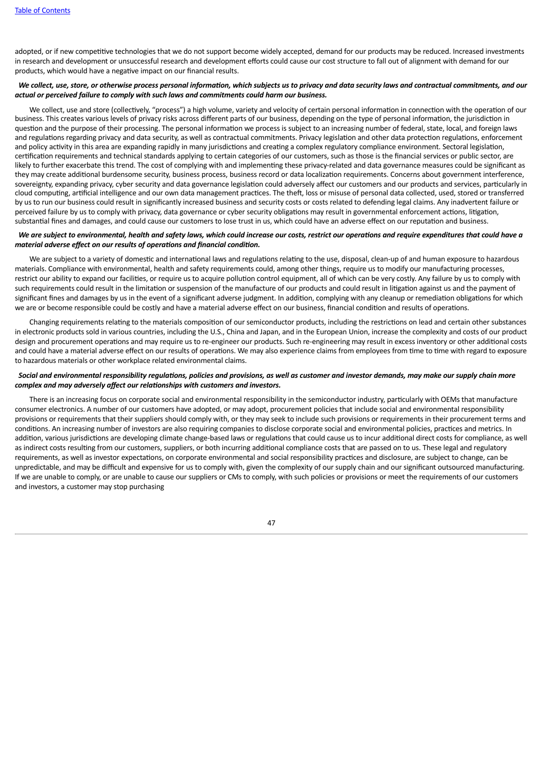adopted, or if new competitive technologies that we do not support become widely accepted, demand for our products may be reduced. Increased investments in research and development or unsuccessful research and development efforts could cause our cost structure to fall out of alignment with demand for our products, which would have a negative impact on our financial results.

***We collect, use, store, or otherwise process personal information, which subjects us to privacy and data security laws and contractual commitments, and our actual or perceived failure to comply with such laws and commitments could harm our business.***

We collect, use and store (collectively, "process") a high volume, variety and velocity of certain personal information in connection with the operation of our business. This creates various levels of privacy risks across different parts of our business, depending on the type of personal information, the jurisdiction in question and the purpose of their processing. The personal information we process is subject to an increasing number of federal, state, local, and foreign laws and regulations regarding privacy and data security, as well as contractual commitments. Privacy legislation and other data protection regulations, enforcement and policy activity in this area are expanding rapidly in many jurisdictions and creating a complex regulatory compliance environment. Sectoral legislation, certification requirements and technical standards applying to certain categories of our customers, such as those is the financial services or public sector, are likely to further exacerbate this trend. The cost of complying with and implementing these privacy-related and data governance measures could be significant as they may create additional burdensome security, business process, business record or data localization requirements. Concerns about government interference, sovereignty, expanding privacy, cyber security and data governance legislation could adversely affect our customers and our products and services, particularly in cloud computing, artificial intelligence and our own data management practices. The theft, loss or misuse of personal data collected, used, stored or transferred by us to run our business could result in significantly increased business and security costs or costs related to defending legal claims. Any inadvertent failure or perceived failure by us to comply with privacy, data governance or cyber security obligations may result in governmental enforcement actions, litigation, substantial fines and damages, and could cause our customers to lose trust in us, which could have an adverse effect on our reputation and business.

***We are subject to environmental, health and safety laws, which could increase our costs, restrict our operations and require expenditures that could have a material adverse effect on our results of operations and financial condition.***

We are subject to a variety of domestic and international laws and regulations relating to the use, disposal, clean-up of and human exposure to hazardous materials. Compliance with environmental, health and safety requirements could, among other things, require us to modify our manufacturing processes, restrict our ability to expand our facilities, or require us to acquire pollution control equipment, all of which can be very costly. Any failure by us to comply with such requirements could result in the limitation or suspension of the manufacture of our products and could result in litigation against us and the payment of significant fines and damages by us in the event of a significant adverse judgment. In addition, complying with any cleanup or remediation obligations for which we are or become responsible could be costly and have a material adverse effect on our business, financial condition and results of operations.

Changing requirements relating to the materials composition of our semiconductor products, including the restrictions on lead and certain other substances in electronic products sold in various countries, including the U.S., China and Japan, and in the European Union, increase the complexity and costs of our product design and procurement operations and may require us to re-engineer our products. Such re-engineering may result in excess inventory or other additional costs and could have a material adverse effect on our results of operations. We may also experience claims from employees from time to time with regard to exposure to hazardous materials or other workplace related environmental claims.

***Social and environmental responsibility regulations, policies and provisions, as well as customer and investor demands, may make our supply chain more complex and may adversely affect our relationships with customers and investors.***

There is an increasing focus on corporate social and environmental responsibility in the semiconductor industry, particularly with OEMs that manufacture consumer electronics. A number of our customers have adopted, or may adopt, procurement policies that include social and environmental responsibility provisions or requirements that their suppliers should comply with, or they may seek to include such provisions or requirements in their procurement terms and conditions. An increasing number of investors are also requiring companies to disclose corporate social and environmental policies, practices and metrics. In addition, various jurisdictions are developing climate change-based laws or regulations that could cause us to incur additional direct costs for compliance, as well as indirect costs resulting from our customers, suppliers, or both incurring additional compliance costs that are passed on to us. These legal and regulatory requirements, as well as investor expectations, on corporate environmental and social responsibility practices and disclosure, are subject to change, can be unpredictable, and may be difficult and expensive for us to comply with, given the complexity of our supply chain and our significant outsourced manufacturing. If we are unable to comply, or are unable to cause our suppliers or CMs to comply, with such policies or provisions or meet the requirements of our customers and investors, a customer may stop purchasing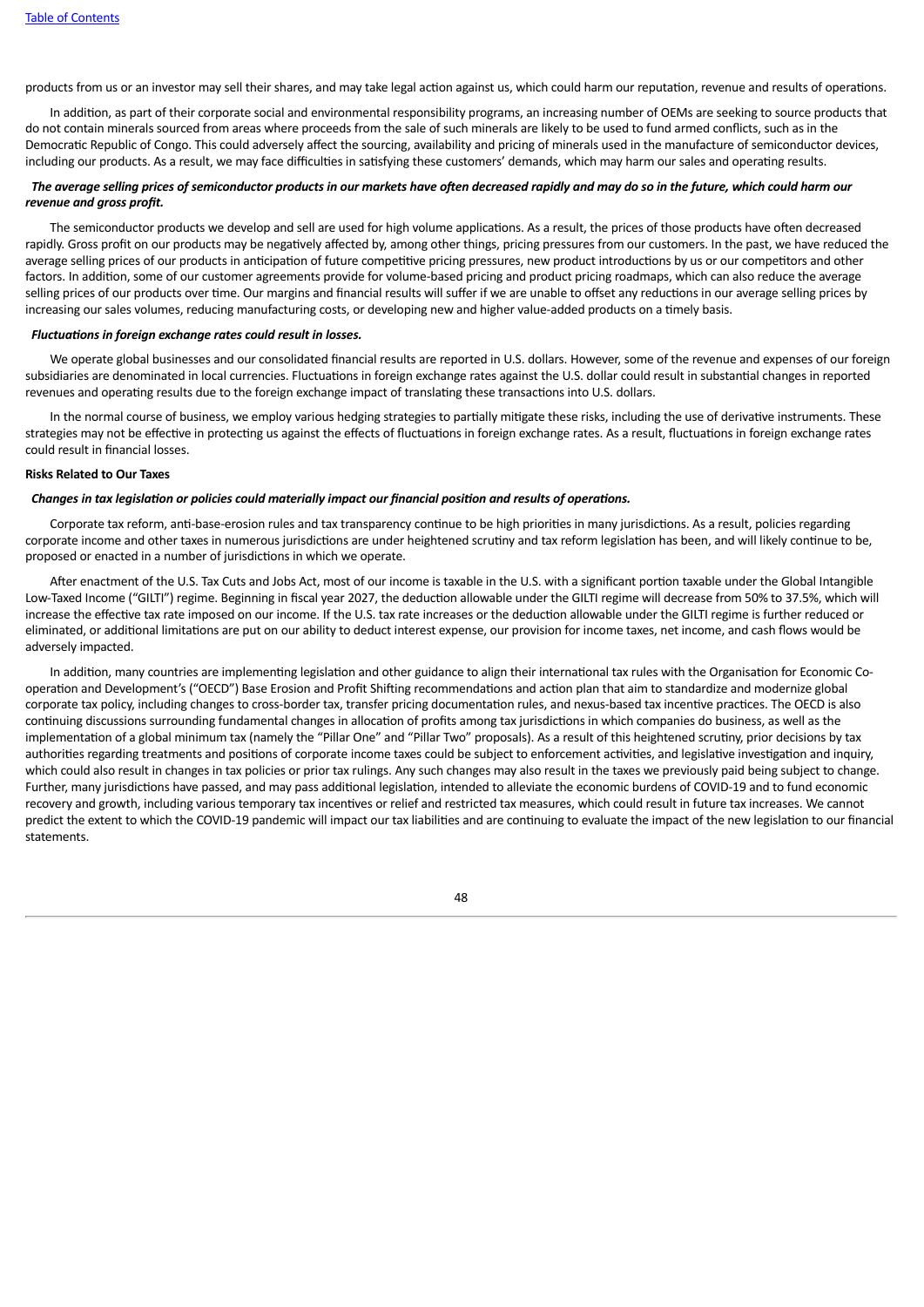products from us or an investor may sell their shares, and may take legal action against us, which could harm our reputation, revenue and results of operations.

In addition, as part of their corporate social and environmental responsibility programs, an increasing number of OEMs are seeking to source products that do not contain minerals sourced from areas where proceeds from the sale of such minerals are likely to be used to fund armed conflicts, such as in the Democratic Republic of Congo. This could adversely affect the sourcing, availability and pricing of minerals used in the manufacture of semiconductor devices, including our products. As a result, we may face difficulties in satisfying these customers' demands, which may harm our sales and operating results.

***The average selling prices of semiconductor products in our markets have often decreased rapidly and may do so in the future, which could harm our revenue and gross profit.***

The semiconductor products we develop and sell are used for high volume applications. As a result, the prices of those products have often decreased rapidly. Gross profit on our products may be negatively affected by, among other things, pricing pressures from our customers. In the past, we have reduced the average selling prices of our products in anticipation of future competitive pricing pressures, new product introductions by us or our competitors and other factors. In addition, some of our customer agreements provide for volume-based pricing and product pricing roadmaps, which can also reduce the average selling prices of our products over time. Our margins and financial results will suffer if we are unable to offset any reductions in our average selling prices by increasing our sales volumes, reducing manufacturing costs, or developing new and higher value-added products on a timely basis.

***Fluctuations in foreign exchange rates could result in losses.***

We operate global businesses and our consolidated financial results are reported in U.S. dollars. However, some of the revenue and expenses of our foreign subsidiaries are denominated in local currencies. Fluctuations in foreign exchange rates against the U.S. dollar could result in substantial changes in reported revenues and operating results due to the foreign exchange impact of translating these transactions into U.S. dollars.

In the normal course of business, we employ various hedging strategies to partially mitigate these risks, including the use of derivative instruments. These strategies may not be effective in protecting us against the effects of fluctuations in foreign exchange rates. As a result, fluctuations in foreign exchange rates could result in financial losses.

**Risks Related to Our Taxes**

***Changes in tax legislation or policies could materially impact our financial position and results of operations.***

Corporate tax reform, anti-base-erosion rules and tax transparency continue to be high priorities in many jurisdictions. As a result, policies regarding corporate income and other taxes in numerous jurisdictions are under heightened scrutiny and tax reform legislation has been, and will likely continue to be, proposed or enacted in a number of jurisdictions in which we operate.

After enactment of the U.S. Tax Cuts and Jobs Act, most of our income is taxable in the U.S. with a significant portion taxable under the Global Intangible Low-Taxed Income ("GILTI") regime. Beginning in fiscal year 2027, the deduction allowable under the GILTI regime will decrease from 50% to 37.5%, which will increase the effective tax rate imposed on our income. If the U.S. tax rate increases or the deduction allowable under the GILTI regime is further reduced or eliminated, or additional limitations are put on our ability to deduct interest expense, our provision for income taxes, net income, and cash flows would be adversely impacted.

In addition, many countries are implementing legislation and other guidance to align their international tax rules with the Organisation for Economic Co-operation and Development's ("OECD") Base Erosion and Profit Shifting recommendations and action plan that aim to standardize and modernize global corporate tax policy, including changes to cross-border tax, transfer pricing documentation rules, and nexus-based tax incentive practices. The OECD is also continuing discussions surrounding fundamental changes in allocation of profits among tax jurisdictions in which companies do business, as well as the implementation of a global minimum tax (namely the "Pillar One" and "Pillar Two" proposals). As a result of this heightened scrutiny, prior decisions by tax authorities regarding treatments and positions of corporate income taxes could be subject to enforcement activities, and legislative investigation and inquiry, which could also result in changes in tax policies or prior tax rulings. Any such changes may also result in the taxes we previously paid being subject to change. Further, many jurisdictions have passed, and may pass additional legislation, intended to alleviate the economic burdens of COVID-19 and to fund economic recovery and growth, including various temporary tax incentives or relief and restricted tax measures, which could result in future tax increases. We cannot predict the extent to which the COVID-19 pandemic will impact our tax liabilities and are continuing to evaluate the impact of the new legislation to our financial statements.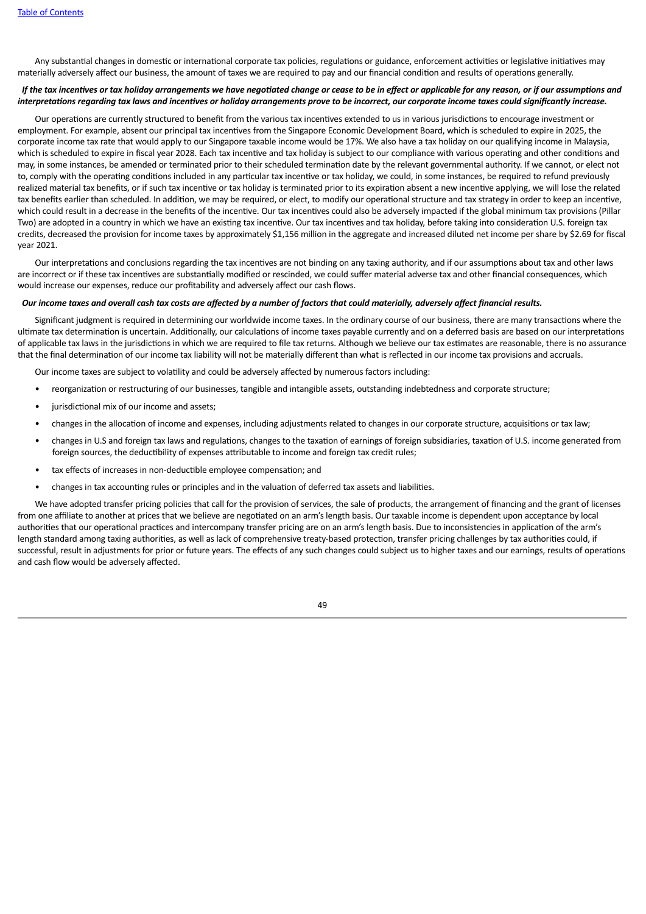Any substantial changes in domestic or international corporate tax policies, regulations or guidance, enforcement activities or legislative initiatives may materially adversely affect our business, the amount of taxes we are required to pay and our financial condition and results of operations generally.

***If the tax incentives or tax holiday arrangements we have negotiated change or cease to be in effect or applicable for any reason, or if our assumptions and interpretations regarding tax laws and incentives or holiday arrangements prove to be incorrect, our corporate income taxes could significantly increase.***

Our operations are currently structured to benefit from the various tax incentives extended to us in various jurisdictions to encourage investment or employment. For example, absent our principal tax incentives from the Singapore Economic Development Board, which is scheduled to expire in 2025, the corporate income tax rate that would apply to our Singapore taxable income would be 17%. We also have a tax holiday on our qualifying income in Malaysia, which is scheduled to expire in fiscal year 2028. Each tax incentive and tax holiday is subject to our compliance with various operating and other conditions and may, in some instances, be amended or terminated prior to their scheduled termination date by the relevant governmental authority. If we cannot, or elect not to, comply with the operating conditions included in any particular tax incentive or tax holiday, we could, in some instances, be required to refund previously realized material tax benefits, or if such tax incentive or tax holiday is terminated prior to its expiration absent a new incentive applying, we will lose the related tax benefits earlier than scheduled. In addition, we may be required, or elect, to modify our operational structure and tax strategy in order to keep an incentive, which could result in a decrease in the benefits of the incentive. Our tax incentives could also be adversely impacted if the global minimum tax provisions (Pillar Two) are adopted in a country in which we have an existing tax incentive. Our tax incentives and tax holiday, before taking into consideration U.S. foreign tax credits, decreased the provision for income taxes by approximately $1,156 million in the aggregate and increased diluted net income per share by $2.69 for fiscal year 2021.

Our interpretations and conclusions regarding the tax incentives are not binding on any taxing authority, and if our assumptions about tax and other laws are incorrect or if these tax incentives are substantially modified or rescinded, we could suffer material adverse tax and other financial consequences, which would increase our expenses, reduce our profitability and adversely affect our cash flows.

***Our income taxes and overall cash tax costs are affected by a number of factors that could materially, adversely affect financial results.***

Significant judgment is required in determining our worldwide income taxes. In the ordinary course of our business, there are many transactions where the ultimate tax determination is uncertain. Additionally, our calculations of income taxes payable currently and on a deferred basis are based on our interpretations of applicable tax laws in the jurisdictions in which we are required to file tax returns. Although we believe our tax estimates are reasonable, there is no assurance that the final determination of our income tax liability will not be materially different than what is reflected in our income tax provisions and accruals.

Our income taxes are subject to volatility and could be adversely affected by numerous factors including:

- reorganization or restructuring of our businesses, tangible and intangible assets, outstanding indebtedness and corporate structure;
- jurisdictional mix of our income and assets;
- changes in the allocation of income and expenses, including adjustments related to changes in our corporate structure, acquisitions or tax law;
- changes in U.S and foreign tax laws and regulations, changes to the taxation of earnings of foreign subsidiaries, taxation of U.S. income generated from foreign sources, the deductibility of expenses attributable to income and foreign tax credit rules;
- tax effects of increases in non-deductible employee compensation; and
- changes in tax accounting rules or principles and in the valuation of deferred tax assets and liabilities.

We have adopted transfer pricing policies that call for the provision of services, the sale of products, the arrangement of financing and the grant of licenses from one affiliate to another at prices that we believe are negotiated on an arm's length basis. Our taxable income is dependent upon acceptance by local authorities that our operational practices and intercompany transfer pricing are on an arm's length basis. Due to inconsistencies in application of the arm's length standard among taxing authorities, as well as lack of comprehensive treaty-based protection, transfer pricing challenges by tax authorities could, if successful, result in adjustments for prior or future years. The effects of any such changes could subject us to higher taxes and our earnings, results of operations and cash flow would be adversely affected.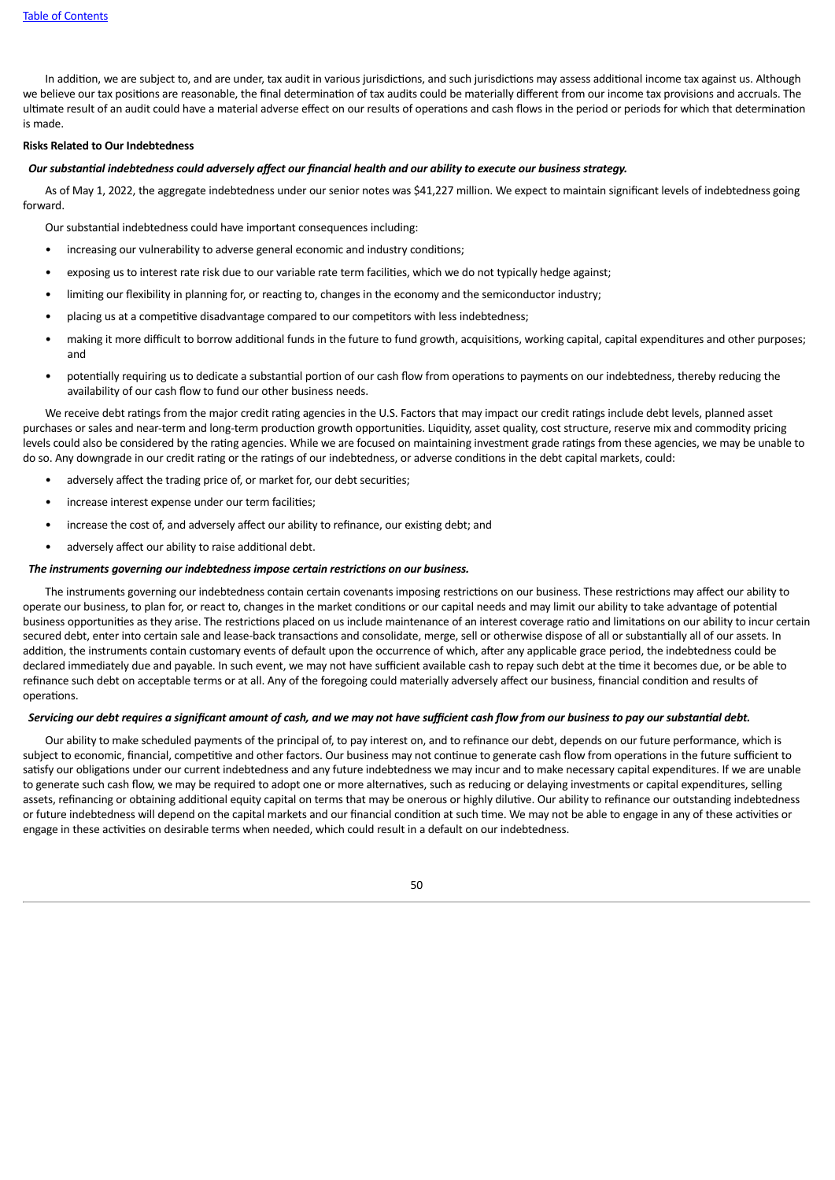In addition, we are subject to, and are under, tax audit in various jurisdictions, and such jurisdictions may assess additional income tax against us. Although we believe our tax positions are reasonable, the final determination of tax audits could be materially different from our income tax provisions and accruals. The ultimate result of an audit could have a material adverse effect on our results of operations and cash flows in the period or periods for which that determination is made.

**Risks Related to Our Indebtedness**

***Our substantial indebtedness could adversely affect our financial health and our ability to execute our business strategy.***

As of May 1, 2022, the aggregate indebtedness under our senior notes was $41,227 million. We expect to maintain significant levels of indebtedness going forward.

Our substantial indebtedness could have important consequences including:

- increasing our vulnerability to adverse general economic and industry conditions;
- exposing us to interest rate risk due to our variable rate term facilities, which we do not typically hedge against;
- limiting our flexibility in planning for, or reacting to, changes in the economy and the semiconductor industry;
- placing us at a competitive disadvantage compared to our competitors with less indebtedness;
- making it more difficult to borrow additional funds in the future to fund growth, acquisitions, working capital, capital expenditures and other purposes; and
- potentially requiring us to dedicate a substantial portion of our cash flow from operations to payments on our indebtedness, thereby reducing the availability of our cash flow to fund our other business needs.

We receive debt ratings from the major credit rating agencies in the U.S. Factors that may impact our credit ratings include debt levels, planned asset purchases or sales and near-term and long-term production growth opportunities. Liquidity, asset quality, cost structure, reserve mix and commodity pricing levels could also be considered by the rating agencies. While we are focused on maintaining investment grade ratings from these agencies, we may be unable to do so. Any downgrade in our credit rating or the ratings of our indebtedness, or adverse conditions in the debt capital markets, could:

- adversely affect the trading price of, or market for, our debt securities;
- increase interest expense under our term facilities;
- increase the cost of, and adversely affect our ability to refinance, our existing debt; and
- adversely affect our ability to raise additional debt.

***The instruments governing our indebtedness impose certain restrictions on our business.***

The instruments governing our indebtedness contain certain covenants imposing restrictions on our business. These restrictions may affect our ability to operate our business, to plan for, or react to, changes in the market conditions or our capital needs and may limit our ability to take advantage of potential business opportunities as they arise. The restrictions placed on us include maintenance of an interest coverage ratio and limitations on our ability to incur certain secured debt, enter into certain sale and lease-back transactions and consolidate, merge, sell or otherwise dispose of all or substantially all of our assets. In addition, the instruments contain customary events of default upon the occurrence of which, after any applicable grace period, the indebtedness could be declared immediately due and payable. In such event, we may not have sufficient available cash to repay such debt at the time it becomes due, or be able to refinance such debt on acceptable terms or at all. Any of the foregoing could materially adversely affect our business, financial condition and results of operations.

***Servicing our debt requires a significant amount of cash, and we may not have sufficient cash flow from our business to pay our substantial debt.***

Our ability to make scheduled payments of the principal of, to pay interest on, and to refinance our debt, depends on our future performance, which is subject to economic, financial, competitive and other factors. Our business may not continue to generate cash flow from operations in the future sufficient to satisfy our obligations under our current indebtedness and any future indebtedness we may incur and to make necessary capital expenditures. If we are unable to generate such cash flow, we may be required to adopt one or more alternatives, such as reducing or delaying investments or capital expenditures, selling assets, refinancing or obtaining additional equity capital on terms that may be onerous or highly dilutive. Our ability to refinance our outstanding indebtedness or future indebtedness will depend on the capital markets and our financial condition at such time. We may not be able to engage in any of these activities or engage in these activities on desirable terms when needed, which could result in a default on our indebtedness.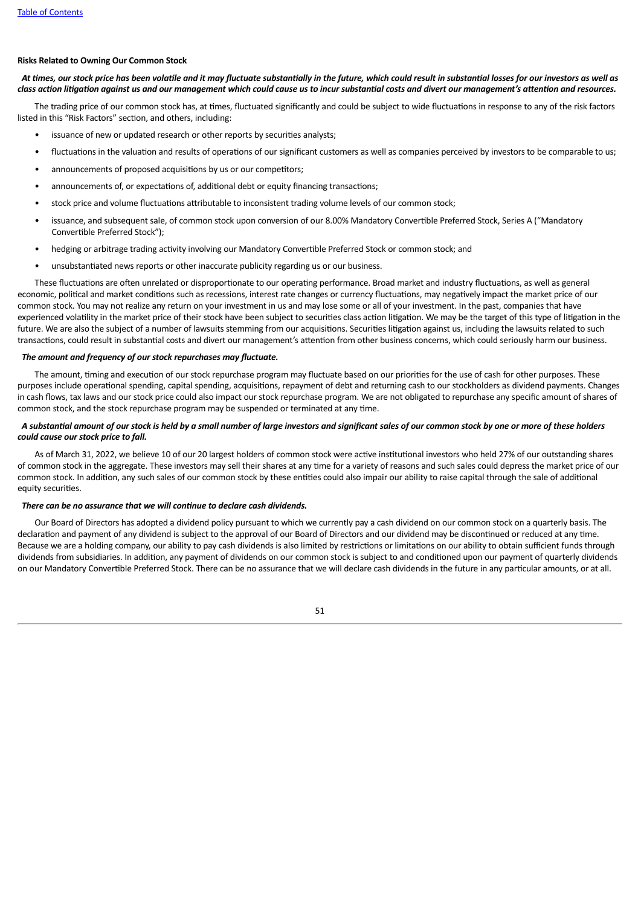**Risks Related to Owning Our Common Stock**

***At times, our stock price has been volatile and it may fluctuate substantially in the future, which could result in substantial losses for our investors as well as class action litigation against us and our management which could cause us to incur substantial costs and divert our management's attention and resources.***

The trading price of our common stock has, at times, fluctuated significantly and could be subject to wide fluctuations in response to any of the risk factors listed in this "Risk Factors" section, and others, including:

- issuance of new or updated research or other reports by securities analysts;
- fluctuations in the valuation and results of operations of our significant customers as well as companies perceived by investors to be comparable to us;
- announcements of proposed acquisitions by us or our competitors;
- announcements of, or expectations of, additional debt or equity financing transactions;
- stock price and volume fluctuations attributable to inconsistent trading volume levels of our common stock;
- issuance, and subsequent sale, of common stock upon conversion of our 8.00% Mandatory Convertible Preferred Stock, Series A ("Mandatory Convertible Preferred Stock");
- hedging or arbitrage trading activity involving our Mandatory Convertible Preferred Stock or common stock; and
- unsubstantiated news reports or other inaccurate publicity regarding us or our business.

These fluctuations are often unrelated or disproportionate to our operating performance. Broad market and industry fluctuations, as well as general economic, political and market conditions such as recessions, interest rate changes or currency fluctuations, may negatively impact the market price of our common stock. You may not realize any return on your investment in us and may lose some or all of your investment. In the past, companies that have experienced volatility in the market price of their stock have been subject to securities class action litigation. We may be the target of this type of litigation in the future. We are also the subject of a number of lawsuits stemming from our acquisitions. Securities litigation against us, including the lawsuits related to such transactions, could result in substantial costs and divert our management's attention from other business concerns, which could seriously harm our business.

***The amount and frequency of our stock repurchases may fluctuate.***

The amount, timing and execution of our stock repurchase program may fluctuate based on our priorities for the use of cash for other purposes. These purposes include operational spending, capital spending, acquisitions, repayment of debt and returning cash to our stockholders as dividend payments. Changes in cash flows, tax laws and our stock price could also impact our stock repurchase program. We are not obligated to repurchase any specific amount of shares of common stock, and the stock repurchase program may be suspended or terminated at any time.

***A substantial amount of our stock is held by a small number of large investors and significant sales of our common stock by one or more of these holders could cause our stock price to fall.***

As of March 31, 2022, we believe 10 of our 20 largest holders of common stock were active institutional investors who held 27% of our outstanding shares of common stock in the aggregate. These investors may sell their shares at any time for a variety of reasons and such sales could depress the market price of our common stock. In addition, any such sales of our common stock by these entities could also impair our ability to raise capital through the sale of additional equity securities.

***There can be no assurance that we will continue to declare cash dividends.***

Our Board of Directors has adopted a dividend policy pursuant to which we currently pay a cash dividend on our common stock on a quarterly basis. The declaration and payment of any dividend is subject to the approval of our Board of Directors and our dividend may be discontinued or reduced at any time. Because we are a holding company, our ability to pay cash dividends is also limited by restrictions or limitations on our ability to obtain sufficient funds through dividends from subsidiaries. In addition, any payment of dividends on our common stock is subject to and conditioned upon our payment of quarterly dividends on our Mandatory Convertible Preferred Stock. There can be no assurance that we will declare cash dividends in the future in any particular amounts, or at all.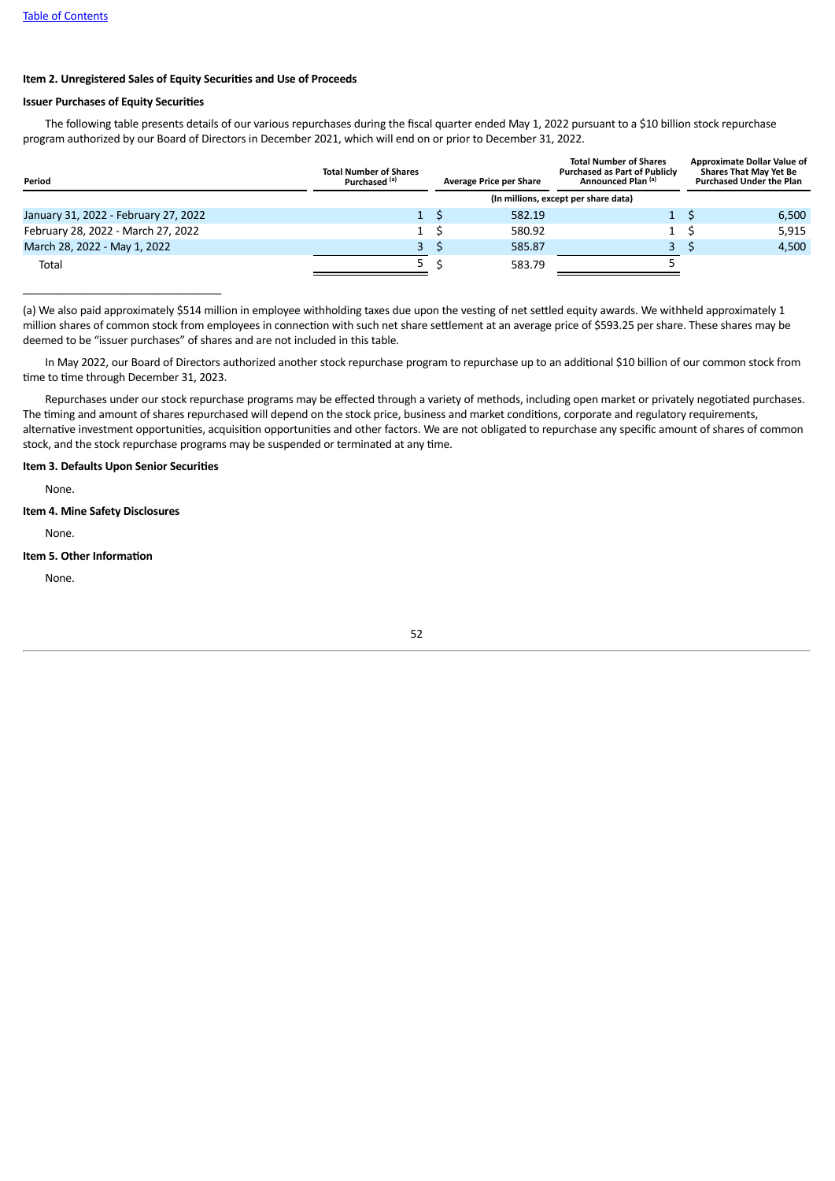**Item 2. Unregistered Sales of Equity Securities and Use of Proceeds**

**Issuer Purchases of Equity Securities**

The following table presents details of our various repurchases during the fiscal quarter ended May 1, 2022 pursuant to a $10 billion stock repurchase program authorized by our Board of Directors in December 2021, which will end on or prior to December 31, 2022.

| Period | Total Number of Shares Purchased [(a)] | Average Price per Share | Total Number of Shares Purchased as Part of Publicly Announced Plan [(a)] | Approximate Dollar Value of Shares That May Yet Be Purchased Under the Plan |
|---|---|---|---|---|
| | (In millions, except per share data) | | | |
| January 31, 2022 - February 27, 2022 | 1 | $ 582.19 | 1 | $ 6,500 |
| February 28, 2022 - March 27, 2022 | 1 | $ 580.92 | 1 | $ 5,915 |
| March 28, 2022 - May 1, 2022 | 3 | $ 585.87 | 3 | $ 4,500 |
| Total | 5 | $ 583.79 | 5 | |

(a) We also paid approximately $514 million in employee withholding taxes due upon the vesting of net settled equity awards. We withheld approximately 1 million shares of common stock from employees in connection with such net share settlement at an average price of $593.25 per share. These shares may be deemed to be "issuer purchases" of shares and are not included in this table.

In May 2022, our Board of Directors authorized another stock repurchase program to repurchase up to an additional $10 billion of our common stock from time to time through December 31, 2023.

Repurchases under our stock repurchase programs may be effected through a variety of methods, including open market or privately negotiated purchases. The timing and amount of shares repurchased will depend on the stock price, business and market conditions, corporate and regulatory requirements, alternative investment opportunities, acquisition opportunities and other factors. We are not obligated to repurchase any specific amount of shares of common stock, and the stock repurchase programs may be suspended or terminated at any time.

**Item 3. Defaults Upon Senior Securities**

None.

**Item 4. Mine Safety Disclosures**

None.

**Item 5. Other Information**

None.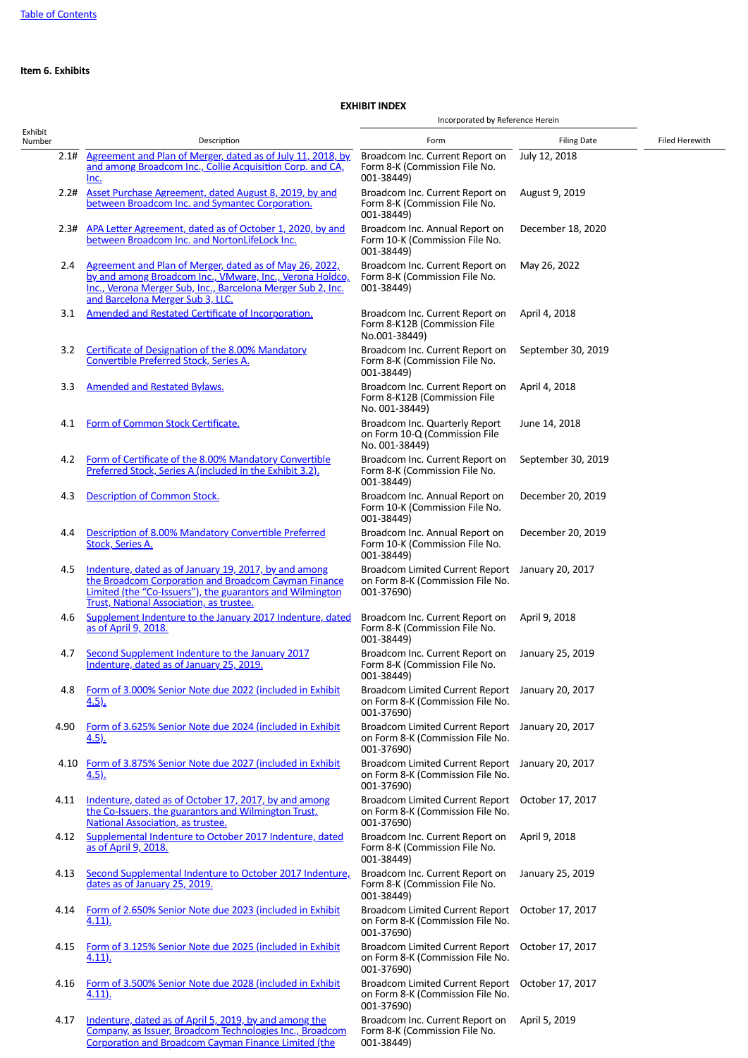Table of Contents

**Item 6. Exhibits**

**EXHIBIT INDEX**

| Exhibit Number | Description | Incorporated by Reference Herein | | Filed Herewith |
|---|---|---|---|---|
| | | Form | Filing Date | |
| 2.1# | Agreement and Plan of Merger, dated as of July 11, 2018, by and among Broadcom Inc., Collie Acquisition Corp. and CA, Inc. | Broadcom Inc. Current Report on Form 8-K (Commission File No. 001-38449) | July 12, 2018 | |
| 2.2# | Asset Purchase Agreement, dated August 8, 2019, by and between Broadcom Inc. and Symantec Corporation. | Broadcom Inc. Current Report on Form 8-K (Commission File No. 001-38449) | August 9, 2019 | |
| 2.3# | APA Letter Agreement, dated as of October 1, 2020, by and between Broadcom Inc. and NortonLifeLock Inc. | Broadcom Inc. Annual Report on Form 10-K (Commission File No. 001-38449) | December 18, 2020 | |
| 2.4 | Agreement and Plan of Merger, dated as of May 26, 2022, by and among Broadcom Inc., VMware, Inc., Verona Holdco, Inc., Verona Merger Sub, Inc., Barcelona Merger Sub 2, Inc. and Barcelona Merger Sub 3, LLC. | Broadcom Inc. Current Report on Form 8-K (Commission File No. 001-38449) | May 26, 2022 | |
| 3.1 | Amended and Restated Certificate of Incorporation. | Broadcom Inc. Current Report on Form 8-K12B (Commission File No.001-38449) | April 4, 2018 | |
| 3.2 | Certificate of Designation of the 8.00% Mandatory Convertible Preferred Stock, Series A. | Broadcom Inc. Current Report on Form 8-K (Commission File No. 001-38449) | September 30, 2019 | |
| 3.3 | Amended and Restated Bylaws. | Broadcom Inc. Current Report on Form 8-K12B (Commission File No. 001-38449) | April 4, 2018 | |
| 4.1 | Form of Common Stock Certificate. | Broadcom Inc. Quarterly Report on Form 10-Q (Commission File No. 001-38449) | June 14, 2018 | |
| 4.2 | Form of Certificate of the 8.00% Mandatory Convertible Preferred Stock, Series A (included in the Exhibit 3.2). | Broadcom Inc. Current Report on Form 8-K (Commission File No. 001-38449) | September 30, 2019 | |
| 4.3 | Description of Common Stock. | Broadcom Inc. Annual Report on Form 10-K (Commission File No. 001-38449) | December 20, 2019 | |
| 4.4 | Description of 8.00% Mandatory Convertible Preferred Stock, Series A. | Broadcom Inc. Annual Report on Form 10-K (Commission File No. 001-38449) | December 20, 2019 | |
| 4.5 | Indenture, dated as of January 19, 2017, by and among the Broadcom Corporation and Broadcom Cayman Finance Limited (the "Co-Issuers"), the guarantors and Wilmington Trust, National Association, as trustee. | Broadcom Limited Current Report on Form 8-K (Commission File No. 001-37690) | January 20, 2017 | |
| 4.6 | Supplement Indenture to the January 2017 Indenture, dated as of April 9, 2018. | Broadcom Inc. Current Report on Form 8-K (Commission File No. 001-38449) | April 9, 2018 | |
| 4.7 | Second Supplement Indenture to the January 2017 Indenture, dated as of January 25, 2019. | Broadcom Inc. Current Report on Form 8-K (Commission File No. 001-38449) | January 25, 2019 | |
| 4.8 | Form of 3.000% Senior Note due 2022 (included in Exhibit 4.5). | Broadcom Limited Current Report on Form 8-K (Commission File No. 001-37690) | January 20, 2017 | |
| 4.90 | Form of 3.625% Senior Note due 2024 (included in Exhibit 4.5). | Broadcom Limited Current Report on Form 8-K (Commission File No. 001-37690) | January 20, 2017 | |
| 4.10 | Form of 3.875% Senior Note due 2027 (included in Exhibit 4.5). | Broadcom Limited Current Report on Form 8-K (Commission File No. 001-37690) | January 20, 2017 | |
| 4.11 | Indenture, dated as of October 17, 2017, by and among the Co-Issuers, the guarantors and Wilmington Trust, National Association, as trustee. | Broadcom Limited Current Report on Form 8-K (Commission File No. 001-37690) | October 17, 2017 | |
| 4.12 | Supplemental Indenture to October 2017 Indenture, dated as of April 9, 2018. | Broadcom Inc. Current Report on Form 8-K (Commission File No. 001-38449) | April 9, 2018 | |
| 4.13 | Second Supplemental Indenture to October 2017 Indenture, dates as of January 25, 2019. | Broadcom Inc. Current Report on Form 8-K (Commission File No. 001-38449) | January 25, 2019 | |
| 4.14 | Form of 2.650% Senior Note due 2023 (included in Exhibit 4.11). | Broadcom Limited Current Report on Form 8-K (Commission File No. 001-37690) | October 17, 2017 | |
| 4.15 | Form of 3.125% Senior Note due 2025 (included in Exhibit 4.11). | Broadcom Limited Current Report on Form 8-K (Commission File No. 001-37690) | October 17, 2017 | |
| 4.16 | Form of 3.500% Senior Note due 2028 (included in Exhibit 4.11). | Broadcom Limited Current Report on Form 8-K (Commission File No. 001-37690) | October 17, 2017 | |
| 4.17 | Indenture, dated as of April 5, 2019, by and among the Company, as Issuer, Broadcom Technologies Inc., Broadcom Corporation and Broadcom Cayman Finance Limited (the | Broadcom Inc. Current Report on Form 8-K (Commission File No. 001-38449) | April 5, 2019 | |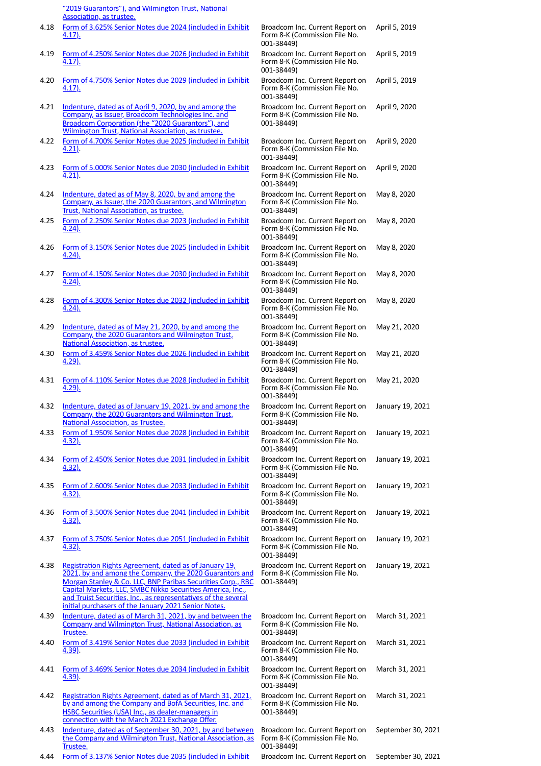| | | | |
|---|---|---|---|
| | "2019 Guarantors"), and Wilmington Trust, National Association, as trustee. | | |
| 4.18 | Form of 3.625% Senior Notes due 2024 (included in Exhibit 4.17). | Broadcom Inc. Current Report on Form 8-K (Commission File No. 001-38449) | April 5, 2019 |
| 4.19 | Form of 4.250% Senior Notes due 2026 (included in Exhibit 4.17). | Broadcom Inc. Current Report on Form 8-K (Commission File No. 001-38449) | April 5, 2019 |
| 4.20 | Form of 4.750% Senior Notes due 2029 (included in Exhibit 4.17). | Broadcom Inc. Current Report on Form 8-K (Commission File No. 001-38449) | April 5, 2019 |
| 4.21 | Indenture, dated as of April 9, 2020, by and among the Company, as Issuer, Broadcom Technologies Inc. and Broadcom Corporation (the "2020 Guarantors"), and Wilmington Trust, National Association, as trustee. | Broadcom Inc. Current Report on Form 8-K (Commission File No. 001-38449) | April 9, 2020 |
| 4.22 | Form of 4.700% Senior Notes due 2025 (included in Exhibit 4.21). | Broadcom Inc. Current Report on Form 8-K (Commission File No. 001-38449) | April 9, 2020 |
| 4.23 | Form of 5.000% Senior Notes due 2030 (included in Exhibit 4.21). | Broadcom Inc. Current Report on Form 8-K (Commission File No. 001-38449) | April 9, 2020 |
| 4.24 | Indenture, dated as of May 8, 2020, by and among the Company, as Issuer, the 2020 Guarantors, and Wilmington Trust, National Association, as trustee. | Broadcom Inc. Current Report on Form 8-K (Commission File No. 001-38449) | May 8, 2020 |
| 4.25 | Form of 2.250% Senior Notes due 2023 (included in Exhibit 4.24). | Broadcom Inc. Current Report on Form 8-K (Commission File No. 001-38449) | May 8, 2020 |
| 4.26 | Form of 3.150% Senior Notes due 2025 (included in Exhibit 4.24). | Broadcom Inc. Current Report on Form 8-K (Commission File No. 001-38449) | May 8, 2020 |
| 4.27 | Form of 4.150% Senior Notes due 2030 (included in Exhibit 4.24). | Broadcom Inc. Current Report on Form 8-K (Commission File No. 001-38449) | May 8, 2020 |
| 4.28 | Form of 4.300% Senior Notes due 2032 (included in Exhibit 4.24). | Broadcom Inc. Current Report on Form 8-K (Commission File No. 001-38449) | May 8, 2020 |
| 4.29 | Indenture, dated as of May 21, 2020, by and among the Company, the 2020 Guarantors and Wilmington Trust, National Association, as trustee. | Broadcom Inc. Current Report on Form 8-K (Commission File No. 001-38449) | May 21, 2020 |
| 4.30 | Form of 3.459% Senior Notes due 2026 (included in Exhibit 4.29). | Broadcom Inc. Current Report on Form 8-K (Commission File No. 001-38449) | May 21, 2020 |
| 4.31 | Form of 4.110% Senior Notes due 2028 (included in Exhibit 4.29). | Broadcom Inc. Current Report on Form 8-K (Commission File No. 001-38449) | May 21, 2020 |
| 4.32 | Indenture, dated as of January 19, 2021, by and among the Company, the 2020 Guarantors and Wilmington Trust, National Association, as Trustee. | Broadcom Inc. Current Report on Form 8-K (Commission File No. 001-38449) | January 19, 2021 |
| 4.33 | Form of 1.950% Senior Notes due 2028 (included in Exhibit 4.32). | Broadcom Inc. Current Report on Form 8-K (Commission File No. 001-38449) | January 19, 2021 |
| 4.34 | Form of 2.450% Senior Notes due 2031 (included in Exhibit 4.32). | Broadcom Inc. Current Report on Form 8-K (Commission File No. 001-38449) | January 19, 2021 |
| 4.35 | Form of 2.600% Senior Notes due 2033 (included in Exhibit 4.32). | Broadcom Inc. Current Report on Form 8-K (Commission File No. 001-38449) | January 19, 2021 |
| 4.36 | Form of 3.500% Senior Notes due 2041 (included in Exhibit 4.32). | Broadcom Inc. Current Report on Form 8-K (Commission File No. 001-38449) | January 19, 2021 |
| 4.37 | Form of 3.750% Senior Notes due 2051 (included in Exhibit 4.32). | Broadcom Inc. Current Report on Form 8-K (Commission File No. 001-38449) | January 19, 2021 |
| 4.38 | Registration Rights Agreement, dated as of January 19, 2021, by and among the Company, the 2020 Guarantors and Morgan Stanley & Co. LLC, BNP Paribas Securities Corp., RBC Capital Markets, LLC, SMBC Nikko Securities America, Inc., and Truist Securities, Inc., as representatives of the several initial purchasers of the January 2021 Senior Notes. | Broadcom Inc. Current Report on Form 8-K (Commission File No. 001-38449) | January 19, 2021 |
| 4.39 | Indenture, dated as of March 31, 2021, by and between the Company and Wilmington Trust, National Association, as Trustee. | Broadcom Inc. Current Report on Form 8-K (Commission File No. 001-38449) | March 31, 2021 |
| 4.40 | Form of 3.419% Senior Notes due 2033 (included in Exhibit 4.39). | Broadcom Inc. Current Report on Form 8-K (Commission File No. 001-38449) | March 31, 2021 |
| 4.41 | Form of 3.469% Senior Notes due 2034 (included in Exhibit 4.39). | Broadcom Inc. Current Report on Form 8-K (Commission File No. 001-38449) | March 31, 2021 |
| 4.42 | Registration Rights Agreement, dated as of March 31, 2021, by and among the Company and BofA Securities, Inc. and HSBC Securities (USA) Inc., as dealer-managers in connection with the March 2021 Exchange Offer. | Broadcom Inc. Current Report on Form 8-K (Commission File No. 001-38449) | March 31, 2021 |
| 4.43 | Indenture, dated as of September 30, 2021, by and between the Company and Wilmington Trust, National Association, as Trustee. | Broadcom Inc. Current Report on Form 8-K (Commission File No. 001-38449) | September 30, 2021 |
| 4.44 | Form of 3.137% Senior Notes due 2035 (included in Exhibit | Broadcom Inc. Current Report on | September 30, 2021 |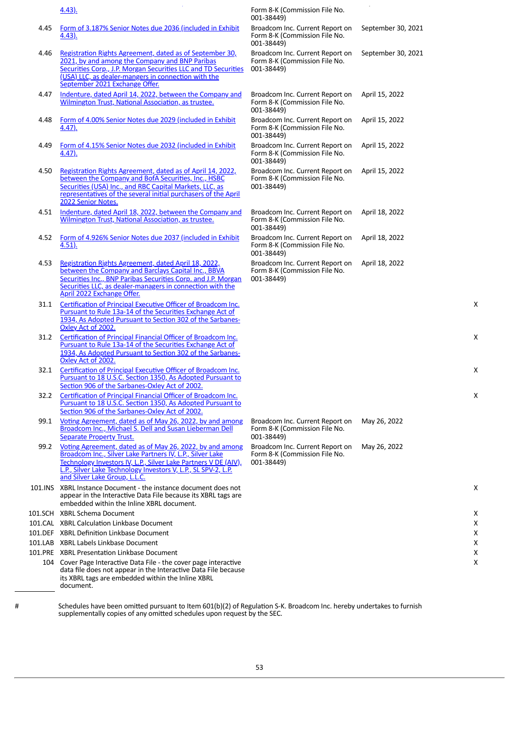| | | | | |
|---|---|---|---|---|
| | 4.43). | Form 8-K (Commission File No. 001-38449) | | |
| 4.45 | Form of 3.187% Senior Notes due 2036 (included in Exhibit 4.43). | Broadcom Inc. Current Report on Form 8-K (Commission File No. 001-38449) | September 30, 2021 | |
| 4.46 | Registration Rights Agreement, dated as of September 30, 2021, by and among the Company and BNP Paribas Securities Corp., J.P. Morgan Securities LLC and TD Securities (USA) LLC, as dealer-mangers in connection with the September 2021 Exchange Offer. | Broadcom Inc. Current Report on Form 8-K (Commission File No. 001-38449) | September 30, 2021 | |
| 4.47 | Indenture, dated April 14, 2022, between the Company and Wilmington Trust, National Association, as trustee. | Broadcom Inc. Current Report on Form 8-K (Commission File No. 001-38449) | April 15, 2022 | |
| 4.48 | Form of 4.00% Senior Notes due 2029 (included in Exhibit 4.47). | Broadcom Inc. Current Report on Form 8-K (Commission File No. 001-38449) | April 15, 2022 | |
| 4.49 | Form of 4.15% Senior Notes due 2032 (included in Exhibit 4.47). | Broadcom Inc. Current Report on Form 8-K (Commission File No. 001-38449) | April 15, 2022 | |
| 4.50 | Registration Rights Agreement, dated as of April 14, 2022, between the Company and BofA Securities, Inc., HSBC Securities (USA) Inc., and RBC Capital Markets, LLC, as representatives of the several initial purchasers of the April 2022 Senior Notes. | Broadcom Inc. Current Report on Form 8-K (Commission File No. 001-38449) | April 15, 2022 | |
| 4.51 | Indenture, dated April 18, 2022, between the Company and Wilmington Trust, National Association, as trustee. | Broadcom Inc. Current Report on Form 8-K (Commission File No. 001-38449) | April 18, 2022 | |
| 4.52 | Form of 4.926% Senior Notes due 2037 (included in Exhibit 4.51). | Broadcom Inc. Current Report on Form 8-K (Commission File No. 001-38449) | April 18, 2022 | |
| 4.53 | Registration Rights Agreement, dated April 18, 2022, between the Company and Barclays Capital Inc., BBVA Securities Inc., BNP Paribas Securities Corp. and J.P. Morgan Securities LLC, as dealer-managers in connection with the April 2022 Exchange Offer. | Broadcom Inc. Current Report on Form 8-K (Commission File No. 001-38449) | April 18, 2022 | |
| 31.1 | Certification of Principal Executive Officer of Broadcom Inc. Pursuant to Rule 13a-14 of the Securities Exchange Act of 1934, As Adopted Pursuant to Section 302 of the Sarbanes-Oxley Act of 2002. | | | X |
| 31.2 | Certification of Principal Financial Officer of Broadcom Inc. Pursuant to Rule 13a-14 of the Securities Exchange Act of 1934, As Adopted Pursuant to Section 302 of the Sarbanes-Oxley Act of 2002. | | | X |
| 32.1 | Certification of Principal Executive Officer of Broadcom Inc. Pursuant to 18 U.S.C. Section 1350, As Adopted Pursuant to Section 906 of the Sarbanes-Oxley Act of 2002. | | | X |
| 32.2 | Certification of Principal Financial Officer of Broadcom Inc. Pursuant to 18 U.S.C. Section 1350, As Adopted Pursuant to Section 906 of the Sarbanes-Oxley Act of 2002. | | | X |
| 99.1 | Voting Agreement, dated as of May 26, 2022, by and among Broadcom Inc., Michael S. Dell and Susan Lieberman Dell Separate Property Trust. | Broadcom Inc. Current Report on Form 8-K (Commission File No. 001-38449) | May 26, 2022 | |
| 99.2 | Voting Agreement, dated as of May 26, 2022, by and among Broadcom Inc., Silver Lake Partners IV, L.P., Silver Lake Technology Investors IV, L.P., Silver Lake Partners V DE (AIV), L.P., Silver Lake Technology Investors V, L.P., SL SPV-2, L.P. and Silver Lake Group, L.L.C. | Broadcom Inc. Current Report on Form 8-K (Commission File No. 001-38449) | May 26, 2022 | |
| 101.INS | XBRL Instance Document - the instance document does not appear in the Interactive Data File because its XBRL tags are embedded within the Inline XBRL document. | | | X |
| 101.SCH | XBRL Schema Document | | | X |
| 101.CAL | XBRL Calculation Linkbase Document | | | X |
| 101.DEF | XBRL Definition Linkbase Document | | | X |
| 101.LAB | XBRL Labels Linkbase Document | | | X |
| 101.PRE | XBRL Presentation Linkbase Document | | | X |
| 104 | Cover Page Interactive Data File - the cover page interactive data file does not appear in the Interactive Data File because its XBRL tags are embedded within the Inline XBRL document. | | | X |

# Schedules have been omitted pursuant to Item 601(b)(2) of Regulation S-K. Broadcom Inc. hereby undertakes to furnish supplementally copies of any omitted schedules upon request by the SEC.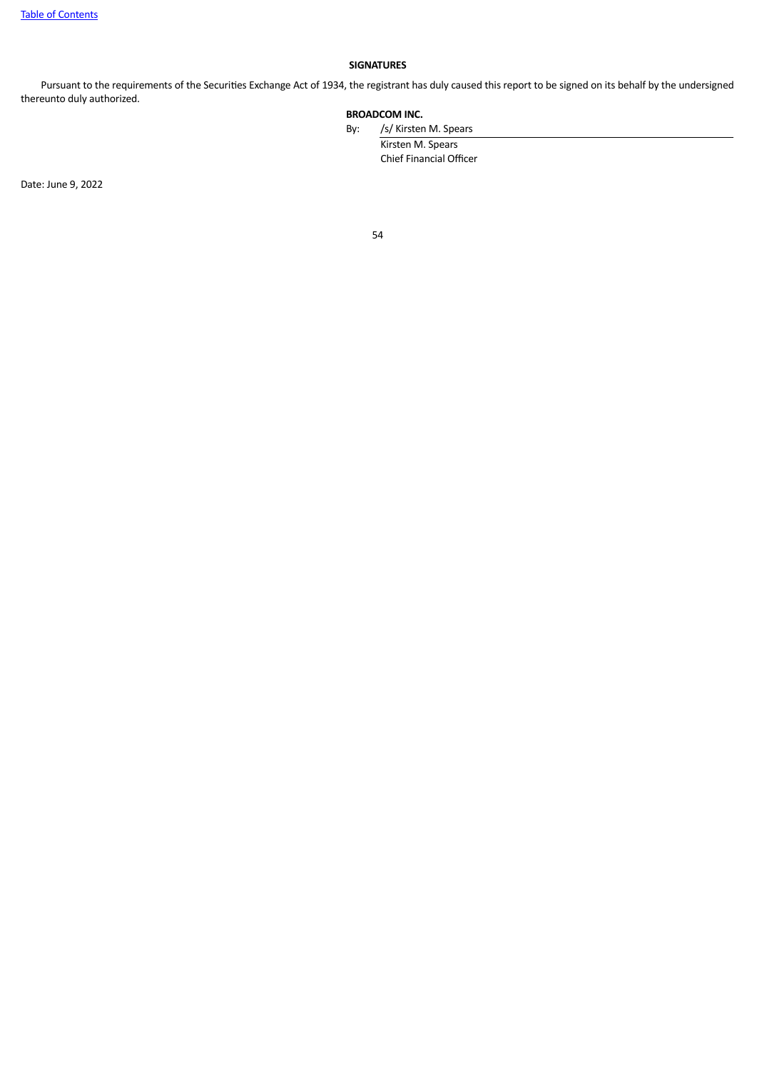## SIGNATURES

Pursuant to the requirements of the Securities Exchange Act of 1934, the registrant has duly caused this report to be signed on its behalf by the undersigned thereunto duly authorized.

**BROADCOM INC.**

By: /s/ Kirsten M. Spears

Kirsten M. Spears
Chief Financial Officer

Date: June 9, 2022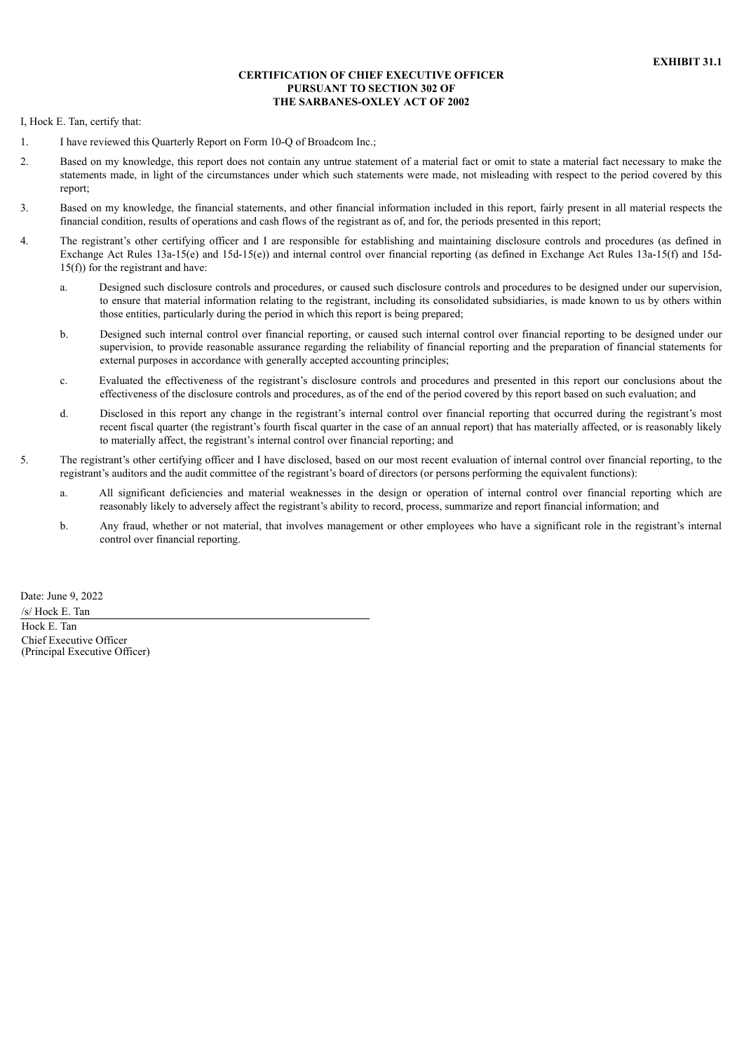**EXHIBIT 31.1**

**CERTIFICATION OF CHIEF EXECUTIVE OFFICER
PURSUANT TO SECTION 302 OF
THE SARBANES-OXLEY ACT OF 2002**

I, Hock E. Tan, certify that:

1. I have reviewed this Quarterly Report on Form 10-Q of Broadcom Inc.;

2. Based on my knowledge, this report does not contain any untrue statement of a material fact or omit to state a material fact necessary to make the statements made, in light of the circumstances under which such statements were made, not misleading with respect to the period covered by this report;

3. Based on my knowledge, the financial statements, and other financial information included in this report, fairly present in all material respects the financial condition, results of operations and cash flows of the registrant as of, and for, the periods presented in this report;

4. The registrant's other certifying officer and I are responsible for establishing and maintaining disclosure controls and procedures (as defined in Exchange Act Rules 13a-15(e) and 15d-15(e)) and internal control over financial reporting (as defined in Exchange Act Rules 13a-15(f) and 15d-15(f)) for the registrant and have:

   a. Designed such disclosure controls and procedures, or caused such disclosure controls and procedures to be designed under our supervision, to ensure that material information relating to the registrant, including its consolidated subsidiaries, is made known to us by others within those entities, particularly during the period in which this report is being prepared;

   b. Designed such internal control over financial reporting, or caused such internal control over financial reporting to be designed under our supervision, to provide reasonable assurance regarding the reliability of financial reporting and the preparation of financial statements for external purposes in accordance with generally accepted accounting principles;

   c. Evaluated the effectiveness of the registrant's disclosure controls and procedures and presented in this report our conclusions about the effectiveness of the disclosure controls and procedures, as of the end of the period covered by this report based on such evaluation; and

   d. Disclosed in this report any change in the registrant's internal control over financial reporting that occurred during the registrant's most recent fiscal quarter (the registrant's fourth fiscal quarter in the case of an annual report) that has materially affected, or is reasonably likely to materially affect, the registrant's internal control over financial reporting; and

5. The registrant's other certifying officer and I have disclosed, based on our most recent evaluation of internal control over financial reporting, to the registrant's auditors and the audit committee of the registrant's board of directors (or persons performing the equivalent functions):

   a. All significant deficiencies and material weaknesses in the design or operation of internal control over financial reporting which are reasonably likely to adversely affect the registrant's ability to record, process, summarize and report financial information; and

   b. Any fraud, whether or not material, that involves management or other employees who have a significant role in the registrant's internal control over financial reporting.

Date: June 9, 2022

/s/ Hock E. Tan

Hock E. Tan
Chief Executive Officer
(Principal Executive Officer)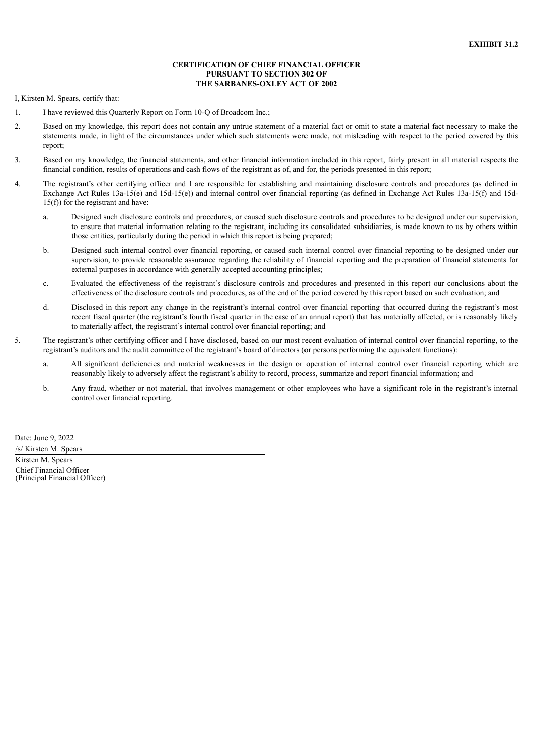**EXHIBIT 31.2**

**CERTIFICATION OF CHIEF FINANCIAL OFFICER**
**PURSUANT TO SECTION 302 OF**
**THE SARBANES-OXLEY ACT OF 2002**

I, Kirsten M. Spears, certify that:

1. I have reviewed this Quarterly Report on Form 10-Q of Broadcom Inc.;

2. Based on my knowledge, this report does not contain any untrue statement of a material fact or omit to state a material fact necessary to make the statements made, in light of the circumstances under which such statements were made, not misleading with respect to the period covered by this report;

3. Based on my knowledge, the financial statements, and other financial information included in this report, fairly present in all material respects the financial condition, results of operations and cash flows of the registrant as of, and for, the periods presented in this report;

4. The registrant's other certifying officer and I are responsible for establishing and maintaining disclosure controls and procedures (as defined in Exchange Act Rules 13a-15(e) and 15d-15(e)) and internal control over financial reporting (as defined in Exchange Act Rules 13a-15(f) and 15d-15(f)) for the registrant and have:

   a. Designed such disclosure controls and procedures, or caused such disclosure controls and procedures to be designed under our supervision, to ensure that material information relating to the registrant, including its consolidated subsidiaries, is made known to us by others within those entities, particularly during the period in which this report is being prepared;

   b. Designed such internal control over financial reporting, or caused such internal control over financial reporting to be designed under our supervision, to provide reasonable assurance regarding the reliability of financial reporting and the preparation of financial statements for external purposes in accordance with generally accepted accounting principles;

   c. Evaluated the effectiveness of the registrant's disclosure controls and procedures and presented in this report our conclusions about the effectiveness of the disclosure controls and procedures, as of the end of the period covered by this report based on such evaluation; and

   d. Disclosed in this report any change in the registrant's internal control over financial reporting that occurred during the registrant's most recent fiscal quarter (the registrant's fourth fiscal quarter in the case of an annual report) that has materially affected, or is reasonably likely to materially affect, the registrant's internal control over financial reporting; and

5. The registrant's other certifying officer and I have disclosed, based on our most recent evaluation of internal control over financial reporting, to the registrant's auditors and the audit committee of the registrant's board of directors (or persons performing the equivalent functions):

   a. All significant deficiencies and material weaknesses in the design or operation of internal control over financial reporting which are reasonably likely to adversely affect the registrant's ability to record, process, summarize and report financial information; and

   b. Any fraud, whether or not material, that involves management or other employees who have a significant role in the registrant's internal control over financial reporting.

Date: June 9, 2022

/s/ Kirsten M. Spears

Kirsten M. Spears
Chief Financial Officer
(Principal Financial Officer)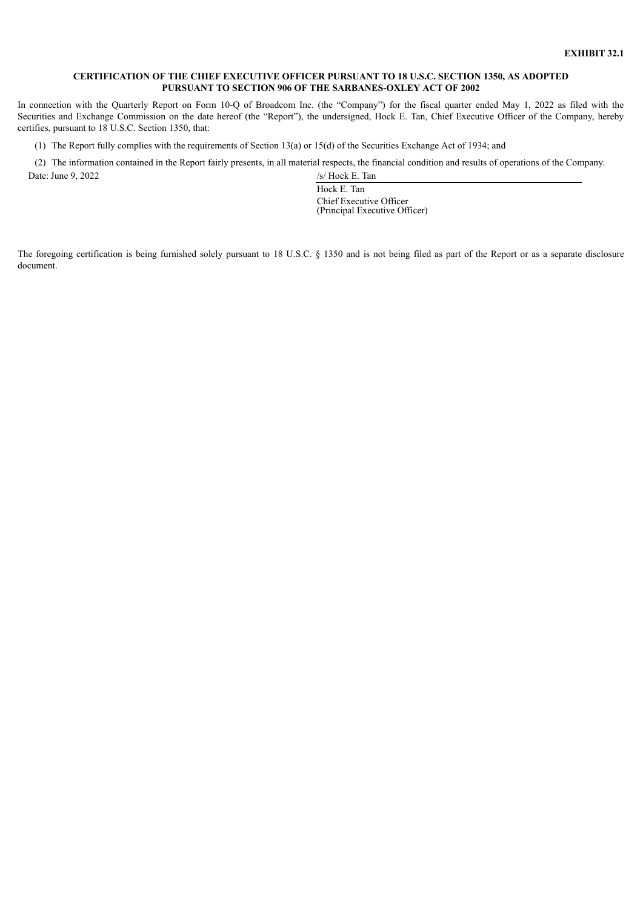**EXHIBIT 32.1**

**CERTIFICATION OF THE CHIEF EXECUTIVE OFFICER PURSUANT TO 18 U.S.C. SECTION 1350, AS ADOPTED PURSUANT TO SECTION 906 OF THE SARBANES-OXLEY ACT OF 2002**

In connection with the Quarterly Report on Form 10-Q of Broadcom Inc. (the "Company") for the fiscal quarter ended May 1, 2022 as filed with the Securities and Exchange Commission on the date hereof (the "Report"), the undersigned, Hock E. Tan, Chief Executive Officer of the Company, hereby certifies, pursuant to 18 U.S.C. Section 1350, that:

(1) The Report fully complies with the requirements of Section 13(a) or 15(d) of the Securities Exchange Act of 1934; and

(2) The information contained in the Report fairly presents, in all material respects, the financial condition and results of operations of the Company.

Date: June 9, 2022

/s/ Hock E. Tan

Hock E. Tan
Chief Executive Officer
(Principal Executive Officer)

The foregoing certification is being furnished solely pursuant to 18 U.S.C. § 1350 and is not being filed as part of the Report or as a separate disclosure document.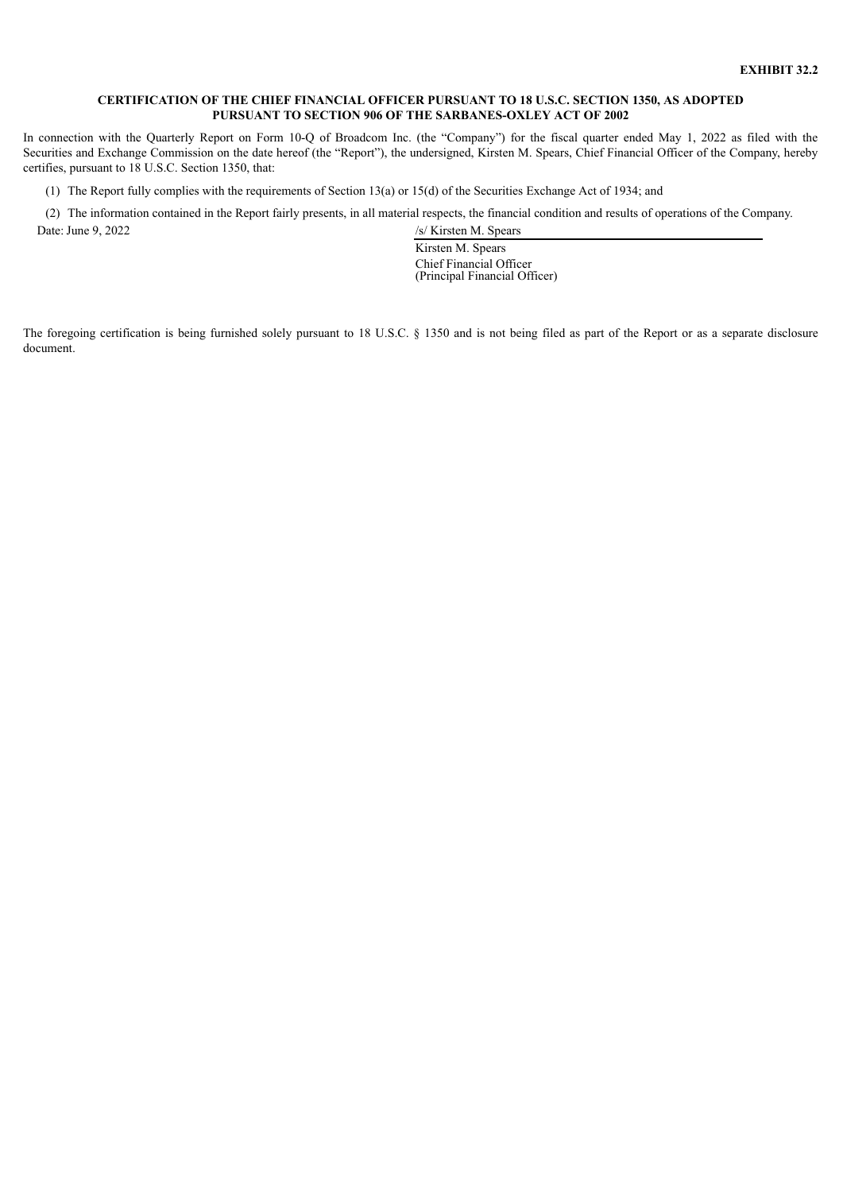**EXHIBIT 32.2**

**CERTIFICATION OF THE CHIEF FINANCIAL OFFICER PURSUANT TO 18 U.S.C. SECTION 1350, AS ADOPTED PURSUANT TO SECTION 906 OF THE SARBANES-OXLEY ACT OF 2002**

In connection with the Quarterly Report on Form 10-Q of Broadcom Inc. (the "Company") for the fiscal quarter ended May 1, 2022 as filed with the Securities and Exchange Commission on the date hereof (the "Report"), the undersigned, Kirsten M. Spears, Chief Financial Officer of the Company, hereby certifies, pursuant to 18 U.S.C. Section 1350, that:

(1) The Report fully complies with the requirements of Section 13(a) or 15(d) of the Securities Exchange Act of 1934; and

(2) The information contained in the Report fairly presents, in all material respects, the financial condition and results of operations of the Company.

Date: June 9, 2022

/s/ Kirsten M. Spears

Kirsten M. Spears
Chief Financial Officer
(Principal Financial Officer)

The foregoing certification is being furnished solely pursuant to 18 U.S.C. § 1350 and is not being filed as part of the Report or as a separate disclosure document.